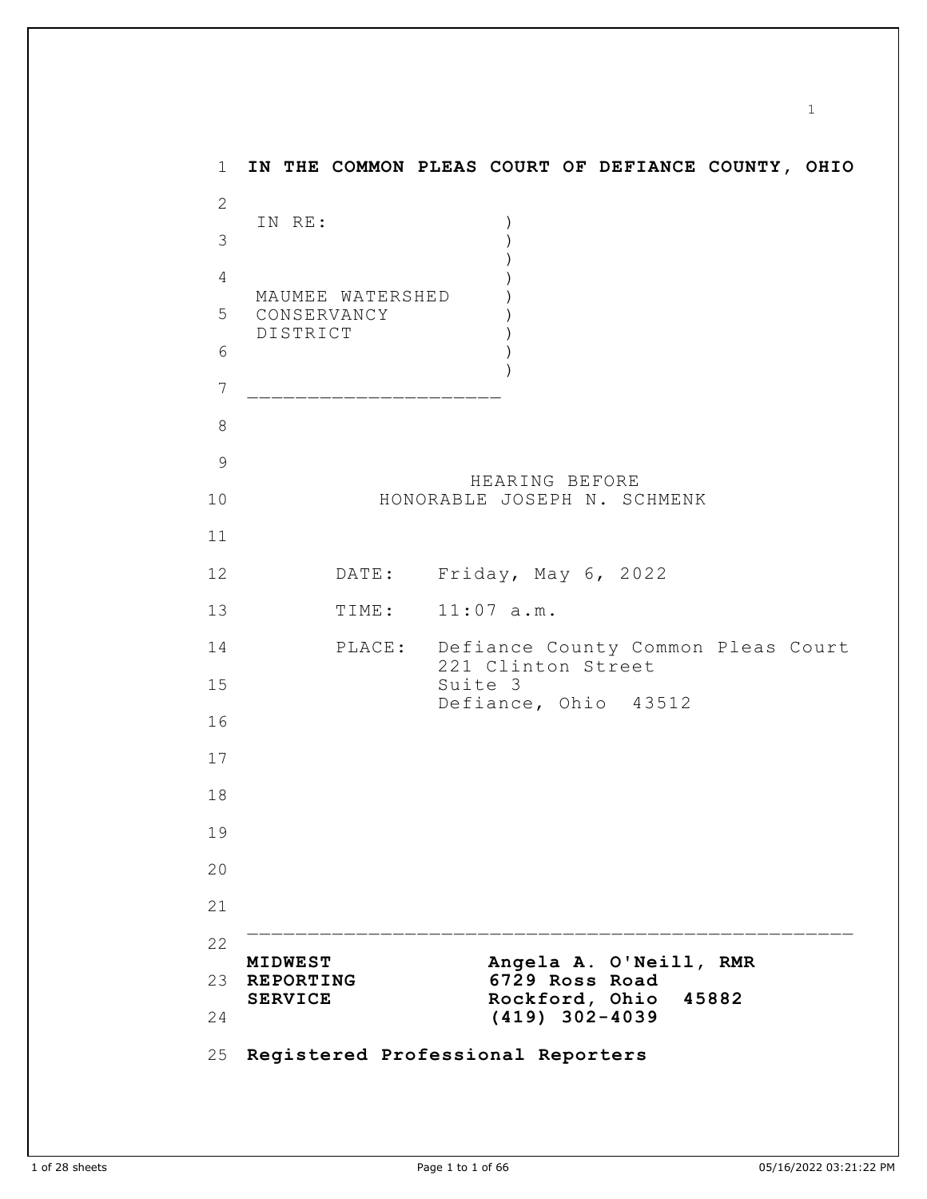**IN THE COMMON PLEAS COURT OF DEFIANCE COUNTY, OHIO**

IN RE: )
)
)
)
MAUMEE WATERSHED )
CONSERVANCY )
DISTRICT )
)
)

____________________

HEARING BEFORE
HONORABLE JOSEPH N. SCHMENK

DATE: Friday, May 6, 2022

TIME: 11:07 a.m.

PLACE: Defiance County Common Pleas Court
221 Clinton Street
Suite 3
Defiance, Ohio 43512

---

**MIDWEST REPORTING SERVICE**

**Angela A. O'Neill, RMR**
**6729 Ross Road**
**Rockford, Ohio 45882**
**(419) 302-4039**

**Registered Professional Reporters**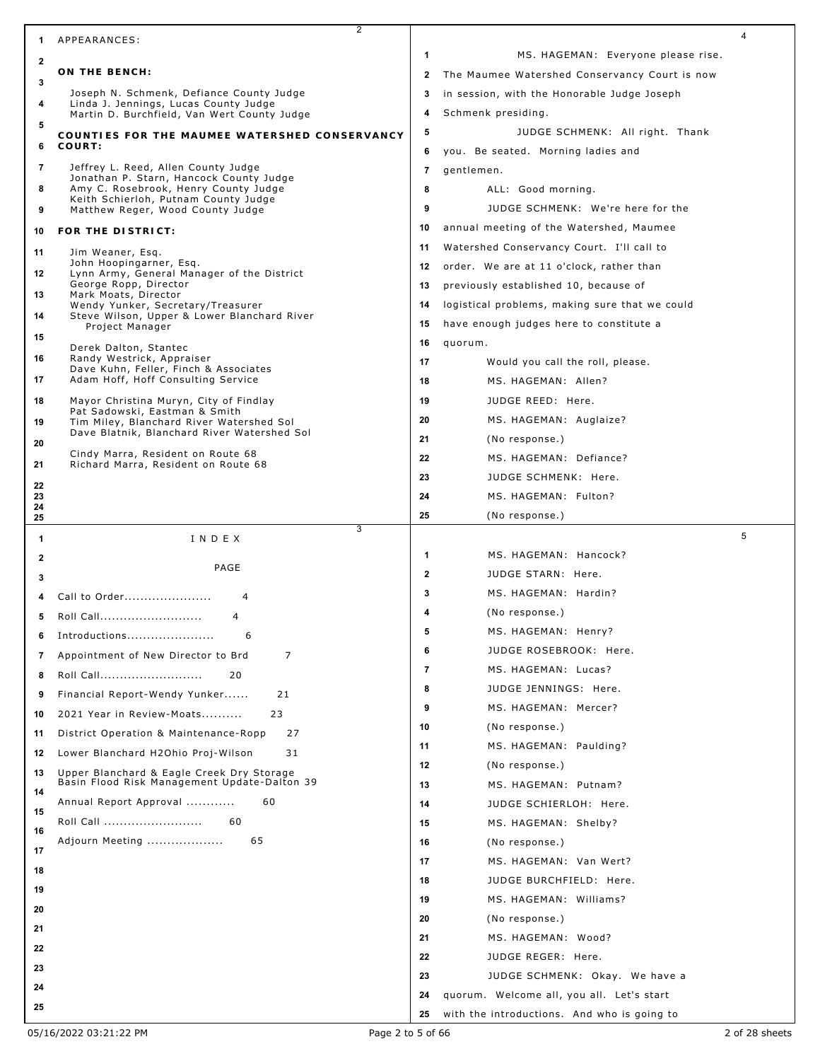APPEARANCES:

**ON THE BENCH:**

Joseph N. Schmenk, Defiance County Judge
Linda J. Jennings, Lucas County Judge
Martin D. Burchfield, Van Wert County Judge

**COUNTIES FOR THE MAUMEE WATERSHED CONSERVANCY COURT:**

Jeffrey L. Reed, Allen County Judge
Jonathan P. Starn, Hancock County Judge
Amy C. Rosebrook, Henry County Judge
Keith Schierloh, Putnam County Judge
Matthew Reger, Wood County Judge

**FOR THE DISTRICT:**

Jim Weaner, Esq.
John Hoopingarner, Esq.
Lynn Army, General Manager of the District
George Ropp, Director
Mark Moats, Director
Wendy Yunker, Secretary/Treasurer
Steve Wilson, Upper & Lower Blanchard River Project Manager

Derek Dalton, Stantec
Randy Westrick, Appraiser
Dave Kuhn, Feller, Finch & Associates
Adam Hoff, Hoff Consulting Service

Mayor Christina Muryn, City of Findlay
Pat Sadowski, Eastman & Smith
Tim Miley, Blanchard River Watershed Sol
Dave Blatnik, Blanchard River Watershed Sol

Cindy Marra, Resident on Route 68
Richard Marra, Resident on Route 68

I N D E X

| | PAGE |
|---|---|
| Call to Order | 4 |
| Roll Call | 4 |
| Introductions | 6 |
| Appointment of New Director to Brd | 7 |
| Roll Call | 20 |
| Financial Report-Wendy Yunker | 21 |
| 2021 Year in Review-Moats | 23 |
| District Operation & Maintenance-Ropp | 27 |
| Lower Blanchard H2Ohio Proj-Wilson | 31 |
| Upper Blanchard & Eagle Creek Dry Storage Basin Flood Risk Management Update-Dalton | 39 |
| Annual Report Approval | 60 |
| Roll Call | 60 |
| Adjourn Meeting | 65 |

MS. HAGEMAN: Everyone please rise. The Maumee Watershed Conservancy Court is now in session, with the Honorable Judge Joseph Schmenk presiding.

JUDGE SCHMENK: All right. Thank you. Be seated. Morning ladies and gentlemen.

ALL: Good morning.

JUDGE SCHMENK: We're here for the annual meeting of the Watershed, Maumee Watershed Conservancy Court. I'll call to order. We are at 11 o'clock, rather than previously established 10, because of logistical problems, making sure that we could have enough judges here to constitute a quorum.

Would you call the roll, please.

MS. HAGEMAN: Allen?

JUDGE REED: Here.

MS. HAGEMAN: Auglaize?

(No response.)

MS. HAGEMAN: Defiance?

JUDGE SCHMENK: Here.

MS. HAGEMAN: Fulton?

(No response.)

MS. HAGEMAN: Hancock?

JUDGE STARN: Here.

MS. HAGEMAN: Hardin?

(No response.)

MS. HAGEMAN: Henry?

JUDGE ROSEBROOK: Here.

MS. HAGEMAN: Lucas?

JUDGE JENNINGS: Here.

MS. HAGEMAN: Mercer?

(No response.)

MS. HAGEMAN: Paulding?

(No response.)

MS. HAGEMAN: Putnam?

JUDGE SCHIERLOH: Here.

MS. HAGEMAN: Shelby?

(No response.)

MS. HAGEMAN: Van Wert?

JUDGE BURCHFIELD: Here.

MS. HAGEMAN: Williams?

(No response.)

MS. HAGEMAN: Wood?

JUDGE REGER: Here.

JUDGE SCHMENK: Okay. We have a quorum. Welcome all, you all. Let's start with the introductions. And who is going to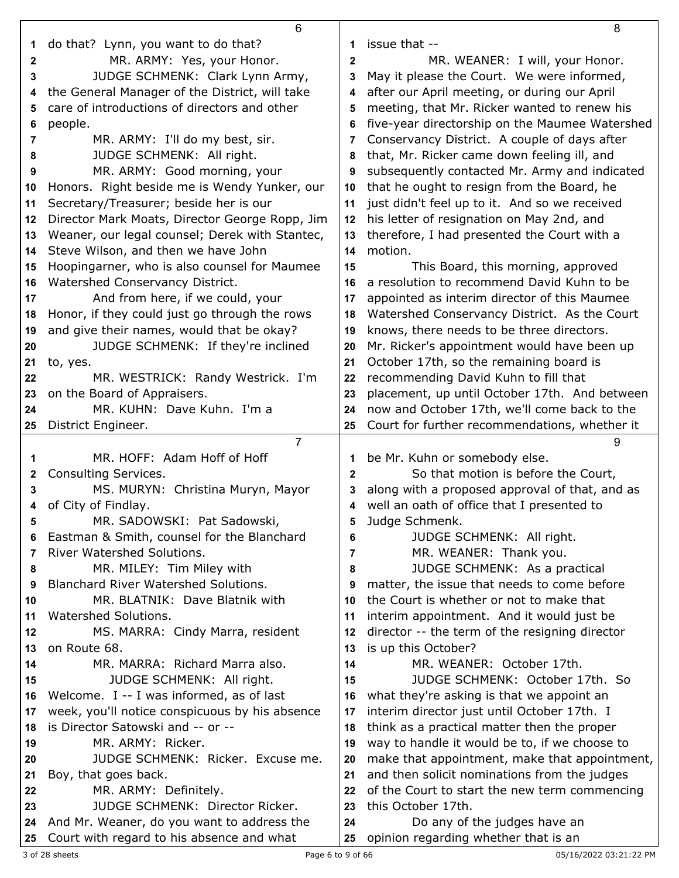do that? Lynn, you want to do that?

MR. ARMY: Yes, your Honor.

JUDGE SCHMENK: Clark Lynn Army, the General Manager of the District, will take care of introductions of directors and other people.

MR. ARMY: I'll do my best, sir.

JUDGE SCHMENK: All right.

MR. ARMY: Good morning, your Honors. Right beside me is Wendy Yunker, our Secretary/Treasurer; beside her is our Director Mark Moats, Director George Ropp, Jim Weaner, our legal counsel; Derek with Stantec, Steve Wilson, and then we have John Hoopingarner, who is also counsel for Maumee Watershed Conservancy District.

And from here, if we could, your Honor, if they could just go through the rows and give their names, would that be okay?

JUDGE SCHMENK: If they're inclined to, yes.

MR. WESTRICK: Randy Westrick. I'm on the Board of Appraisers.

MR. KUHN: Dave Kuhn. I'm a District Engineer.

MR. HOFF: Adam Hoff of Hoff Consulting Services.

MS. MURYN: Christina Muryn, Mayor of City of Findlay.

MR. SADOWSKI: Pat Sadowski, Eastman & Smith, counsel for the Blanchard River Watershed Solutions.

MR. MILEY: Tim Miley with Blanchard River Watershed Solutions.

MR. BLATNIK: Dave Blatnik with Watershed Solutions.

MS. MARRA: Cindy Marra, resident on Route 68.

MR. MARRA: Richard Marra also.

JUDGE SCHMENK: All right. Welcome. I -- I was informed, as of last week, you'll notice conspicuous by his absence is Director Satowski and -- or --

MR. ARMY: Ricker.

JUDGE SCHMENK: Ricker. Excuse me. Boy, that goes back.

MR. ARMY: Definitely.

JUDGE SCHMENK: Director Ricker. And Mr. Weaner, do you want to address the Court with regard to his absence and what issue that --

MR. WEANER: I will, your Honor. May it please the Court. We were informed, after our April meeting, or during our April meeting, that Mr. Ricker wanted to renew his five-year directorship on the Maumee Watershed Conservancy District. A couple of days after that, Mr. Ricker came down feeling ill, and subsequently contacted Mr. Army and indicated that he ought to resign from the Board, he just didn't feel up to it. And so we received his letter of resignation on May 2nd, and therefore, I had presented the Court with a motion.

This Board, this morning, approved a resolution to recommend David Kuhn to be appointed as interim director of this Maumee Watershed Conservancy District. As the Court knows, there needs to be three directors. Mr. Ricker's appointment would have been up October 17th, so the remaining board is recommending David Kuhn to fill that placement, up until October 17th. And between now and October 17th, we'll come back to the Court for further recommendations, whether it be Mr. Kuhn or somebody else.

So that motion is before the Court, along with a proposed approval of that, and as well an oath of office that I presented to Judge Schmenk.

JUDGE SCHMENK: All right.

MR. WEANER: Thank you.

JUDGE SCHMENK: As a practical matter, the issue that needs to come before the Court is whether or not to make that interim appointment. And it would just be director -- the term of the resigning director is up this October?

MR. WEANER: October 17th.

JUDGE SCHMENK: October 17th. So what they're asking is that we appoint an interim director just until October 17th. I think as a practical matter then the proper way to handle it would be to, if we choose to make that appointment, make that appointment, and then solicit nominations from the judges of the Court to start the new term commencing this October 17th.

Do any of the judges have an opinion regarding whether that is an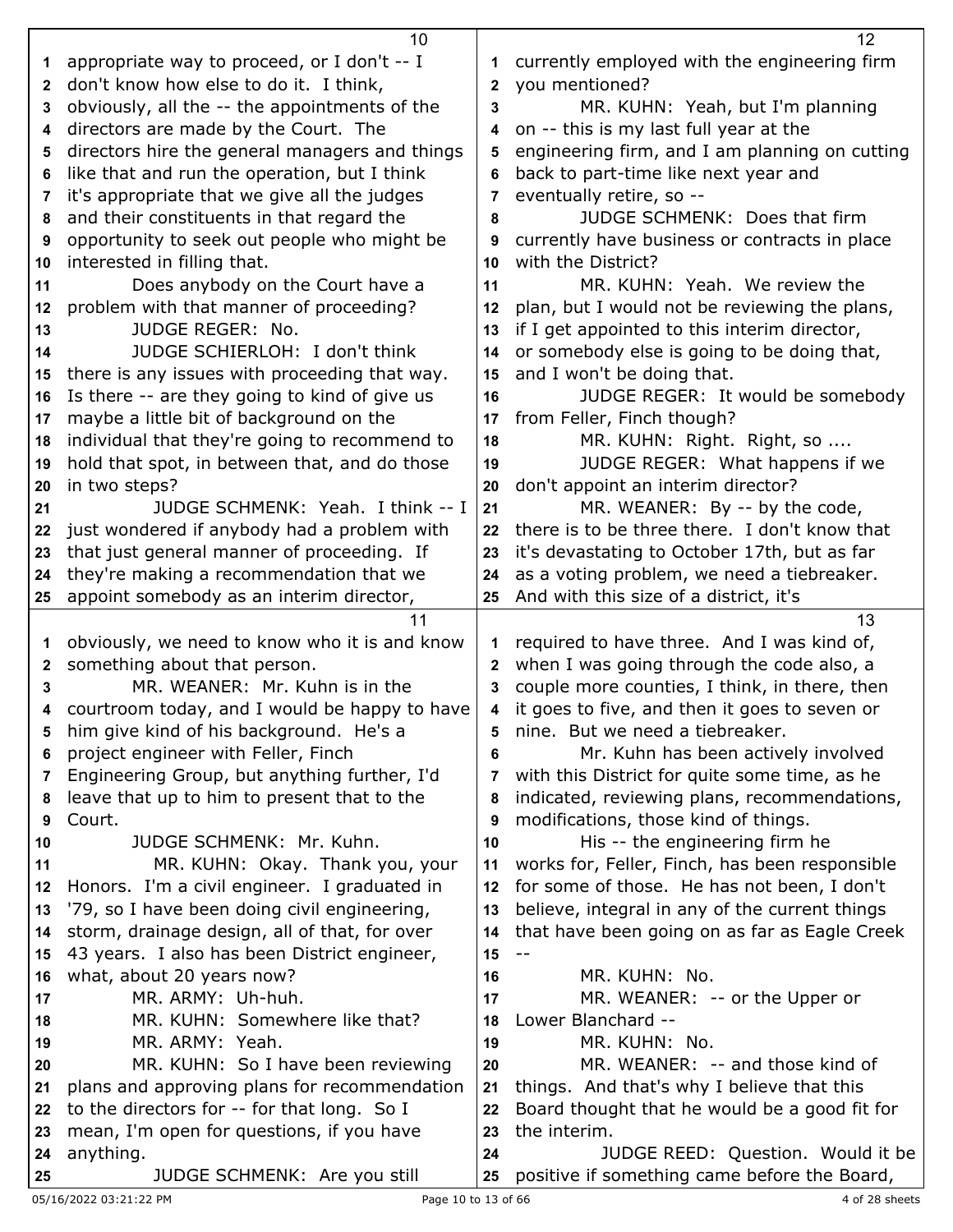appropriate way to proceed, or I don't -- I don't know how else to do it. I think, obviously, all the -- the appointments of the directors are made by the Court. The directors hire the general managers and things like that and run the operation, but I think it's appropriate that we give all the judges and their constituents in that regard the opportunity to seek out people who might be interested in filling that.

Does anybody on the Court have a problem with that manner of proceeding?

JUDGE REGER: No.

JUDGE SCHIERLOH: I don't think there is any issues with proceeding that way. Is there -- are they going to kind of give us maybe a little bit of background on the individual that they're going to recommend to hold that spot, in between that, and do those in two steps?

JUDGE SCHMENK: Yeah. I think -- I just wondered if anybody had a problem with that just general manner of proceeding. If they're making a recommendation that we appoint somebody as an interim director, obviously, we need to know who it is and know something about that person.

MR. WEANER: Mr. Kuhn is in the courtroom today, and I would be happy to have him give kind of his background. He's a project engineer with Feller, Finch Engineering Group, but anything further, I'd leave that up to him to present that to the Court.

JUDGE SCHMENK: Mr. Kuhn.

MR. KUHN: Okay. Thank you, your Honors. I'm a civil engineer. I graduated in '79, so I have been doing civil engineering, storm, drainage design, all of that, for over 43 years. I also has been District engineer, what, about 20 years now?

MR. ARMY: Uh-huh.

MR. KUHN: Somewhere like that?

MR. ARMY: Yeah.

MR. KUHN: So I have been reviewing plans and approving plans for recommendation to the directors for -- for that long. So I mean, I'm open for questions, if you have anything.

JUDGE SCHMENK: Are you still currently employed with the engineering firm you mentioned?

MR. KUHN: Yeah, but I'm planning on -- this is my last full year at the engineering firm, and I am planning on cutting back to part-time like next year and eventually retire, so --

JUDGE SCHMENK: Does that firm currently have business or contracts in place with the District?

MR. KUHN: Yeah. We review the plan, but I would not be reviewing the plans, if I get appointed to this interim director, or somebody else is going to be doing that, and I won't be doing that.

JUDGE REGER: It would be somebody from Feller, Finch though?

MR. KUHN: Right. Right, so ....

JUDGE REGER: What happens if we don't appoint an interim director?

MR. WEANER: By -- by the code, there is to be three there. I don't know that it's devastating to October 17th, but as far as a voting problem, we need a tiebreaker. And with this size of a district, it's required to have three. And I was kind of, when I was going through the code also, a couple more counties, I think, in there, then it goes to five, and then it goes to seven or nine. But we need a tiebreaker.

Mr. Kuhn has been actively involved with this District for quite some time, as he indicated, reviewing plans, recommendations, modifications, those kind of things.

His -- the engineering firm he works for, Feller, Finch, has been responsible for some of those. He has not been, I don't believe, integral in any of the current things that have been going on as far as Eagle Creek --

MR. KUHN: No.

MR. WEANER: -- or the Upper or Lower Blanchard --

MR. KUHN: No.

MR. WEANER: -- and those kind of things. And that's why I believe that this Board thought that he would be a good fit for the interim.

JUDGE REED: Question. Would it be positive if something came before the Board,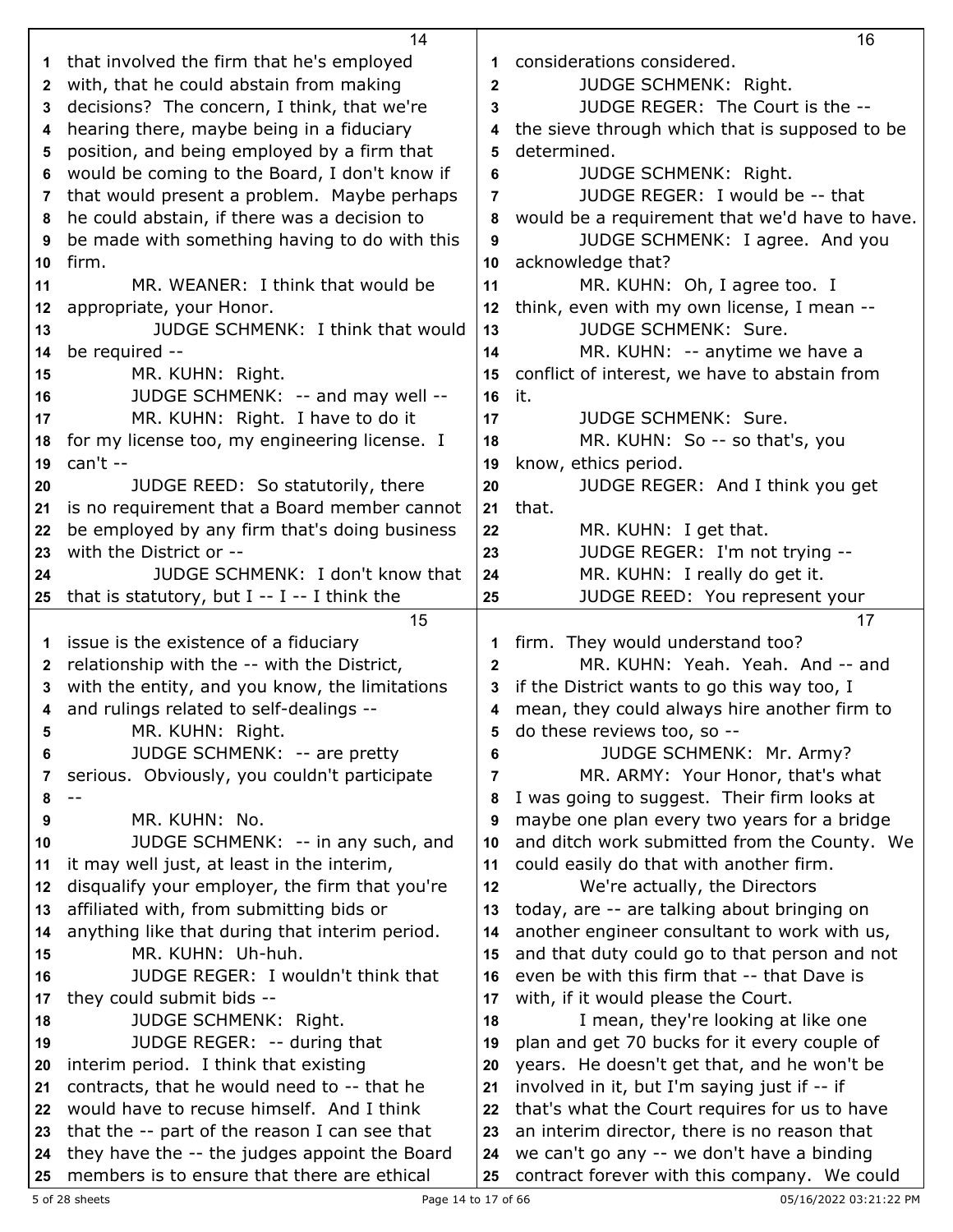that involved the firm that he's employed with, that he could abstain from making decisions? The concern, I think, that we're hearing there, maybe being in a fiduciary position, and being employed by a firm that would be coming to the Board, I don't know if that would present a problem. Maybe perhaps he could abstain, if there was a decision to be made with something having to do with this firm.

MR. WEANER: I think that would be appropriate, your Honor.

JUDGE SCHMENK: I think that would be required --

MR. KUHN: Right.

JUDGE SCHMENK: -- and may well --

MR. KUHN: Right. I have to do it for my license too, my engineering license. I can't --

JUDGE REED: So statutorily, there is no requirement that a Board member cannot be employed by any firm that's doing business with the District or --

JUDGE SCHMENK: I don't know that that is statutory, but I -- I -- I think the issue is the existence of a fiduciary relationship with the -- with the District, with the entity, and you know, the limitations and rulings related to self-dealings --

MR. KUHN: Right.

JUDGE SCHMENK: -- are pretty serious. Obviously, you couldn't participate --

MR. KUHN: No.

JUDGE SCHMENK: -- in any such, and it may well just, at least in the interim, disqualify your employer, the firm that you're affiliated with, from submitting bids or anything like that during that interim period.

MR. KUHN: Uh-huh.

JUDGE REGER: I wouldn't think that they could submit bids --

JUDGE SCHMENK: Right.

JUDGE REGER: -- during that interim period. I think that existing contracts, that he would need to -- that he would have to recuse himself. And I think that the -- part of the reason I can see that they have the -- the judges appoint the Board members is to ensure that there are ethical considerations considered.

JUDGE SCHMENK: Right.

JUDGE REGER: The Court is the -- the sieve through which that is supposed to be determined.

JUDGE SCHMENK: Right.

JUDGE REGER: I would be -- that would be a requirement that we'd have to have.

JUDGE SCHMENK: I agree. And you acknowledge that?

MR. KUHN: Oh, I agree too. I think, even with my own license, I mean --

JUDGE SCHMENK: Sure.

MR. KUHN: -- anytime we have a conflict of interest, we have to abstain from it.

JUDGE SCHMENK: Sure.

MR. KUHN: So -- so that's, you know, ethics period.

JUDGE REGER: And I think you get that.

MR. KUHN: I get that.

JUDGE REGER: I'm not trying --

MR. KUHN: I really do get it.

JUDGE REED: You represent your firm. They would understand too?

MR. KUHN: Yeah. Yeah. And -- and if the District wants to go this way too, I mean, they could always hire another firm to do these reviews too, so --

JUDGE SCHMENK: Mr. Army?

MR. ARMY: Your Honor, that's what I was going to suggest. Their firm looks at maybe one plan every two years for a bridge and ditch work submitted from the County. We could easily do that with another firm.

We're actually, the Directors today, are -- are talking about bringing on another engineer consultant to work with us, and that duty could go to that person and not even be with this firm that -- that Dave is with, if it would please the Court.

I mean, they're looking at like one plan and get 70 bucks for it every couple of years. He doesn't get that, and he won't be involved in it, but I'm saying just if -- if that's what the Court requires for us to have an interim director, there is no reason that we can't go any -- we don't have a binding contract forever with this company. We could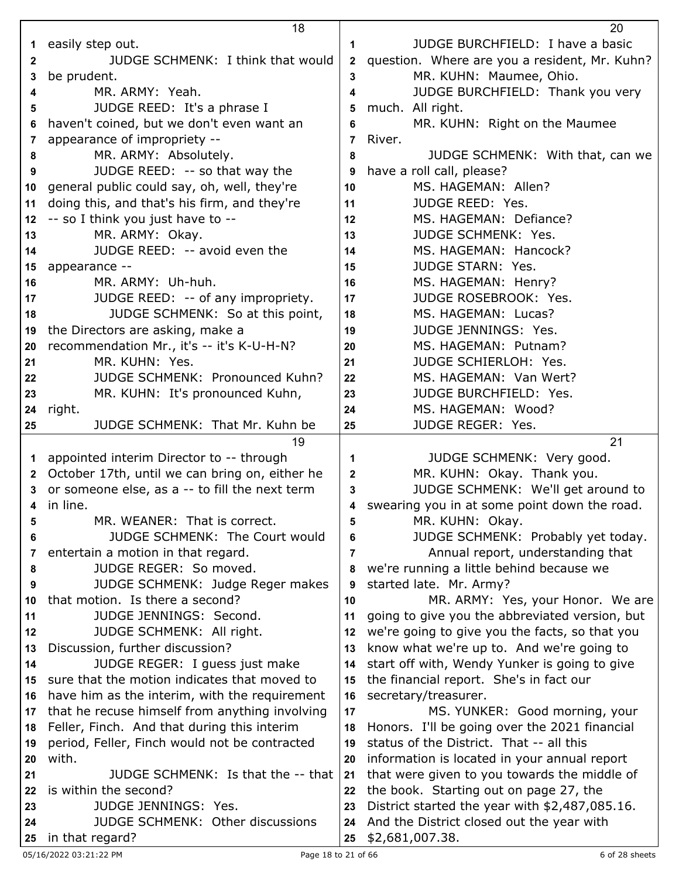easily step out.

JUDGE SCHMENK: I think that would be prudent.

MR. ARMY: Yeah.

JUDGE REED: It's a phrase I haven't coined, but we don't even want an appearance of impropriety --

MR. ARMY: Absolutely.

JUDGE REED: -- so that way the general public could say, oh, well, they're doing this, and that's his firm, and they're -- so I think you just have to --

MR. ARMY: Okay.

JUDGE REED: -- avoid even the appearance --

MR. ARMY: Uh-huh.

JUDGE REED: -- of any impropriety.

JUDGE SCHMENK: So at this point, the Directors are asking, make a recommendation Mr., it's -- it's K-U-H-N?

MR. KUHN: Yes.

JUDGE SCHMENK: Pronounced Kuhn?

MR. KUHN: It's pronounced Kuhn, right.

JUDGE SCHMENK: That Mr. Kuhn be appointed interim Director to -- through October 17th, until we can bring on, either he or someone else, as a -- to fill the next term in line.

MR. WEANER: That is correct.

JUDGE SCHMENK: The Court would entertain a motion in that regard.

JUDGE REGER: So moved.

JUDGE SCHMENK: Judge Reger makes that motion. Is there a second?

JUDGE JENNINGS: Second.

JUDGE SCHMENK: All right. Discussion, further discussion?

JUDGE REGER: I guess just make sure that the motion indicates that moved to have him as the interim, with the requirement that he recuse himself from anything involving Feller, Finch. And that during this interim period, Feller, Finch would not be contracted with.

JUDGE SCHMENK: Is that the -- that is within the second?

JUDGE JENNINGS: Yes.

JUDGE SCHMENK: Other discussions in that regard?

JUDGE BURCHFIELD: I have a basic question. Where are you a resident, Mr. Kuhn?

MR. KUHN: Maumee, Ohio.

JUDGE BURCHFIELD: Thank you very much. All right.

MR. KUHN: Right on the Maumee River.

JUDGE SCHMENK: With that, can we have a roll call, please?

MS. HAGEMAN: Allen?

JUDGE REED: Yes.

MS. HAGEMAN: Defiance?

JUDGE SCHMENK: Yes.

MS. HAGEMAN: Hancock?

JUDGE STARN: Yes.

MS. HAGEMAN: Henry?

JUDGE ROSEBROOK: Yes.

MS. HAGEMAN: Lucas?

JUDGE JENNINGS: Yes.

MS. HAGEMAN: Putnam?

JUDGE SCHIERLOH: Yes.

MS. HAGEMAN: Van Wert?

JUDGE BURCHFIELD: Yes.

MS. HAGEMAN: Wood?

JUDGE REGER: Yes.

JUDGE SCHMENK: Very good.

MR. KUHN: Okay. Thank you.

JUDGE SCHMENK: We'll get around to swearing you in at some point down the road.

MR. KUHN: Okay.

JUDGE SCHMENK: Probably yet today.

Annual report, understanding that we're running a little behind because we started late. Mr. Army?

MR. ARMY: Yes, your Honor. We are going to give you the abbreviated version, but we're going to give you the facts, so that you know what we're up to. And we're going to start off with, Wendy Yunker is going to give the financial report. She's in fact our secretary/treasurer.

MS. YUNKER: Good morning, your Honors. I'll be going over the 2021 financial status of the District. That -- all this information is located in your annual report that were given to you towards the middle of the book. Starting out on page 27, the District started the year with $2,487,085.16. And the District closed out the year with $2,681,007.38.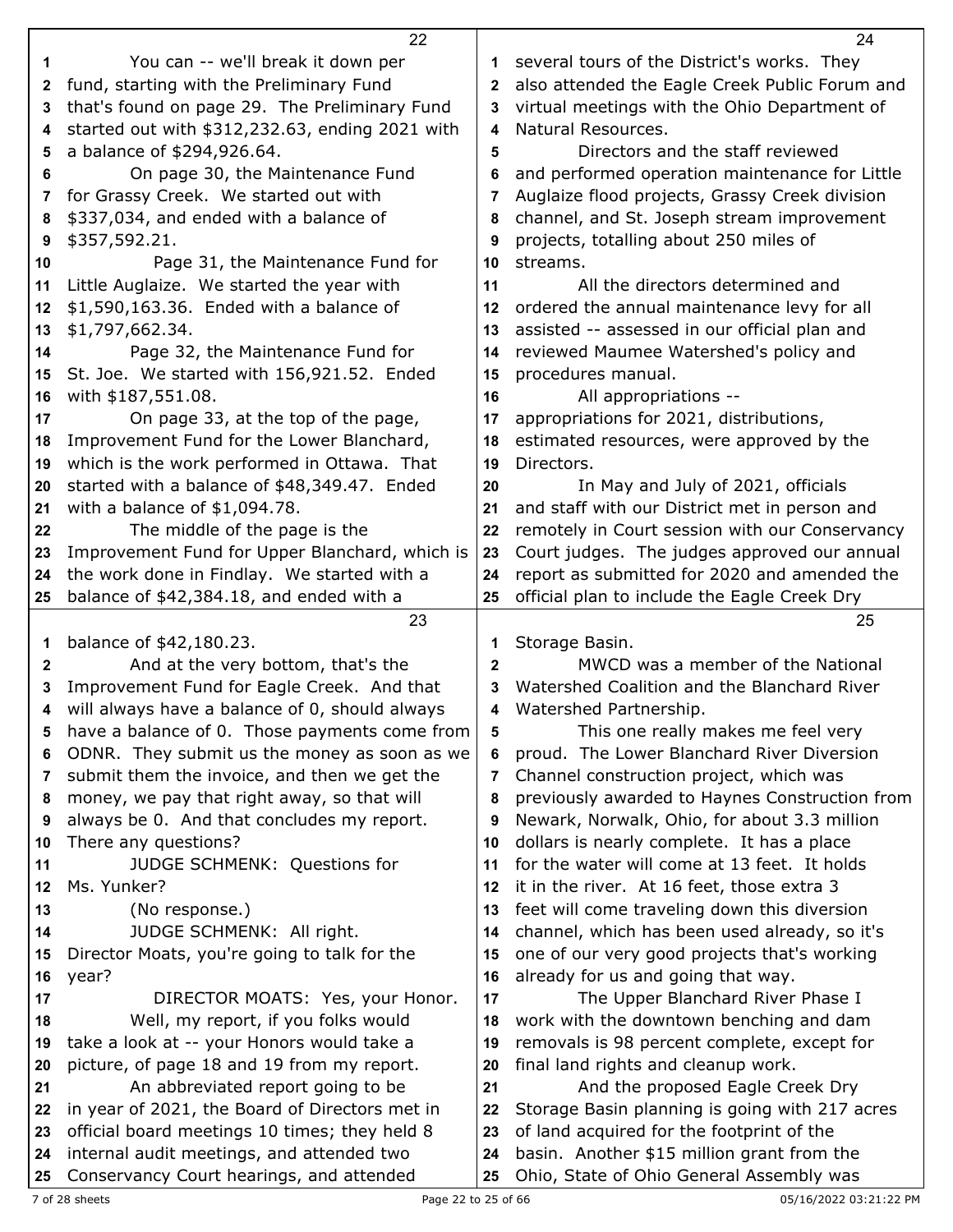You can -- we'll break it down per fund, starting with the Preliminary Fund that's found on page 29. The Preliminary Fund started out with $312,232.63, ending 2021 with a balance of $294,926.64.

On page 30, the Maintenance Fund for Grassy Creek. We started out with $337,034, and ended with a balance of $357,592.21.

Page 31, the Maintenance Fund for Little Auglaize. We started the year with $1,590,163.36. Ended with a balance of $1,797,662.34.

Page 32, the Maintenance Fund for St. Joe. We started with 156,921.52. Ended with $187,551.08.

On page 33, at the top of the page, Improvement Fund for the Lower Blanchard, which is the work performed in Ottawa. That started with a balance of $48,349.47. Ended with a balance of $1,094.78.

The middle of the page is the Improvement Fund for Upper Blanchard, which is the work done in Findlay. We started with a balance of $42,384.18, and ended with a balance of $42,180.23.

And at the very bottom, that's the Improvement Fund for Eagle Creek. And that will always have a balance of 0, should always have a balance of 0. Those payments come from ODNR. They submit us the money as soon as we submit them the invoice, and then we get the money, we pay that right away, so that will always be 0. And that concludes my report. There any questions?

JUDGE SCHMENK: Questions for Ms. Yunker?

(No response.)

JUDGE SCHMENK: All right. Director Moats, you're going to talk for the year?

DIRECTOR MOATS: Yes, your Honor.

Well, my report, if you folks would take a look at -- your Honors would take a picture, of page 18 and 19 from my report.

An abbreviated report going to be in year of 2021, the Board of Directors met in official board meetings 10 times; they held 8 internal audit meetings, and attended two Conservancy Court hearings, and attended several tours of the District's works. They also attended the Eagle Creek Public Forum and virtual meetings with the Ohio Department of Natural Resources.

Directors and the staff reviewed and performed operation maintenance for Little Auglaize flood projects, Grassy Creek division channel, and St. Joseph stream improvement projects, totalling about 250 miles of streams.

All the directors determined and ordered the annual maintenance levy for all assisted -- assessed in our official plan and reviewed Maumee Watershed's policy and procedures manual.

All appropriations -- appropriations for 2021, distributions, estimated resources, were approved by the Directors.

In May and July of 2021, officials and staff with our District met in person and remotely in Court session with our Conservancy Court judges. The judges approved our annual report as submitted for 2020 and amended the official plan to include the Eagle Creek Dry Storage Basin.

MWCD was a member of the National Watershed Coalition and the Blanchard River Watershed Partnership.

This one really makes me feel very proud. The Lower Blanchard River Diversion Channel construction project, which was previously awarded to Haynes Construction from Newark, Norwalk, Ohio, for about 3.3 million dollars is nearly complete. It has a place for the water will come at 13 feet. It holds it in the river. At 16 feet, those extra 3 feet will come traveling down this diversion channel, which has been used already, so it's one of our very good projects that's working already for us and going that way.

The Upper Blanchard River Phase I work with the downtown benching and dam removals is 98 percent complete, except for final land rights and cleanup work.

And the proposed Eagle Creek Dry Storage Basin planning is going with 217 acres of land acquired for the footprint of the basin. Another $15 million grant from the Ohio, State of Ohio General Assembly was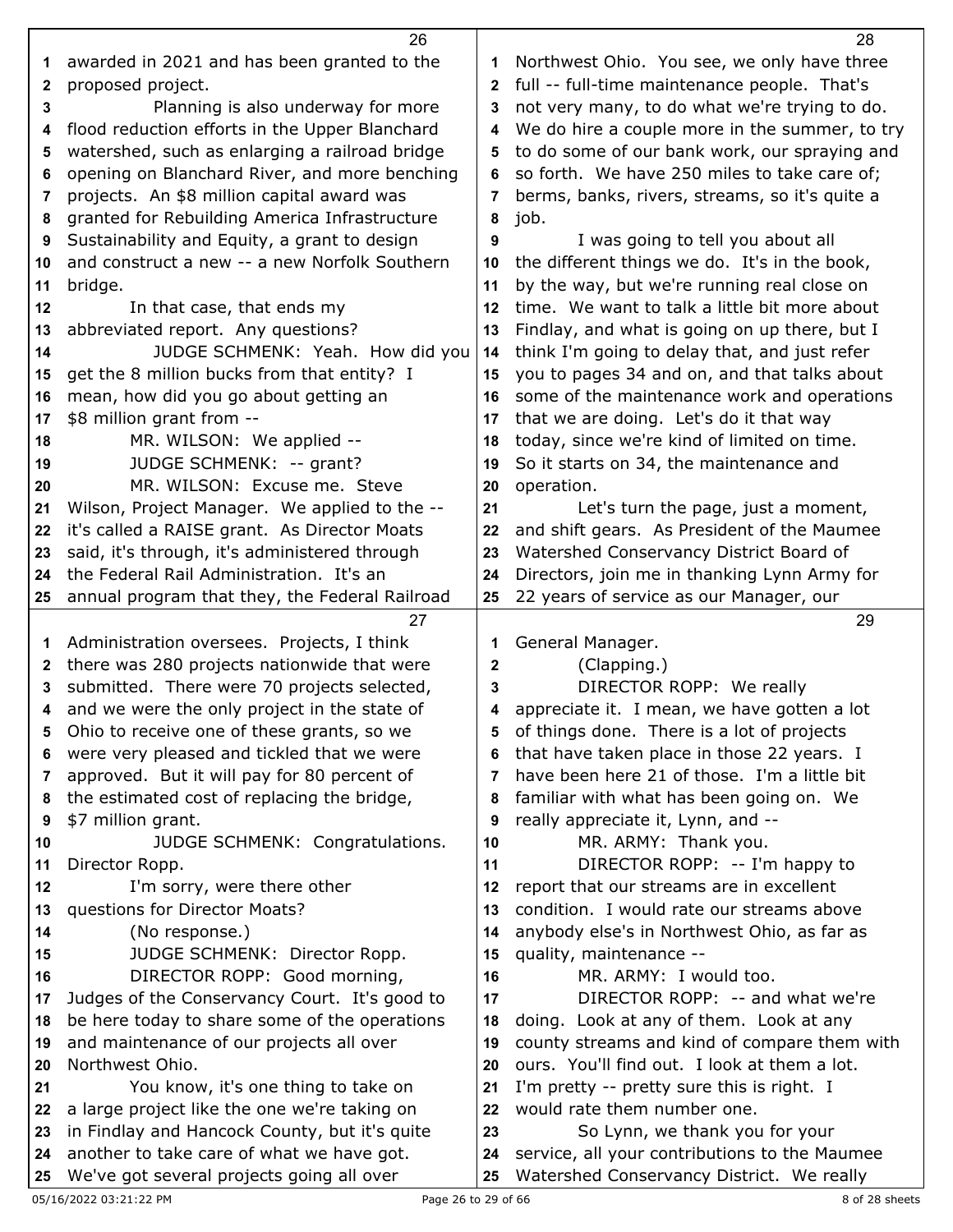awarded in 2021 and has been granted to the proposed project.

Planning is also underway for more flood reduction efforts in the Upper Blanchard watershed, such as enlarging a railroad bridge opening on Blanchard River, and more benching projects. An $8 million capital award was granted for Rebuilding America Infrastructure Sustainability and Equity, a grant to design and construct a new -- a new Norfolk Southern bridge.

In that case, that ends my abbreviated report. Any questions?

JUDGE SCHMENK: Yeah. How did you get the 8 million bucks from that entity? I mean, how did you go about getting an $8 million grant from --

MR. WILSON: We applied --

JUDGE SCHMENK: -- grant?

MR. WILSON: Excuse me. Steve Wilson, Project Manager. We applied to the -- it's called a RAISE grant. As Director Moats said, it's through, it's administered through the Federal Rail Administration. It's an annual program that they, the Federal Railroad Administration oversees. Projects, I think there was 280 projects nationwide that were submitted. There were 70 projects selected, and we were the only project in the state of Ohio to receive one of these grants, so we were very pleased and tickled that we were approved. But it will pay for 80 percent of the estimated cost of replacing the bridge, $7 million grant.

JUDGE SCHMENK: Congratulations. Director Ropp.

I'm sorry, were there other questions for Director Moats?

(No response.)

JUDGE SCHMENK: Director Ropp.

DIRECTOR ROPP: Good morning, Judges of the Conservancy Court. It's good to be here today to share some of the operations and maintenance of our projects all over Northwest Ohio.

You know, it's one thing to take on a large project like the one we're taking on in Findlay and Hancock County, but it's quite another to take care of what we have got. We've got several projects going all over Northwest Ohio. You see, we only have three full -- full-time maintenance people. That's not very many, to do what we're trying to do. We do hire a couple more in the summer, to try to do some of our bank work, our spraying and so forth. We have 250 miles to take care of; berms, banks, rivers, streams, so it's quite a job.

I was going to tell you about all the different things we do. It's in the book, by the way, but we're running real close on time. We want to talk a little bit more about Findlay, and what is going on up there, but I think I'm going to delay that, and just refer you to pages 34 and on, and that talks about some of the maintenance work and operations that we are doing. Let's do it that way today, since we're kind of limited on time. So it starts on 34, the maintenance and operation.

Let's turn the page, just a moment, and shift gears. As President of the Maumee Watershed Conservancy District Board of Directors, join me in thanking Lynn Army for 22 years of service as our Manager, our General Manager.

(Clapping.)

DIRECTOR ROPP: We really appreciate it. I mean, we have gotten a lot of things done. There is a lot of projects that have taken place in those 22 years. I have been here 21 of those. I'm a little bit familiar with what has been going on. We really appreciate it, Lynn, and --

MR. ARMY: Thank you.

DIRECTOR ROPP: -- I'm happy to report that our streams are in excellent condition. I would rate our streams above anybody else's in Northwest Ohio, as far as quality, maintenance --

MR. ARMY: I would too.

DIRECTOR ROPP: -- and what we're doing. Look at any of them. Look at any county streams and kind of compare them with ours. You'll find out. I look at them a lot. I'm pretty -- pretty sure this is right. I would rate them number one.

So Lynn, we thank you for your service, all your contributions to the Maumee Watershed Conservancy District. We really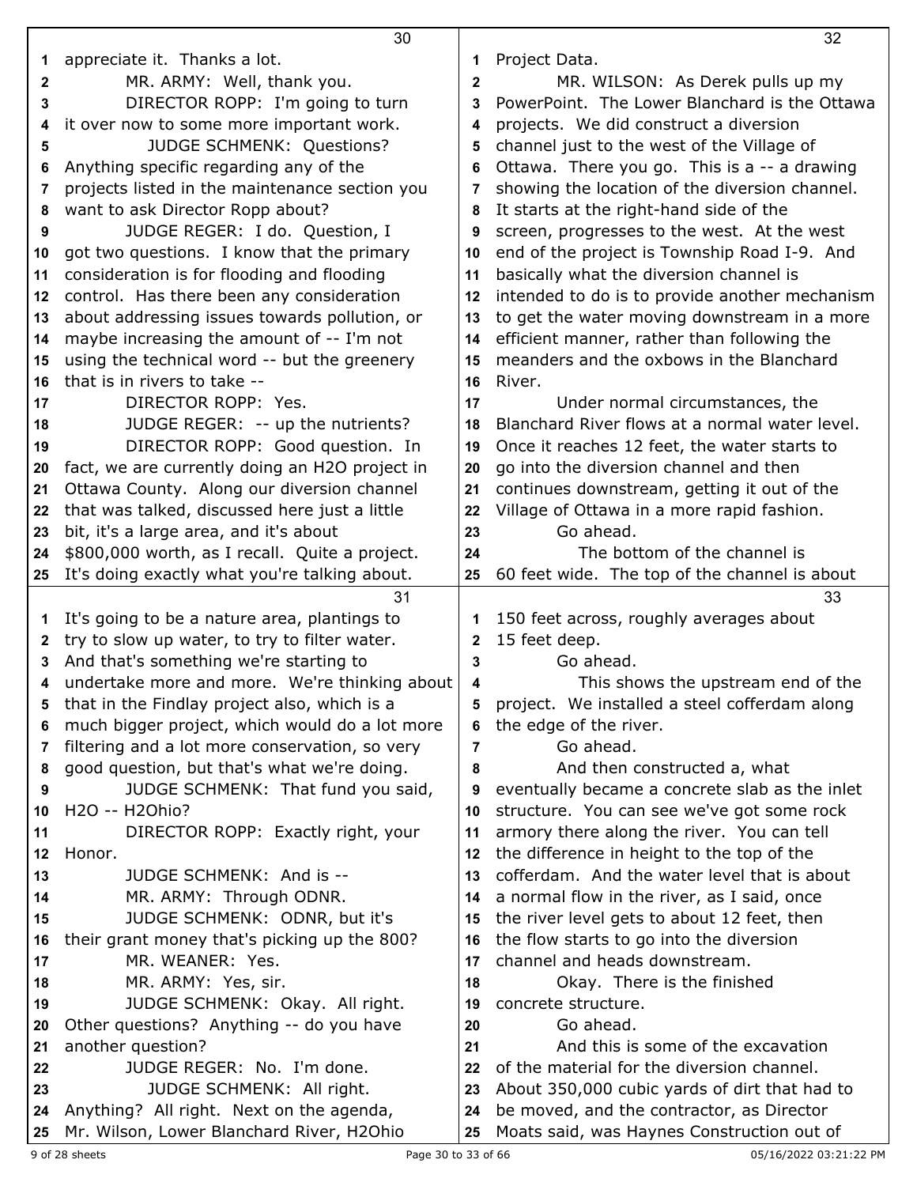appreciate it. Thanks a lot.

MR. ARMY: Well, thank you.

DIRECTOR ROPP: I'm going to turn it over now to some more important work.

JUDGE SCHMENK: Questions? Anything specific regarding any of the projects listed in the maintenance section you want to ask Director Ropp about?

JUDGE REGER: I do. Question, I got two questions. I know that the primary consideration is for flooding and flooding control. Has there been any consideration about addressing issues towards pollution, or maybe increasing the amount of -- I'm not using the technical word -- but the greenery that is in rivers to take --

DIRECTOR ROPP: Yes.

JUDGE REGER: -- up the nutrients?

DIRECTOR ROPP: Good question. In fact, we are currently doing an H2O project in Ottawa County. Along our diversion channel that was talked, discussed here just a little bit, it's a large area, and it's about $800,000 worth, as I recall. Quite a project. It's doing exactly what you're talking about. It's going to be a nature area, plantings to try to slow up water, to try to filter water. And that's something we're starting to undertake more and more. We're thinking about that in the Findlay project also, which is a much bigger project, which would do a lot more filtering and a lot more conservation, so very good question, but that's what we're doing.

JUDGE SCHMENK: That fund you said, H2O -- H2Ohio?

DIRECTOR ROPP: Exactly right, your Honor.

JUDGE SCHMENK: And is --

MR. ARMY: Through ODNR.

JUDGE SCHMENK: ODNR, but it's their grant money that's picking up the 800?

MR. WEANER: Yes.

MR. ARMY: Yes, sir.

JUDGE SCHMENK: Okay. All right. Other questions? Anything -- do you have another question?

JUDGE REGER: No. I'm done.

JUDGE SCHMENK: All right. Anything? All right. Next on the agenda, Mr. Wilson, Lower Blanchard River, H2Ohio Project Data.

MR. WILSON: As Derek pulls up my PowerPoint. The Lower Blanchard is the Ottawa projects. We did construct a diversion channel just to the west of the Village of Ottawa. There you go. This is a -- a drawing showing the location of the diversion channel. It starts at the right-hand side of the screen, progresses to the west. At the west end of the project is Township Road I-9. And basically what the diversion channel is intended to do is to provide another mechanism to get the water moving downstream in a more efficient manner, rather than following the meanders and the oxbows in the Blanchard River.

Under normal circumstances, the Blanchard River flows at a normal water level. Once it reaches 12 feet, the water starts to go into the diversion channel and then continues downstream, getting it out of the Village of Ottawa in a more rapid fashion.

Go ahead.

The bottom of the channel is 60 feet wide. The top of the channel is about 150 feet across, roughly averages about 15 feet deep.

Go ahead.

This shows the upstream end of the project. We installed a steel cofferdam along the edge of the river.

Go ahead.

And then constructed a, what eventually became a concrete slab as the inlet structure. You can see we've got some rock armory there along the river. You can tell the difference in height to the top of the cofferdam. And the water level that is about a normal flow in the river, as I said, once the river level gets to about 12 feet, then the flow starts to go into the diversion channel and heads downstream.

Okay. There is the finished concrete structure.

Go ahead.

And this is some of the excavation of the material for the diversion channel. About 350,000 cubic yards of dirt that had to be moved, and the contractor, as Director Moats said, was Haynes Construction out of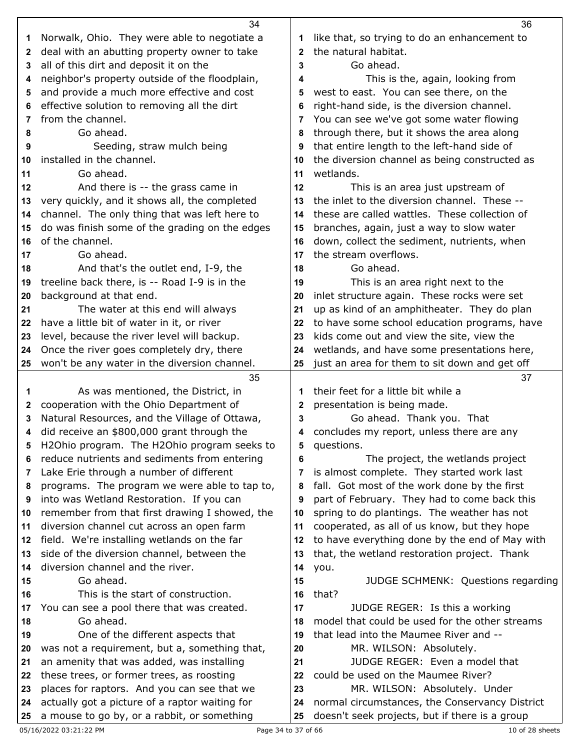Norwalk, Ohio. They were able to negotiate a deal with an abutting property owner to take all of this dirt and deposit it on the neighbor's property outside of the floodplain, and provide a much more effective and cost effective solution to removing all the dirt from the channel.

Go ahead.

Seeding, straw mulch being installed in the channel.

Go ahead.

And there is -- the grass came in very quickly, and it shows all, the completed channel. The only thing that was left here to do was finish some of the grading on the edges of the channel.

Go ahead.

And that's the outlet end, I-9, the treeline back there, is -- Road I-9 is in the background at that end.

The water at this end will always have a little bit of water in it, or river level, because the river level will backup. Once the river goes completely dry, there won't be any water in the diversion channel.

As was mentioned, the District, in cooperation with the Ohio Department of Natural Resources, and the Village of Ottawa, did receive an $800,000 grant through the H2Ohio program. The H2Ohio program seeks to reduce nutrients and sediments from entering Lake Erie through a number of different programs. The program we were able to tap to, into was Wetland Restoration. If you can remember from that first drawing I showed, the diversion channel cut across an open farm field. We're installing wetlands on the far side of the diversion channel, between the diversion channel and the river.

Go ahead.

This is the start of construction. You can see a pool there that was created.

Go ahead.

One of the different aspects that was not a requirement, but a, something that, an amenity that was added, was installing these trees, or former trees, as roosting places for raptors. And you can see that we actually got a picture of a raptor waiting for a mouse to go by, or a rabbit, or something like that, so trying to do an enhancement to the natural habitat.

Go ahead.

This is the, again, looking from west to east. You can see there, on the right-hand side, is the diversion channel. You can see we've got some water flowing through there, but it shows the area along that entire length to the left-hand side of the diversion channel as being constructed as wetlands.

This is an area just upstream of the inlet to the diversion channel. These -- these are called wattles. These collection of branches, again, just a way to slow water down, collect the sediment, nutrients, when the stream overflows.

Go ahead.

This is an area right next to the inlet structure again. These rocks were set up as kind of an amphitheater. They do plan to have some school education programs, have kids come out and view the site, view the wetlands, and have some presentations here, just an area for them to sit down and get off their feet for a little bit while a presentation is being made.

Go ahead. Thank you. That concludes my report, unless there are any questions.

The project, the wetlands project is almost complete. They started work last fall. Got most of the work done by the first part of February. They had to come back this spring to do plantings. The weather has not cooperated, as all of us know, but they hope to have everything done by the end of May with that, the wetland restoration project. Thank you.

JUDGE SCHMENK: Questions regarding that?

JUDGE REGER: Is this a working model that could be used for the other streams that lead into the Maumee River and --

MR. WILSON: Absolutely.

JUDGE REGER: Even a model that could be used on the Maumee River?

MR. WILSON: Absolutely. Under normal circumstances, the Conservancy District doesn't seek projects, but if there is a group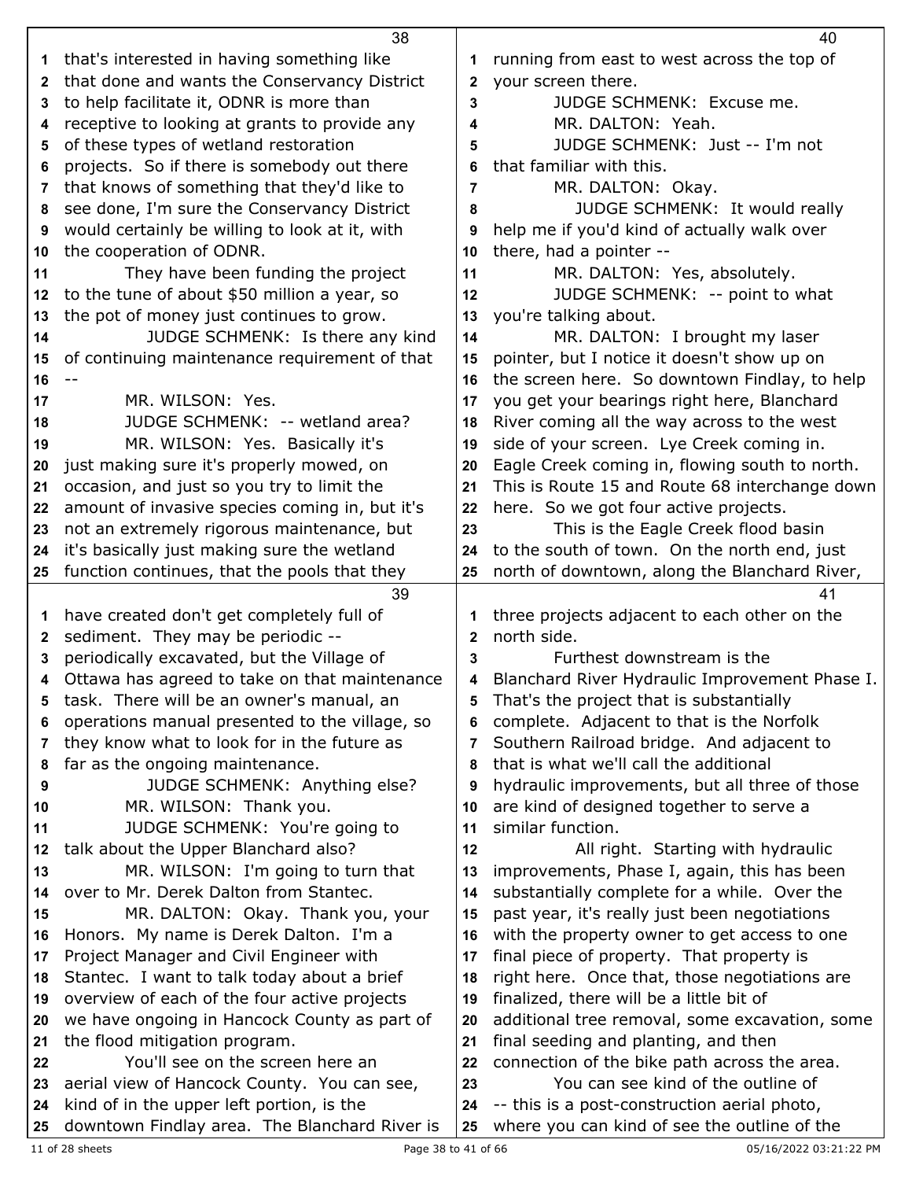that's interested in having something like that done and wants the Conservancy District to help facilitate it, ODNR is more than receptive to looking at grants to provide any of these types of wetland restoration projects. So if there is somebody out there that knows of something that they'd like to see done, I'm sure the Conservancy District would certainly be willing to look at it, with the cooperation of ODNR.

They have been funding the project to the tune of about $50 million a year, so the pot of money just continues to grow.

JUDGE SCHMENK: Is there any kind of continuing maintenance requirement of that --

MR. WILSON: Yes.

JUDGE SCHMENK: -- wetland area?

MR. WILSON: Yes. Basically it's just making sure it's properly mowed, on occasion, and just so you try to limit the amount of invasive species coming in, but it's not an extremely rigorous maintenance, but it's basically just making sure the wetland function continues, that the pools that they have created don't get completely full of sediment. They may be periodic -- periodically excavated, but the Village of Ottawa has agreed to take on that maintenance task. There will be an owner's manual, an operations manual presented to the village, so they know what to look for in the future as far as the ongoing maintenance.

JUDGE SCHMENK: Anything else?

MR. WILSON: Thank you.

JUDGE SCHMENK: You're going to talk about the Upper Blanchard also?

MR. WILSON: I'm going to turn that over to Mr. Derek Dalton from Stantec.

MR. DALTON: Okay. Thank you, your Honors. My name is Derek Dalton. I'm a Project Manager and Civil Engineer with Stantec. I want to talk today about a brief overview of each of the four active projects we have ongoing in Hancock County as part of the flood mitigation program.

You'll see on the screen here an aerial view of Hancock County. You can see, kind of in the upper left portion, is the downtown Findlay area. The Blanchard River is running from east to west across the top of your screen there.

JUDGE SCHMENK: Excuse me.

MR. DALTON: Yeah.

JUDGE SCHMENK: Just -- I'm not that familiar with this.

MR. DALTON: Okay.

JUDGE SCHMENK: It would really help me if you'd kind of actually walk over there, had a pointer --

MR. DALTON: Yes, absolutely.

JUDGE SCHMENK: -- point to what you're talking about.

MR. DALTON: I brought my laser pointer, but I notice it doesn't show up on the screen here. So downtown Findlay, to help you get your bearings right here, Blanchard River coming all the way across to the west side of your screen. Lye Creek coming in. Eagle Creek coming in, flowing south to north. This is Route 15 and Route 68 interchange down here. So we got four active projects.

This is the Eagle Creek flood basin to the south of town. On the north end, just north of downtown, along the Blanchard River, three projects adjacent to each other on the north side.

Furthest downstream is the Blanchard River Hydraulic Improvement Phase I. That's the project that is substantially complete. Adjacent to that is the Norfolk Southern Railroad bridge. And adjacent to that is what we'll call the additional hydraulic improvements, but all three of those are kind of designed together to serve a similar function.

All right. Starting with hydraulic improvements, Phase I, again, this has been substantially complete for a while. Over the past year, it's really just been negotiations with the property owner to get access to one final piece of property. That property is right here. Once that, those negotiations are finalized, there will be a little bit of additional tree removal, some excavation, some final seeding and planting, and then connection of the bike path across the area.

You can see kind of the outline of -- this is a post-construction aerial photo, where you can kind of see the outline of the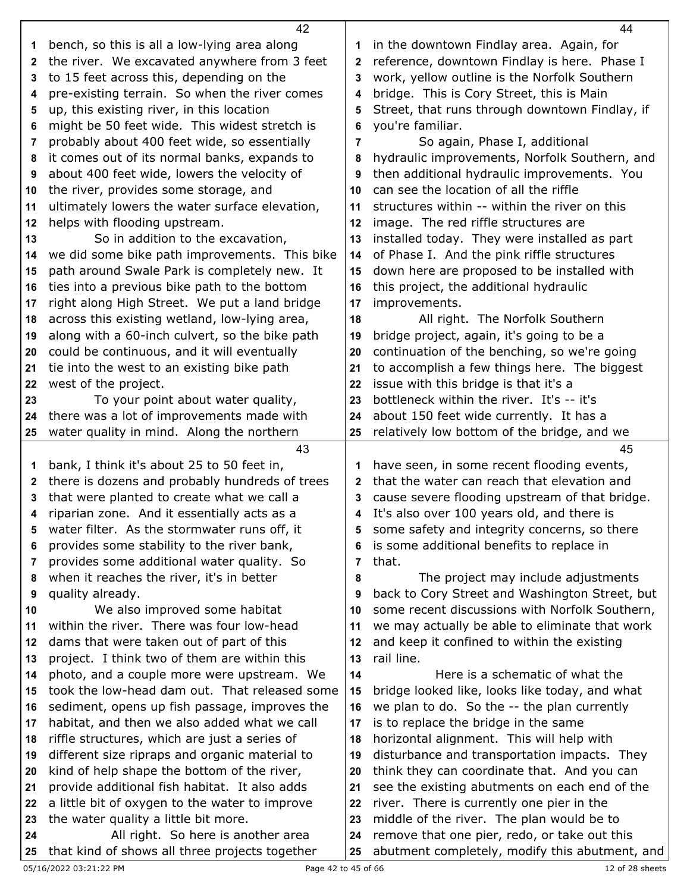bench, so this is all a low-lying area along the river. We excavated anywhere from 3 feet to 15 feet across this, depending on the pre-existing terrain. So when the river comes up, this existing river, in this location might be 50 feet wide. This widest stretch is probably about 400 feet wide, so essentially it comes out of its normal banks, expands to about 400 feet wide, lowers the velocity of the river, provides some storage, and ultimately lowers the water surface elevation, helps with flooding upstream.

So in addition to the excavation, we did some bike path improvements. This bike path around Swale Park is completely new. It ties into a previous bike path to the bottom right along High Street. We put a land bridge across this existing wetland, low-lying area, along with a 60-inch culvert, so the bike path could be continuous, and it will eventually tie into the west to an existing bike path west of the project.

To your point about water quality, there was a lot of improvements made with water quality in mind. Along the northern bank, I think it's about 25 to 50 feet in, there is dozens and probably hundreds of trees that were planted to create what we call a riparian zone. And it essentially acts as a water filter. As the stormwater runs off, it provides some stability to the river bank, provides some additional water quality. So when it reaches the river, it's in better quality already.

We also improved some habitat within the river. There was four low-head dams that were taken out of part of this project. I think two of them are within this photo, and a couple more were upstream. We took the low-head dam out. That released some sediment, opens up fish passage, improves the habitat, and then we also added what we call riffle structures, which are just a series of different size ripraps and organic material to kind of help shape the bottom of the river, provide additional fish habitat. It also adds a little bit of oxygen to the water to improve the water quality a little bit more.

All right. So here is another area that kind of shows all three projects together in the downtown Findlay area. Again, for reference, downtown Findlay is here. Phase I work, yellow outline is the Norfolk Southern bridge. This is Cory Street, this is Main Street, that runs through downtown Findlay, if you're familiar.

So again, Phase I, additional hydraulic improvements, Norfolk Southern, and then additional hydraulic improvements. You can see the location of all the riffle structures within -- within the river on this image. The red riffle structures are installed today. They were installed as part of Phase I. And the pink riffle structures down here are proposed to be installed with this project, the additional hydraulic improvements.

All right. The Norfolk Southern bridge project, again, it's going to be a continuation of the benching, so we're going to accomplish a few things here. The biggest issue with this bridge is that it's a bottleneck within the river. It's -- it's about 150 feet wide currently. It has a relatively low bottom of the bridge, and we have seen, in some recent flooding events, that the water can reach that elevation and cause severe flooding upstream of that bridge. It's also over 100 years old, and there is some safety and integrity concerns, so there is some additional benefits to replace in that.

The project may include adjustments back to Cory Street and Washington Street, but some recent discussions with Norfolk Southern, we may actually be able to eliminate that work and keep it confined to within the existing rail line.

Here is a schematic of what the bridge looked like, looks like today, and what we plan to do. So the -- the plan currently is to replace the bridge in the same horizontal alignment. This will help with disturbance and transportation impacts. They think they can coordinate that. And you can see the existing abutments on each end of the river. There is currently one pier in the middle of the river. The plan would be to remove that one pier, redo, or take out this abutment completely, modify this abutment, and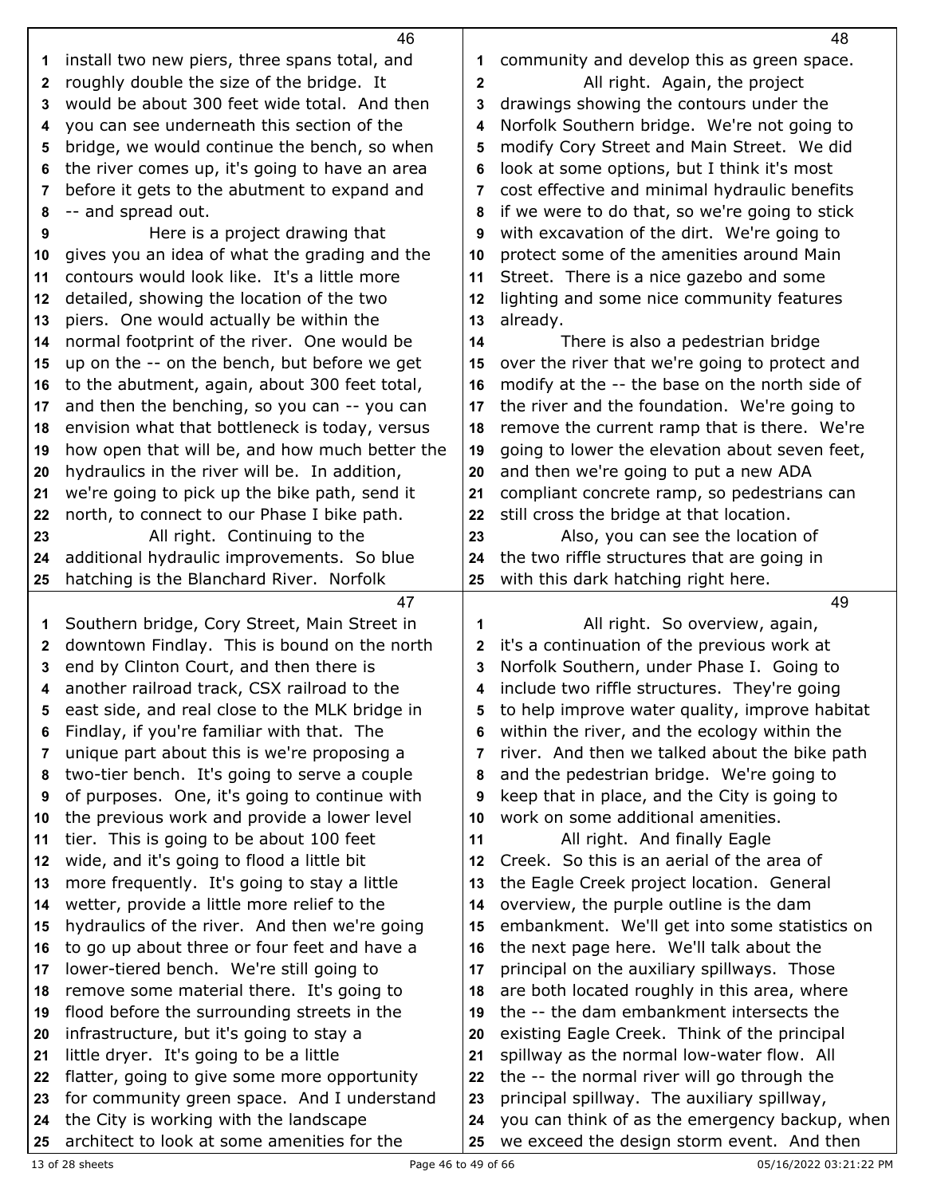46

1 install two new piers, three spans total, and
2 roughly double the size of the bridge. It
3 would be about 300 feet wide total. And then
4 you can see underneath this section of the
5 bridge, we would continue the bench, so when
6 the river comes up, it's going to have an area
7 before it gets to the abutment to expand and
8 -- and spread out.
9 Here is a project drawing that
10 gives you an idea of what the grading and the
11 contours would look like. It's a little more
12 detailed, showing the location of the two
13 piers. One would actually be within the
14 normal footprint of the river. One would be
15 up on the -- on the bench, but before we get
16 to the abutment, again, about 300 feet total,
17 and then the benching, so you can -- you can
18 envision what that bottleneck is today, versus
19 how open that will be, and how much better the
20 hydraulics in the river will be. In addition,
21 we're going to pick up the bike path, send it
22 north, to connect to our Phase I bike path.
23 All right. Continuing to the
24 additional hydraulic improvements. So blue
25 hatching is the Blanchard River. Norfolk

47

1 Southern bridge, Cory Street, Main Street in
2 downtown Findlay. This is bound on the north
3 end by Clinton Court, and then there is
4 another railroad track, CSX railroad to the
5 east side, and real close to the MLK bridge in
6 Findlay, if you're familiar with that. The
7 unique part about this is we're proposing a
8 two-tier bench. It's going to serve a couple
9 of purposes. One, it's going to continue with
10 the previous work and provide a lower level
11 tier. This is going to be about 100 feet
12 wide, and it's going to flood a little bit
13 more frequently. It's going to stay a little
14 wetter, provide a little more relief to the
15 hydraulics of the river. And then we're going
16 to go up about three or four feet and have a
17 lower-tiered bench. We're still going to
18 remove some material there. It's going to
19 flood before the surrounding streets in the
20 infrastructure, but it's going to stay a
21 little dryer. It's going to be a little
22 flatter, going to give some more opportunity
23 for community green space. And I understand
24 the City is working with the landscape
25 architect to look at some amenities for the

48

1 community and develop this as green space.
2 All right. Again, the project
3 drawings showing the contours under the
4 Norfolk Southern bridge. We're not going to
5 modify Cory Street and Main Street. We did
6 look at some options, but I think it's most
7 cost effective and minimal hydraulic benefits
8 if we were to do that, so we're going to stick
9 with excavation of the dirt. We're going to
10 protect some of the amenities around Main
11 Street. There is a nice gazebo and some
12 lighting and some nice community features
13 already.
14 There is also a pedestrian bridge
15 over the river that we're going to protect and
16 modify at the -- the base on the north side of
17 the river and the foundation. We're going to
18 remove the current ramp that is there. We're
19 going to lower the elevation about seven feet,
20 and then we're going to put a new ADA
21 compliant concrete ramp, so pedestrians can
22 still cross the bridge at that location.
23 Also, you can see the location of
24 the two riffle structures that are going in
25 with this dark hatching right here.

49

1 All right. So overview, again,
2 it's a continuation of the previous work at
3 Norfolk Southern, under Phase I. Going to
4 include two riffle structures. They're going
5 to help improve water quality, improve habitat
6 within the river, and the ecology within the
7 river. And then we talked about the bike path
8 and the pedestrian bridge. We're going to
9 keep that in place, and the City is going to
10 work on some additional amenities.
11 All right. And finally Eagle
12 Creek. So this is an aerial of the area of
13 the Eagle Creek project location. General
14 overview, the purple outline is the dam
15 embankment. We'll get into some statistics on
16 the next page here. We'll talk about the
17 principal on the auxiliary spillways. Those
18 are both located roughly in this area, where
19 the -- the dam embankment intersects the
20 existing Eagle Creek. Think of the principal
21 spillway as the normal low-water flow. All
22 the -- the normal river will go through the
23 principal spillway. The auxiliary spillway,
24 you can think of as the emergency backup, when
25 we exceed the design storm event. And then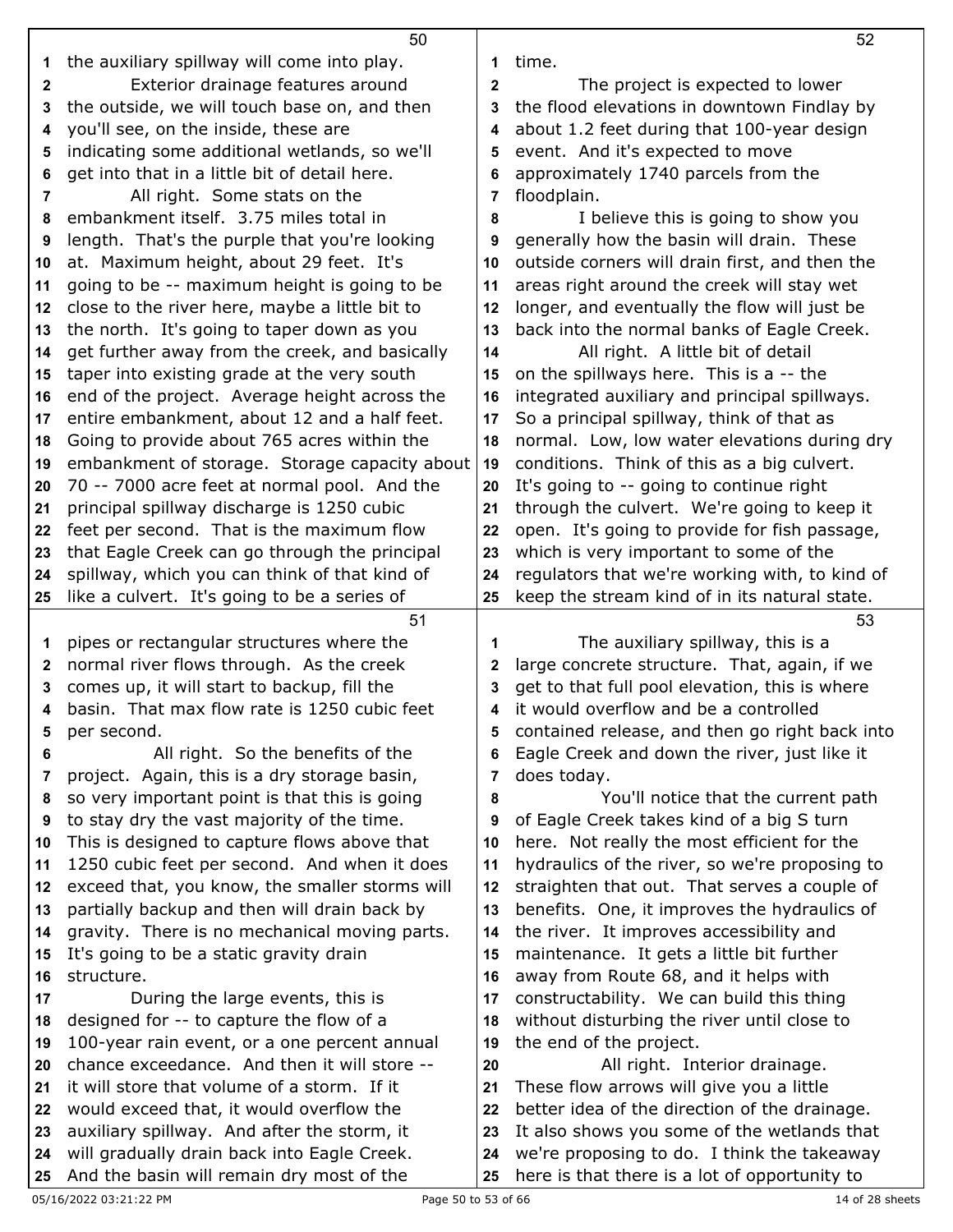the auxiliary spillway will come into play.

Exterior drainage features around the outside, we will touch base on, and then you'll see, on the inside, these are indicating some additional wetlands, so we'll get into that in a little bit of detail here.

All right. Some stats on the embankment itself. 3.75 miles total in length. That's the purple that you're looking at. Maximum height, about 29 feet. It's going to be -- maximum height is going to be close to the river here, maybe a little bit to the north. It's going to taper down as you get further away from the creek, and basically taper into existing grade at the very south end of the project. Average height across the entire embankment, about 12 and a half feet. Going to provide about 765 acres within the embankment of storage. Storage capacity about 70 -- 7000 acre feet at normal pool. And the principal spillway discharge is 1250 cubic feet per second. That is the maximum flow that Eagle Creek can go through the principal spillway, which you can think of that kind of like a culvert. It's going to be a series of pipes or rectangular structures where the normal river flows through. As the creek comes up, it will start to backup, fill the basin. That max flow rate is 1250 cubic feet per second.

All right. So the benefits of the project. Again, this is a dry storage basin, so very important point is that this is going to stay dry the vast majority of the time. This is designed to capture flows above that 1250 cubic feet per second. And when it does exceed that, you know, the smaller storms will partially backup and then will drain back by gravity. There is no mechanical moving parts. It's going to be a static gravity drain structure.

During the large events, this is designed for -- to capture the flow of a 100-year rain event, or a one percent annual chance exceedance. And then it will store -- it will store that volume of a storm. If it would exceed that, it would overflow the auxiliary spillway. And after the storm, it will gradually drain back into Eagle Creek. And the basin will remain dry most of the time.

The project is expected to lower the flood elevations in downtown Findlay by about 1.2 feet during that 100-year design event. And it's expected to move approximately 1740 parcels from the floodplain.

I believe this is going to show you generally how the basin will drain. These outside corners will drain first, and then the areas right around the creek will stay wet longer, and eventually the flow will just be back into the normal banks of Eagle Creek.

All right. A little bit of detail on the spillways here. This is a -- the integrated auxiliary and principal spillways. So a principal spillway, think of that as normal. Low, low water elevations during dry conditions. Think of this as a big culvert. It's going to -- going to continue right through the culvert. We're going to keep it open. It's going to provide for fish passage, which is very important to some of the regulators that we're working with, to kind of keep the stream kind of in its natural state.

The auxiliary spillway, this is a large concrete structure. That, again, if we get to that full pool elevation, this is where it would overflow and be a controlled contained release, and then go right back into Eagle Creek and down the river, just like it does today.

You'll notice that the current path of Eagle Creek takes kind of a big S turn here. Not really the most efficient for the hydraulics of the river, so we're proposing to straighten that out. That serves a couple of benefits. One, it improves the hydraulics of the river. It improves accessibility and maintenance. It gets a little bit further away from Route 68, and it helps with constructability. We can build this thing without disturbing the river until close to the end of the project.

All right. Interior drainage. These flow arrows will give you a little better idea of the direction of the drainage. It also shows you some of the wetlands that we're proposing to do. I think the takeaway here is that there is a lot of opportunity to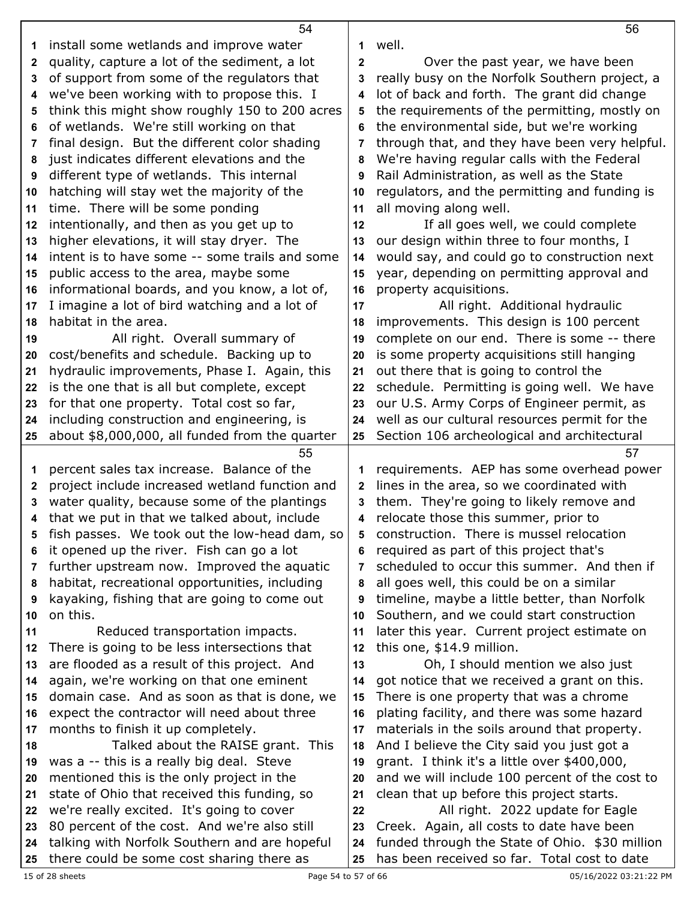install some wetlands and improve water quality, capture a lot of the sediment, a lot of support from some of the regulators that we've been working with to propose this. I think this might show roughly 150 to 200 acres of wetlands. We're still working on that final design. But the different color shading just indicates different elevations and the different type of wetlands. This internal hatching will stay wet the majority of the time. There will be some ponding intentionally, and then as you get up to higher elevations, it will stay dryer. The intent is to have some -- some trails and some public access to the area, maybe some informational boards, and you know, a lot of, I imagine a lot of bird watching and a lot of habitat in the area.

All right. Overall summary of cost/benefits and schedule. Backing up to hydraulic improvements, Phase I. Again, this is the one that is all but complete, except for that one property. Total cost so far, including construction and engineering, is about $8,000,000, all funded from the quarter percent sales tax increase. Balance of the project include increased wetland function and water quality, because some of the plantings that we put in that we talked about, include fish passes. We took out the low-head dam, so it opened up the river. Fish can go a lot further upstream now. Improved the aquatic habitat, recreational opportunities, including kayaking, fishing that are going to come out on this.

Reduced transportation impacts. There is going to be less intersections that are flooded as a result of this project. And again, we're working on that one eminent domain case. And as soon as that is done, we expect the contractor will need about three months to finish it up completely.

Talked about the RAISE grant. This was a -- this is a really big deal. Steve mentioned this is the only project in the state of Ohio that received this funding, so we're really excited. It's going to cover 80 percent of the cost. And we're also still talking with Norfolk Southern and are hopeful there could be some cost sharing there as well.

Over the past year, we have been really busy on the Norfolk Southern project, a lot of back and forth. The grant did change the requirements of the permitting, mostly on the environmental side, but we're working through that, and they have been very helpful. We're having regular calls with the Federal Rail Administration, as well as the State regulators, and the permitting and funding is all moving along well.

If all goes well, we could complete our design within three to four months, I would say, and could go to construction next year, depending on permitting approval and property acquisitions.

All right. Additional hydraulic improvements. This design is 100 percent complete on our end. There is some -- there is some property acquisitions still hanging out there that is going to control the schedule. Permitting is going well. We have our U.S. Army Corps of Engineer permit, as well as our cultural resources permit for the Section 106 archeological and architectural requirements. AEP has some overhead power lines in the area, so we coordinated with them. They're going to likely remove and relocate those this summer, prior to construction. There is mussel relocation required as part of this project that's scheduled to occur this summer. And then if all goes well, this could be on a similar timeline, maybe a little better, than Norfolk Southern, and we could start construction later this year. Current project estimate on this one, $14.9 million.

Oh, I should mention we also just got notice that we received a grant on this. There is one property that was a chrome plating facility, and there was some hazard materials in the soils around that property. And I believe the City said you just got a grant. I think it's a little over $400,000, and we will include 100 percent of the cost to clean that up before this project starts.

All right. 2022 update for Eagle Creek. Again, all costs to date have been funded through the State of Ohio. $30 million has been received so far. Total cost to date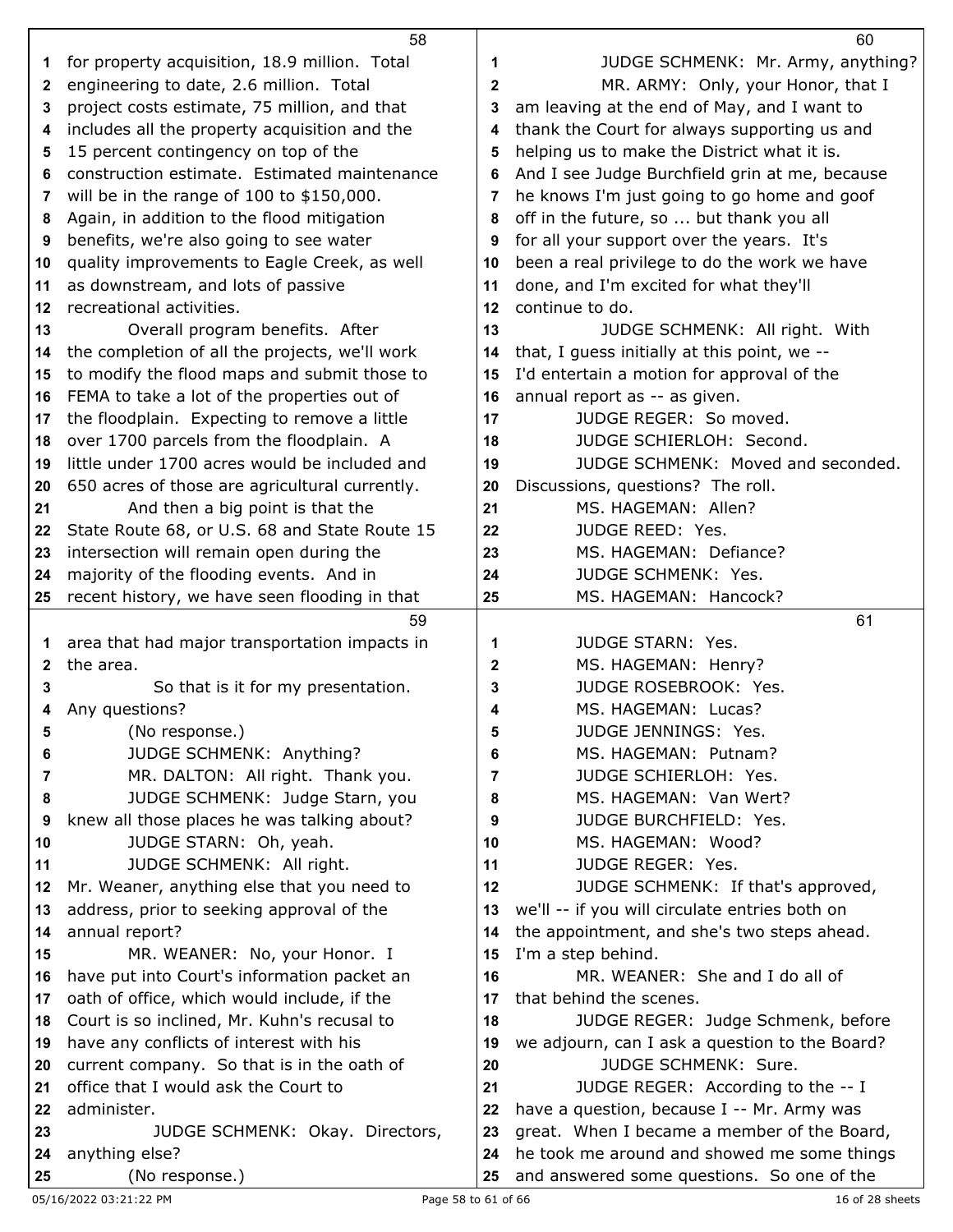for property acquisition, 18.9 million. Total engineering to date, 2.6 million. Total project costs estimate, 75 million, and that includes all the property acquisition and the 15 percent contingency on top of the construction estimate. Estimated maintenance will be in the range of 100 to $150,000. Again, in addition to the flood mitigation benefits, we're also going to see water quality improvements to Eagle Creek, as well as downstream, and lots of passive recreational activities.

Overall program benefits. After the completion of all the projects, we'll work to modify the flood maps and submit those to FEMA to take a lot of the properties out of the floodplain. Expecting to remove a little over 1700 parcels from the floodplain. A little under 1700 acres would be included and 650 acres of those are agricultural currently.

And then a big point is that the State Route 68, or U.S. 68 and State Route 15 intersection will remain open during the majority of the flooding events. And in recent history, we have seen flooding in that area that had major transportation impacts in the area.

So that is it for my presentation. Any questions?

(No response.)

JUDGE SCHMENK: Anything?

MR. DALTON: All right. Thank you.

JUDGE SCHMENK: Judge Starn, you knew all those places he was talking about?

JUDGE STARN: Oh, yeah.

JUDGE SCHMENK: All right. Mr. Weaner, anything else that you need to address, prior to seeking approval of the annual report?

MR. WEANER: No, your Honor. I have put into Court's information packet an oath of office, which would include, if the Court is so inclined, Mr. Kuhn's recusal to have any conflicts of interest with his current company. So that is in the oath of office that I would ask the Court to administer.

JUDGE SCHMENK: Okay. Directors, anything else?

(No response.)

JUDGE SCHMENK: Mr. Army, anything?

MR. ARMY: Only, your Honor, that I am leaving at the end of May, and I want to thank the Court for always supporting us and helping us to make the District what it is. And I see Judge Burchfield grin at me, because he knows I'm just going to go home and goof off in the future, so ... but thank you all for all your support over the years. It's been a real privilege to do the work we have done, and I'm excited for what they'll continue to do.

JUDGE SCHMENK: All right. With that, I guess initially at this point, we -- I'd entertain a motion for approval of the annual report as -- as given.

JUDGE REGER: So moved.

JUDGE SCHIERLOH: Second.

JUDGE SCHMENK: Moved and seconded. Discussions, questions? The roll.

MS. HAGEMAN: Allen?

JUDGE REED: Yes.

MS. HAGEMAN: Defiance?

JUDGE SCHMENK: Yes.

MS. HAGEMAN: Hancock?

JUDGE STARN: Yes.

MS. HAGEMAN: Henry?

JUDGE ROSEBROOK: Yes.

MS. HAGEMAN: Lucas?

JUDGE JENNINGS: Yes.

MS. HAGEMAN: Putnam?

JUDGE SCHIERLOH: Yes.

MS. HAGEMAN: Van Wert?

JUDGE BURCHFIELD: Yes.

MS. HAGEMAN: Wood?

JUDGE REGER: Yes.

JUDGE SCHMENK: If that's approved, we'll -- if you will circulate entries both on the appointment, and she's two steps ahead. I'm a step behind.

MR. WEANER: She and I do all of that behind the scenes.

JUDGE REGER: Judge Schmenk, before we adjourn, can I ask a question to the Board?

JUDGE SCHMENK: Sure.

JUDGE REGER: According to the -- I have a question, because I -- Mr. Army was great. When I became a member of the Board, he took me around and showed me some things and answered some questions. So one of the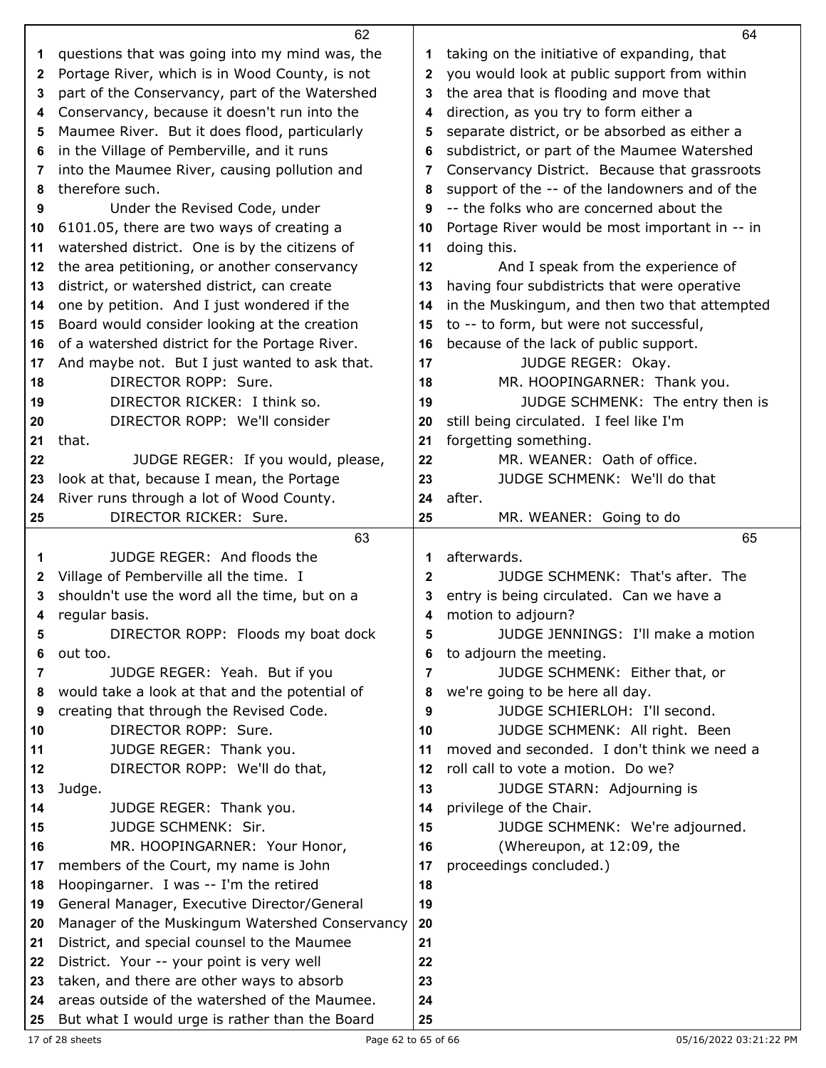questions that was going into my mind was, the Portage River, which is in Wood County, is not part of the Conservancy, part of the Watershed Conservancy, because it doesn't run into the Maumee River. But it does flood, particularly in the Village of Pemberville, and it runs into the Maumee River, causing pollution and therefore such.

Under the Revised Code, under 6101.05, there are two ways of creating a watershed district. One is by the citizens of the area petitioning, or another conservancy district, or watershed district, can create one by petition. And I just wondered if the Board would consider looking at the creation of a watershed district for the Portage River. And maybe not. But I just wanted to ask that.

DIRECTOR ROPP: Sure.

DIRECTOR RICKER: I think so.

DIRECTOR ROPP: We'll consider that.

JUDGE REGER: If you would, please, look at that, because I mean, the Portage River runs through a lot of Wood County.

DIRECTOR RICKER: Sure.

JUDGE REGER: And floods the Village of Pemberville all the time. I shouldn't use the word all the time, but on a regular basis.

DIRECTOR ROPP: Floods my boat dock out too.

JUDGE REGER: Yeah. But if you would take a look at that and the potential of creating that through the Revised Code.

DIRECTOR ROPP: Sure.

JUDGE REGER: Thank you.

DIRECTOR ROPP: We'll do that, Judge.

JUDGE REGER: Thank you.

JUDGE SCHMENK: Sir.

MR. HOOPINGARNER: Your Honor, members of the Court, my name is John Hoopingarner. I was -- I'm the retired General Manager, Executive Director/General Manager of the Muskingum Watershed Conservancy District, and special counsel to the Maumee District. Your -- your point is very well taken, and there are other ways to absorb areas outside of the watershed of the Maumee. But what I would urge is rather than the Board taking on the initiative of expanding, that you would look at public support from within the area that is flooding and move that direction, as you try to form either a separate district, or be absorbed as either a subdistrict, or part of the Maumee Watershed Conservancy District. Because that grassroots support of the -- of the landowners and of the -- the folks who are concerned about the Portage River would be most important in -- in doing this.

And I speak from the experience of having four subdistricts that were operative in the Muskingum, and then two that attempted to -- to form, but were not successful, because of the lack of public support.

JUDGE REGER: Okay.

MR. HOOPINGARNER: Thank you.

JUDGE SCHMENK: The entry then is still being circulated. I feel like I'm forgetting something.

MR. WEANER: Oath of office.

JUDGE SCHMENK: We'll do that after.

MR. WEANER: Going to do afterwards.

JUDGE SCHMENK: That's after. The entry is being circulated. Can we have a motion to adjourn?

JUDGE JENNINGS: I'll make a motion to adjourn the meeting.

JUDGE SCHMENK: Either that, or we're going to be here all day.

JUDGE SCHIERLOH: I'll second.

JUDGE SCHMENK: All right. Been moved and seconded. I don't think we need a roll call to vote a motion. Do we?

JUDGE STARN: Adjourning is privilege of the Chair.

JUDGE SCHMENK: We're adjourned.

(Whereupon, at 12:09, the proceedings concluded.)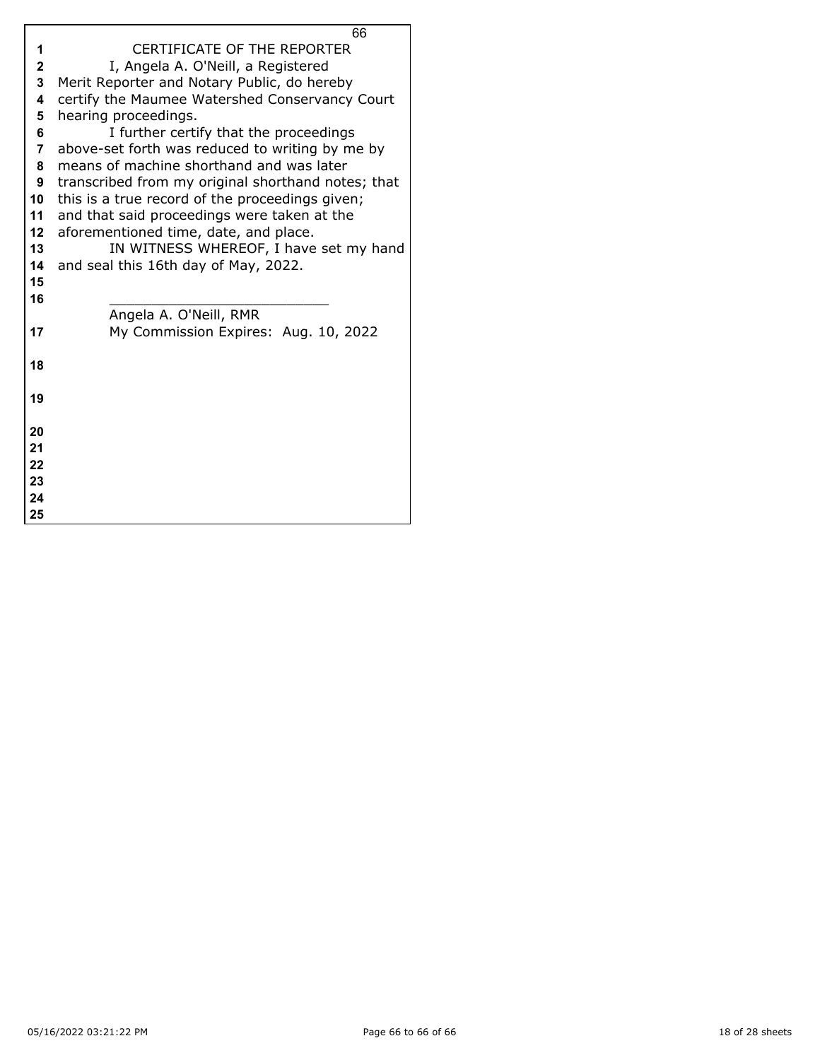# CERTIFICATE OF THE REPORTER

I, Angela A. O'Neill, a Registered Merit Reporter and Notary Public, do hereby certify the Maumee Watershed Conservancy Court hearing proceedings.

I further certify that the proceedings above-set forth was reduced to writing by me by means of machine shorthand and was later transcribed from my original shorthand notes; that this is a true record of the proceedings given; and that said proceedings were taken at the aforementioned time, date, and place.

IN WITNESS WHEREOF, I have set my hand and seal this 16th day of May, 2022.

\_\_\_\_\_\_\_\_\_\_\_\_\_\_\_\_\_\_\_\_\_\_\_\_\_\_

Angela A. O'Neill, RMR

My Commission Expires: Aug. 10, 2022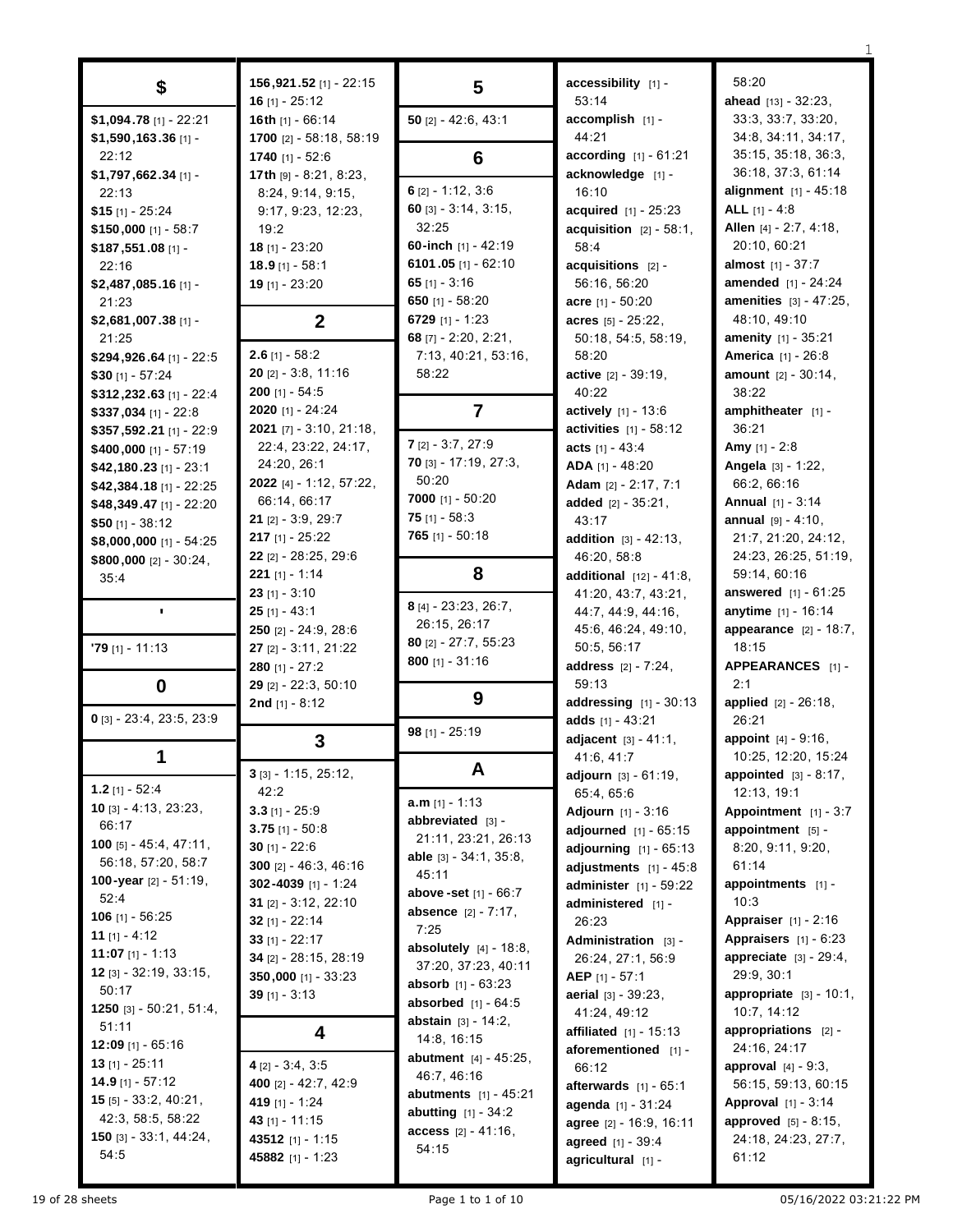## $

**$1,094.78** [1] - 22:21
**$1,590,163.36** [1] - 22:12
**$1,797,662.34** [1] - 22:13
**$15** [1] - 25:24
**$150,000** [1] - 58:7
**$187,551.08** [1] - 22:16
**$2,487,085.16** [1] - 21:23
**$2,681,007.38** [1] - 21:25
**$294,926.64** [1] - 22:5
**$30** [1] - 57:24
**$312,232.63** [1] - 22:4
**$337,034** [1] - 22:8
**$357,592.21** [1] - 22:9
**$400,000** [1] - 57:19
**$42,180.23** [1] - 23:1
**$42,384.18** [1] - 22:25
**$48,349.47** [1] - 22:20
**$50** [1] - 38:12
**$8,000,000** [1] - 54:25
**$800,000** [2] - 30:24, 35:4

## '

**'79** [1] - 11:13

## 0

**0** [3] - 23:4, 23:5, 23:9

## 1

**1.2** [1] - 52:4
**10** [3] - 4:13, 23:23, 66:17
**100** [5] - 45:4, 47:11, 56:18, 57:20, 58:7
**100-year** [2] - 51:19, 52:4
**106** [1] - 56:25
**11** [1] - 4:12
**11:07** [1] - 1:13
**12** [3] - 32:19, 33:15, 50:17
**1250** [3] - 50:21, 51:4, 51:11
**12:09** [1] - 65:16
**13** [1] - 25:11
**14.9** [1] - 57:12
**15** [5] - 33:2, 40:21, 42:3, 58:5, 58:22
**150** [3] - 33:1, 44:24, 54:5
**156,921.52** [1] - 22:15
**16** [1] - 25:12
**16th** [1] - 66:14
**1700** [2] - 58:18, 58:19
**1740** [1] - 52:6
**17th** [9] - 8:21, 8:23, 8:24, 9:14, 9:15, 9:17, 9:23, 12:23, 19:2
**18** [1] - 23:20
**18.9** [1] - 58:1
**19** [1] - 23:20

## 2

**2.6** [1] - 58:2
**20** [2] - 3:8, 11:16
**200** [1] - 54:5
**2020** [1] - 24:24
**2021** [7] - 3:10, 21:18, 22:4, 23:22, 24:17, 24:20, 26:1
**2022** [4] - 1:12, 57:22, 66:14, 66:17
**21** [2] - 3:9, 29:7
**217** [1] - 25:22
**22** [2] - 28:25, 29:6
**221** [1] - 1:14
**23** [1] - 3:10
**25** [1] - 43:1
**250** [2] - 24:9, 28:6
**27** [2] - 3:11, 21:22
**280** [1] - 27:2
**29** [2] - 22:3, 50:10
**2nd** [1] - 8:12

## 3

**3** [3] - 1:15, 25:12, 42:2
**3.3** [1] - 25:9
**3.75** [1] - 50:8
**30** [1] - 22:6
**300** [2] - 46:3, 46:16
**302-4039** [1] - 1:24
**31** [2] - 3:12, 22:10
**32** [1] - 22:14
**33** [1] - 22:17
**34** [2] - 28:15, 28:19
**350,000** [1] - 33:23
**39** [1] - 3:13

## 4

**4** [2] - 3:4, 3:5
**400** [2] - 42:7, 42:9
**419** [1] - 1:24
**43** [1] - 11:15
**43512** [1] - 1:15
**45882** [1] - 1:23

## 5

**50** [2] - 42:6, 43:1

## 6

**6** [2] - 1:12, 3:6
**60** [3] - 3:14, 3:15, 32:25
**60-inch** [1] - 42:19
**6101.05** [1] - 62:10
**65** [1] - 3:16
**650** [1] - 58:20
**6729** [1] - 1:23
**68** [7] - 2:20, 2:21, 7:13, 40:21, 53:16, 58:22

## 7

**7** [2] - 3:7, 27:9
**70** [3] - 17:19, 27:3, 50:20
**7000** [1] - 50:20
**75** [1] - 58:3
**765** [1] - 50:18

## 8

**8** [4] - 23:23, 26:7, 26:15, 26:17
**80** [2] - 27:7, 55:23
**800** [1] - 31:16

## 9

**98** [1] - 25:19

## A

**a.m** [1] - 1:13
**abbreviated** [3] - 21:11, 23:21, 26:13
**able** [3] - 34:1, 35:8, 45:11
**above-set** [1] - 66:7
**absence** [2] - 7:17, 7:25
**absolutely** [4] - 18:8, 37:20, 37:23, 40:11
**absorb** [1] - 63:23
**absorbed** [1] - 64:5
**abstain** [3] - 14:2, 14:8, 16:15
**abutment** [4] - 45:25, 46:7, 46:16
**abutments** [1] - 45:21
**abutting** [1] - 34:2
**access** [2] - 41:16, 54:15
**accessibility** [1] - 53:14
**accomplish** [1] - 44:21
**according** [1] - 61:21
**acknowledge** [1] - 16:10
**acquired** [1] - 25:23
**acquisition** [2] - 58:1, 58:4
**acquisitions** [2] - 56:16, 56:20
**acre** [1] - 50:20
**acres** [5] - 25:22, 50:18, 54:5, 58:19, 58:20
**active** [2] - 39:19, 40:22
**actively** [1] - 13:6
**activities** [1] - 58:12
**acts** [1] - 43:4
**ADA** [1] - 48:20
**Adam** [2] - 2:17, 7:1
**added** [2] - 35:21, 43:17
**addition** [3] - 42:13, 46:20, 58:8
**additional** [12] - 41:8, 41:20, 43:7, 43:21, 44:7, 44:9, 44:16, 45:6, 46:24, 49:10, 50:5, 56:17
**address** [2] - 7:24, 59:13
**addressing** [1] - 30:13
**adds** [1] - 43:21
**adjacent** [3] - 41:1, 41:6, 41:7
**adjourn** [3] - 61:19, 65:4, 65:6
**Adjourn** [1] - 3:16
**adjourned** [1] - 65:15
**adjourning** [1] - 65:13
**adjustments** [1] - 45:8
**administer** [1] - 59:22
**administered** [1] - 26:23
**Administration** [3] - 26:24, 27:1, 56:9
**AEP** [1] - 57:1
**aerial** [3] - 39:23, 41:24, 49:12
**affiliated** [1] - 15:13
**aforementioned** [1] - 66:12
**afterwards** [1] - 65:1
**agenda** [1] - 31:24
**agree** [2] - 16:9, 16:11
**agreed** [1] - 39:4
**agricultural** [1] - 58:20
**ahead** [13] - 32:23, 33:3, 33:7, 33:20, 34:8, 34:11, 34:17, 35:15, 35:18, 36:3, 36:18, 37:3, 61:14
**alignment** [1] - 45:18
**ALL** [1] - 4:8
**Allen** [4] - 2:7, 4:18, 20:10, 60:21
**almost** [1] - 37:7
**amended** [1] - 24:24
**amenities** [3] - 47:25, 48:10, 49:10
**amenity** [1] - 35:21
**America** [1] - 26:8
**amount** [2] - 30:14, 38:22
**amphitheater** [1] - 36:21
**Amy** [1] - 2:8
**Angela** [3] - 1:22, 66:2, 66:16
**Annual** [1] - 3:14
**annual** [9] - 4:10, 21:7, 21:20, 24:12, 24:23, 26:25, 51:19, 59:14, 60:16
**answered** [1] - 61:25
**anytime** [1] - 16:14
**appearance** [2] - 18:7, 18:15
**APPEARANCES** [1] - 2:1
**applied** [2] - 26:18, 26:21
**appoint** [4] - 9:16, 10:25, 12:20, 15:24
**appointed** [3] - 8:17, 12:13, 19:1
**Appointment** [1] - 3:7
**appointment** [5] - 8:20, 9:11, 9:20, 61:14
**appointments** [1] - 10:3
**Appraiser** [1] - 2:16
**Appraisers** [1] - 6:23
**appreciate** [3] - 29:4, 29:9, 30:1
**appropriate** [3] - 10:1, 10:7, 14:12
**appropriations** [2] - 24:16, 24:17
**approval** [4] - 9:3, 56:15, 59:13, 60:15
**Approval** [1] - 3:14
**approved** [5] - 8:15, 24:18, 24:23, 27:7, 61:12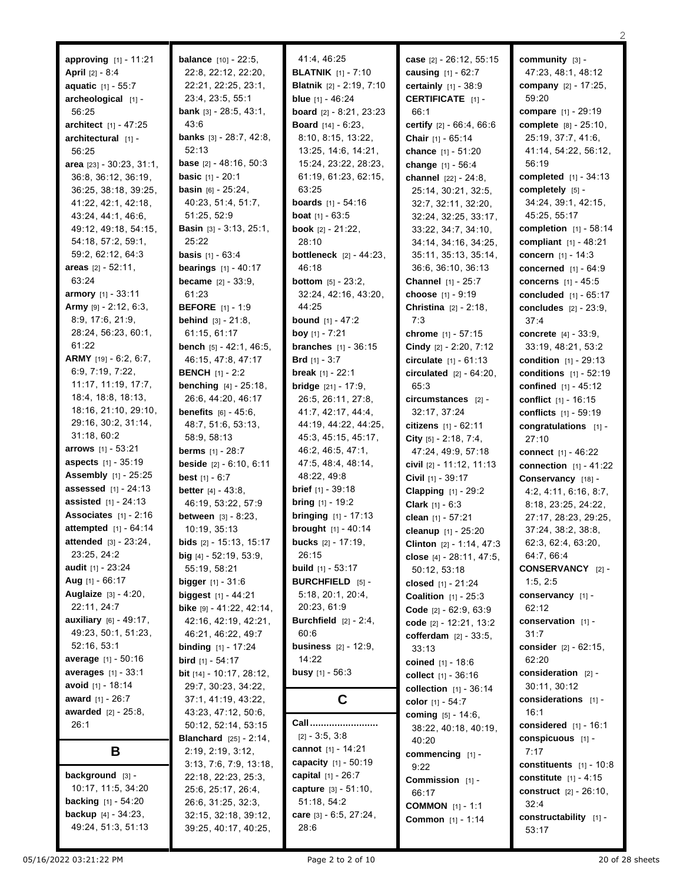**approving** [1] - 11:21
**April** [2] - 8:4
**aquatic** [1] - 55:7
**archeological** [1] - 56:25
**architect** [1] - 47:25
**architectural** [1] - 56:25
**area** [23] - 30:23, 31:1, 36:8, 36:12, 36:19, 36:25, 38:18, 39:25, 41:22, 42:1, 42:18, 43:24, 44:1, 46:6, 49:12, 49:18, 54:15, 54:18, 57:2, 59:1, 59:2, 62:12, 64:3
**areas** [2] - 52:11, 63:24
**armory** [1] - 33:11
**Army** [9] - 2:12, 6:3, 8:9, 17:6, 21:9, 28:24, 56:23, 60:1, 61:22
**ARMY** [19] - 6:2, 6:7, 6:9, 7:19, 7:22, 11:17, 11:19, 17:7, 18:4, 18:8, 18:13, 18:16, 21:10, 29:10, 29:16, 30:2, 31:14, 31:18, 60:2
**arrows** [1] - 53:21
**aspects** [1] - 35:19
**Assembly** [1] - 25:25
**assessed** [1] - 24:13
**assisted** [1] - 24:13
**Associates** [1] - 2:16
**attempted** [1] - 64:14
**attended** [3] - 23:24, 23:25, 24:2
**audit** [1] - 23:24
**Aug** [1] - 66:17
**Auglaize** [3] - 4:20, 22:11, 24:7
**auxiliary** [6] - 49:17, 49:23, 50:1, 51:23, 52:16, 53:1
**average** [1] - 50:16
**averages** [1] - 33:1
**avoid** [1] - 18:14
**award** [1] - 26:7
**awarded** [2] - 25:8, 26:1

## B

**background** [3] - 10:17, 11:5, 34:20
**backing** [1] - 54:20
**backup** [4] - 34:23, 49:24, 51:3, 51:13
**balance** [10] - 22:5, 22:8, 22:12, 22:20, 22:21, 22:25, 23:1, 23:4, 23:5, 55:1
**bank** [3] - 28:5, 43:1, 43:6
**banks** [3] - 28:7, 42:8, 52:13
**base** [2] - 48:16, 50:3
**basic** [1] - 20:1
**basin** [6] - 25:24, 40:23, 51:4, 51:7, 51:25, 52:9
**Basin** [3] - 3:13, 25:1, 25:22
**basis** [1] - 63:4
**bearings** [1] - 40:17
**became** [2] - 33:9, 61:23
**BEFORE** [1] - 1:9
**behind** [3] - 21:8, 61:15, 61:17
**bench** [5] - 42:1, 46:5, 46:15, 47:8, 47:17
**BENCH** [1] - 2:2
**benching** [4] - 25:18, 26:6, 44:20, 46:17
**benefits** [6] - 45:6, 48:7, 51:6, 53:13, 58:9, 58:13
**berms** [1] - 28:7
**beside** [2] - 6:10, 6:11
**best** [1] - 6:7
**better** [4] - 43:8, 46:19, 53:22, 57:9
**between** [3] - 8:23, 10:19, 35:13
**bids** [2] - 15:13, 15:17
**big** [4] - 52:19, 53:9, 55:19, 58:21
**bigger** [1] - 31:6
**biggest** [1] - 44:21
**bike** [9] - 41:22, 42:14, 42:16, 42:19, 42:21, 46:21, 46:22, 49:7
**binding** [1] - 17:24
**bird** [1] - 54:17
**bit** [14] - 10:17, 28:12, 29:7, 30:23, 34:22, 37:1, 41:19, 43:22, 43:23, 47:12, 50:6, 50:12, 52:14, 53:15
**Blanchard** [25] - 2:14, 2:19, 2:19, 3:12, 3:13, 7:6, 7:9, 13:18, 22:18, 22:23, 25:3, 25:6, 25:17, 26:4, 26:6, 31:25, 32:3, 32:15, 32:18, 39:12, 39:25, 40:17, 40:25, 41:4, 46:25
**BLATNIK** [1] - 7:10
**Blatnik** [2] - 2:19, 7:10
**blue** [1] - 46:24
**board** [2] - 8:21, 23:23
**Board** [14] - 6:23, 8:10, 8:15, 13:22, 13:25, 14:6, 14:21, 15:24, 23:22, 28:23, 61:19, 61:23, 62:15, 63:25
**boards** [1] - 54:16
**boat** [1] - 63:5
**book** [2] - 21:22, 28:10
**bottleneck** [2] - 44:23, 46:18
**bottom** [5] - 23:2, 32:24, 42:16, 43:20, 44:25
**bound** [1] - 47:2
**boy** [1] - 7:21
**branches** [1] - 36:15
**Brd** [1] - 3:7
**break** [1] - 22:1
**bridge** [21] - 17:9, 26:5, 26:11, 27:8, 41:7, 42:17, 44:4, 44:19, 44:22, 44:25, 45:3, 45:15, 45:17, 46:2, 46:5, 47:1, 47:5, 48:4, 48:14, 48:22, 49:8
**brief** [1] - 39:18
**bring** [1] - 19:2
**bringing** [1] - 17:13
**brought** [1] - 40:14
**bucks** [2] - 17:19, 26:15
**build** [1] - 53:17
**BURCHFIELD** [5] - 5:18, 20:1, 20:4, 20:23, 61:9
**Burchfield** [2] - 2:4, 60:6
**business** [2] - 12:9, 14:22
**busy** [1] - 56:3

## C

**Call........................** [2] - 3:5, 3:8
**cannot** [1] - 14:21
**capacity** [1] - 50:19
**capital** [1] - 26:7
**capture** [3] - 51:10, 51:18, 54:2
**care** [3] - 6:5, 27:24, 28:6
**case** [2] - 26:12, 55:15
**causing** [1] - 62:7
**certainly** [1] - 38:9
**CERTIFICATE** [1] - 66:1
**certify** [2] - 66:4, 66:6
**Chair** [1] - 65:14
**chance** [1] - 51:20
**change** [1] - 56:4
**channel** [22] - 24:8, 25:14, 30:21, 32:5, 32:7, 32:11, 32:20, 32:24, 32:25, 33:17, 33:22, 34:7, 34:10, 34:14, 34:16, 34:25, 35:11, 35:13, 35:14, 36:6, 36:10, 36:13
**Channel** [1] - 25:7
**choose** [1] - 9:19
**Christina** [2] - 2:18, 7:3
**chrome** [1] - 57:15
**Cindy** [2] - 2:20, 7:12
**circulate** [1] - 61:13
**circulated** [2] - 64:20, 65:3
**circumstances** [2] - 32:17, 37:24
**citizens** [1] - 62:11
**City** [5] - 2:18, 7:4, 47:24, 49:9, 57:18
**civil** [2] - 11:12, 11:13
**Civil** [1] - 39:17
**Clapping** [1] - 29:2
**Clark** [1] - 6:3
**clean** [1] - 57:21
**cleanup** [1] - 25:20
**Clinton** [2] - 1:14, 47:3
**close** [4] - 28:11, 47:5, 50:12, 53:18
**closed** [1] - 21:24
**Coalition** [1] - 25:3
**Code** [2] - 62:9, 63:9
**code** [2] - 12:21, 13:2
**cofferdam** [2] - 33:5, 33:13
**coined** [1] - 18:6
**collect** [1] - 36:16
**collection** [1] - 36:14
**color** [1] - 54:7
**coming** [5] - 14:6, 38:22, 40:18, 40:19, 40:20
**commencing** [1] - 9:22
**Commission** [1] - 66:17
**COMMON** [1] - 1:1
**Common** [1] - 1:14
**community** [3] - 47:23, 48:1, 48:12
**company** [2] - 17:25, 59:20
**compare** [1] - 29:19
**complete** [8] - 25:10, 25:19, 37:7, 41:6, 41:14, 54:22, 56:12, 56:19
**completed** [1] - 34:13
**completely** [5] - 34:24, 39:1, 42:15, 45:25, 55:17
**completion** [1] - 58:14
**compliant** [1] - 48:21
**concern** [1] - 14:3
**concerned** [1] - 64:9
**concerns** [1] - 45:5
**concluded** [1] - 65:17
**concludes** [2] - 23:9, 37:4
**concrete** [4] - 33:9, 33:19, 48:21, 53:2
**condition** [1] - 29:13
**conditions** [1] - 52:19
**confined** [1] - 45:12
**conflict** [1] - 16:15
**conflicts** [1] - 59:19
**congratulations** [1] - 27:10
**connect** [1] - 46:22
**connection** [1] - 41:22
**Conservancy** [18] - 4:2, 4:11, 6:16, 8:7, 8:18, 23:25, 24:22, 27:17, 28:23, 29:25, 37:24, 38:2, 38:8, 62:3, 62:4, 63:20, 64:7, 66:4
**CONSERVANCY** [2] - 1:5, 2:5
**conservancy** [1] - 62:12
**conservation** [1] - 31:7
**consider** [2] - 62:15, 62:20
**consideration** [2] - 30:11, 30:12
**considerations** [1] - 16:1
**considered** [1] - 16:1
**conspicuous** [1] - 7:17
**constituents** [1] - 10:8
**constitute** [1] - 4:15
**construct** [2] - 26:10, 32:4
**constructability** [1] - 53:17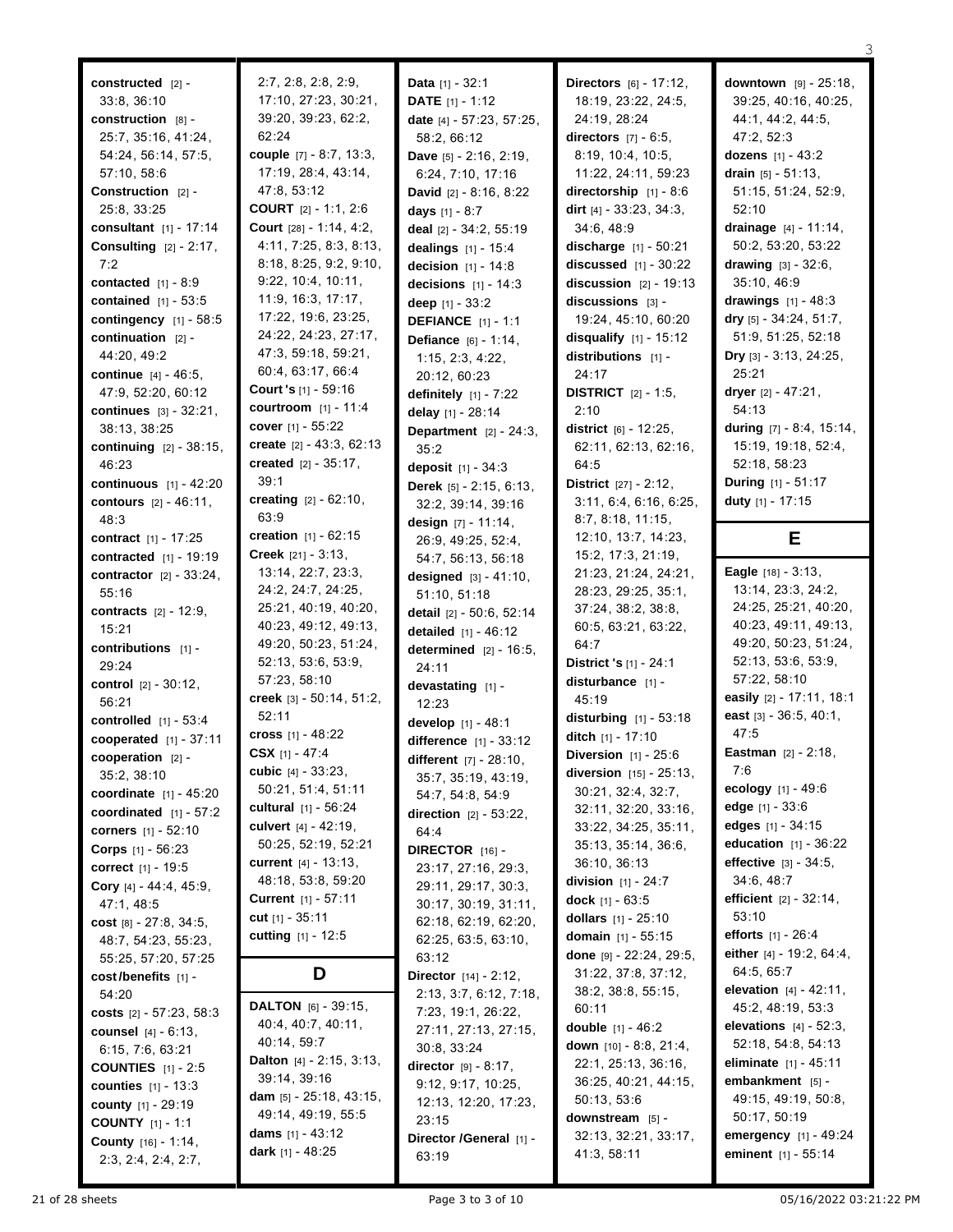**constructed** [2] - 33:8, 36:10
**construction** [8] - 25:7, 35:16, 41:24, 54:24, 56:14, 57:5, 57:10, 58:6
**Construction** [2] - 25:8, 33:25
**consultant** [1] - 17:14
**Consulting** [2] - 2:17, 7:2
**contacted** [1] - 8:9
**contained** [1] - 53:5
**contingency** [1] - 58:5
**continuation** [2] - 44:20, 49:2
**continue** [4] - 46:5, 47:9, 52:20, 60:12
**continues** [3] - 32:21, 38:13, 38:25
**continuing** [2] - 38:15, 46:23
**continuous** [1] - 42:20
**contours** [2] - 46:11, 48:3
**contract** [1] - 17:25
**contracted** [1] - 19:19
**contractor** [2] - 33:24, 55:16
**contracts** [2] - 12:9, 15:21
**contributions** [1] - 29:24
**control** [2] - 30:12, 56:21
**controlled** [1] - 53:4
**cooperated** [1] - 37:11
**cooperation** [2] - 35:2, 38:10
**coordinate** [1] - 45:20
**coordinated** [1] - 57:2
**corners** [1] - 52:10
**Corps** [1] - 56:23
**correct** [1] - 19:5
**Cory** [4] - 44:4, 45:9, 47:1, 48:5
**cost** [8] - 27:8, 34:5, 48:7, 54:23, 55:23, 55:25, 57:20, 57:25
**cost/benefits** [1] - 54:20
**costs** [2] - 57:23, 58:3
**counsel** [4] - 6:13, 6:15, 7:6, 63:21
**COUNTIES** [1] - 2:5
**counties** [1] - 13:3
**county** [1] - 29:19
**COUNTY** [1] - 1:1
**County** [16] - 1:14, 2:3, 2:4, 2:4, 2:7, 2:7, 2:8, 2:8, 2:9, 17:10, 27:23, 30:21, 39:20, 39:23, 62:2, 62:24
**couple** [7] - 8:7, 13:3, 17:19, 28:4, 43:14, 47:8, 53:12
**COURT** [2] - 1:1, 2:6
**Court** [28] - 1:14, 4:2, 4:11, 7:25, 8:3, 8:13, 8:18, 8:25, 9:2, 9:10, 9:22, 10:4, 10:11, 11:9, 16:3, 17:17, 17:22, 19:6, 23:25, 24:22, 24:23, 27:17, 47:3, 59:18, 59:21, 60:4, 63:17, 66:4
**Court's** [1] - 59:16
**courtroom** [1] - 11:4
**cover** [1] - 55:22
**create** [2] - 43:3, 62:13
**created** [2] - 35:17, 39:1
**creating** [2] - 62:10, 63:9
**creation** [1] - 62:15
**Creek** [21] - 3:13, 13:14, 22:7, 23:3, 24:2, 24:7, 24:25, 25:21, 40:19, 40:20, 40:23, 49:12, 49:13, 49:20, 50:23, 51:24, 52:13, 53:6, 53:9, 57:23, 58:10
**creek** [3] - 50:14, 51:2, 52:11
**cross** [1] - 48:22
**CSX** [1] - 47:4
**cubic** [4] - 33:23, 50:21, 51:4, 51:11
**cultural** [1] - 56:24
**culvert** [4] - 42:19, 50:25, 52:19, 52:21
**current** [4] - 13:13, 48:18, 53:8, 59:20
**Current** [1] - 57:11
**cut** [1] - 35:11
**cutting** [1] - 12:5

## D

**DALTON** [6] - 39:15, 40:4, 40:7, 40:11, 40:14, 59:7
**Dalton** [4] - 2:15, 3:13, 39:14, 39:16
**dam** [5] - 25:18, 43:15, 49:14, 49:19, 55:5
**dams** [1] - 43:12
**dark** [1] - 48:25
**Data** [1] - 32:1
**DATE** [1] - 1:12
**date** [4] - 57:23, 57:25, 58:2, 66:12
**Dave** [5] - 2:16, 2:19, 6:24, 7:10, 17:16
**David** [2] - 8:16, 8:22
**days** [1] - 8:7
**deal** [2] - 34:2, 55:19
**dealings** [1] - 15:4
**decision** [1] - 14:8
**decisions** [1] - 14:3
**deep** [1] - 33:2
**DEFIANCE** [1] - 1:1
**Defiance** [6] - 1:14, 1:15, 2:3, 4:22, 20:12, 60:23
**definitely** [1] - 7:22
**delay** [1] - 28:14
**Department** [2] - 24:3, 35:2
**deposit** [1] - 34:3
**Derek** [5] - 2:15, 6:13, 32:2, 39:14, 39:16
**design** [7] - 11:14, 26:9, 49:25, 52:4, 54:7, 56:13, 56:18
**designed** [3] - 41:10, 51:10, 51:18
**detail** [2] - 50:6, 52:14
**detailed** [1] - 46:12
**determined** [2] - 16:5, 24:11
**devastating** [1] - 12:23
**develop** [1] - 48:1
**difference** [1] - 33:12
**different** [7] - 28:10, 35:7, 35:19, 43:19, 54:7, 54:8, 54:9
**direction** [2] - 53:22, 64:4
**DIRECTOR** [16] - 23:17, 27:16, 29:3, 29:11, 29:17, 30:3, 30:17, 30:19, 31:11, 62:18, 62:19, 62:20, 62:25, 63:5, 63:10, 63:12
**Director** [14] - 2:12, 2:13, 3:7, 6:12, 7:18, 7:23, 19:1, 26:22, 27:11, 27:13, 27:15, 30:8, 33:24
**director** [9] - 8:17, 9:12, 9:17, 10:25, 12:13, 12:20, 17:23, 23:15
**Director/General** [1] - 63:19
**Directors** [6] - 17:12, 18:19, 23:22, 24:5, 24:19, 28:24
**directors** [7] - 6:5, 8:19, 10:4, 10:5, 11:22, 24:11, 59:23
**directorship** [1] - 8:6
**dirt** [4] - 33:23, 34:3, 34:6, 48:9
**discharge** [1] - 50:21
**discussed** [1] - 30:22
**discussion** [2] - 19:13
**discussions** [3] - 19:24, 45:10, 60:20
**disqualify** [1] - 15:12
**distributions** [1] - 24:17
**DISTRICT** [2] - 1:5, 2:10
**district** [6] - 12:25, 62:11, 62:13, 62:16, 64:5
**District** [27] - 2:12, 3:11, 6:4, 6:16, 6:25, 8:7, 8:18, 11:15, 12:10, 13:7, 14:23, 15:2, 17:3, 21:19, 21:23, 21:24, 24:21, 28:23, 29:25, 35:1, 37:24, 38:2, 38:8, 60:5, 63:21, 63:22, 64:7
**District's** [1] - 24:1
**disturbance** [1] - 45:19
**disturbing** [1] - 53:18
**ditch** [1] - 17:10
**Diversion** [1] - 25:6
**diversion** [15] - 25:13, 30:21, 32:4, 32:7, 32:11, 32:20, 33:16, 33:22, 34:25, 35:11, 35:13, 35:14, 36:6, 36:10, 36:13
**division** [1] - 24:7
**dock** [1] - 63:5
**dollars** [1] - 25:10
**domain** [1] - 55:15
**done** [9] - 22:24, 29:5, 31:22, 37:8, 37:12, 38:2, 38:8, 55:15, 60:11
**double** [1] - 46:2
**down** [10] - 8:8, 21:4, 22:1, 25:13, 36:16, 36:25, 40:21, 44:15, 50:13, 53:6
**downstream** [5] - 32:13, 32:21, 33:17, 41:3, 58:11
**downtown** [9] - 25:18, 39:25, 40:16, 40:25, 44:1, 44:2, 44:5, 47:2, 52:3
**dozens** [1] - 43:2
**drain** [5] - 51:13, 51:15, 51:24, 52:9, 52:10
**drainage** [4] - 11:14, 50:2, 53:20, 53:22
**drawing** [3] - 32:6, 35:10, 46:9
**drawings** [1] - 48:3
**dry** [5] - 34:24, 51:7, 51:9, 51:25, 52:18
**Dry** [3] - 3:13, 24:25, 25:21
**dryer** [2] - 47:21, 54:13
**during** [7] - 8:4, 15:14, 15:19, 19:18, 52:4, 52:18, 58:23
**During** [1] - 51:17
**duty** [1] - 17:15

## E

**Eagle** [18] - 3:13, 13:14, 23:3, 24:2, 24:25, 25:21, 40:20, 40:23, 49:11, 49:13, 49:20, 50:23, 51:24, 52:13, 53:6, 53:9, 57:22, 58:10
**easily** [2] - 17:11, 18:1
**east** [3] - 36:5, 40:1, 47:5
**Eastman** [2] - 2:18, 7:6
**ecology** [1] - 49:6
**edge** [1] - 33:6
**edges** [1] - 34:15
**education** [1] - 36:22
**effective** [3] - 34:5, 34:6, 48:7
**efficient** [2] - 32:14, 53:10
**efforts** [1] - 26:4
**either** [4] - 19:2, 64:4, 64:5, 65:7
**elevation** [4] - 42:11, 45:2, 48:19, 53:3
**elevations** [4] - 52:3, 52:18, 54:8, 54:13
**eliminate** [1] - 45:11
**embankment** [5] - 49:15, 49:19, 50:8, 50:17, 50:19
**emergency** [1] - 49:24
**eminent** [1] - 55:14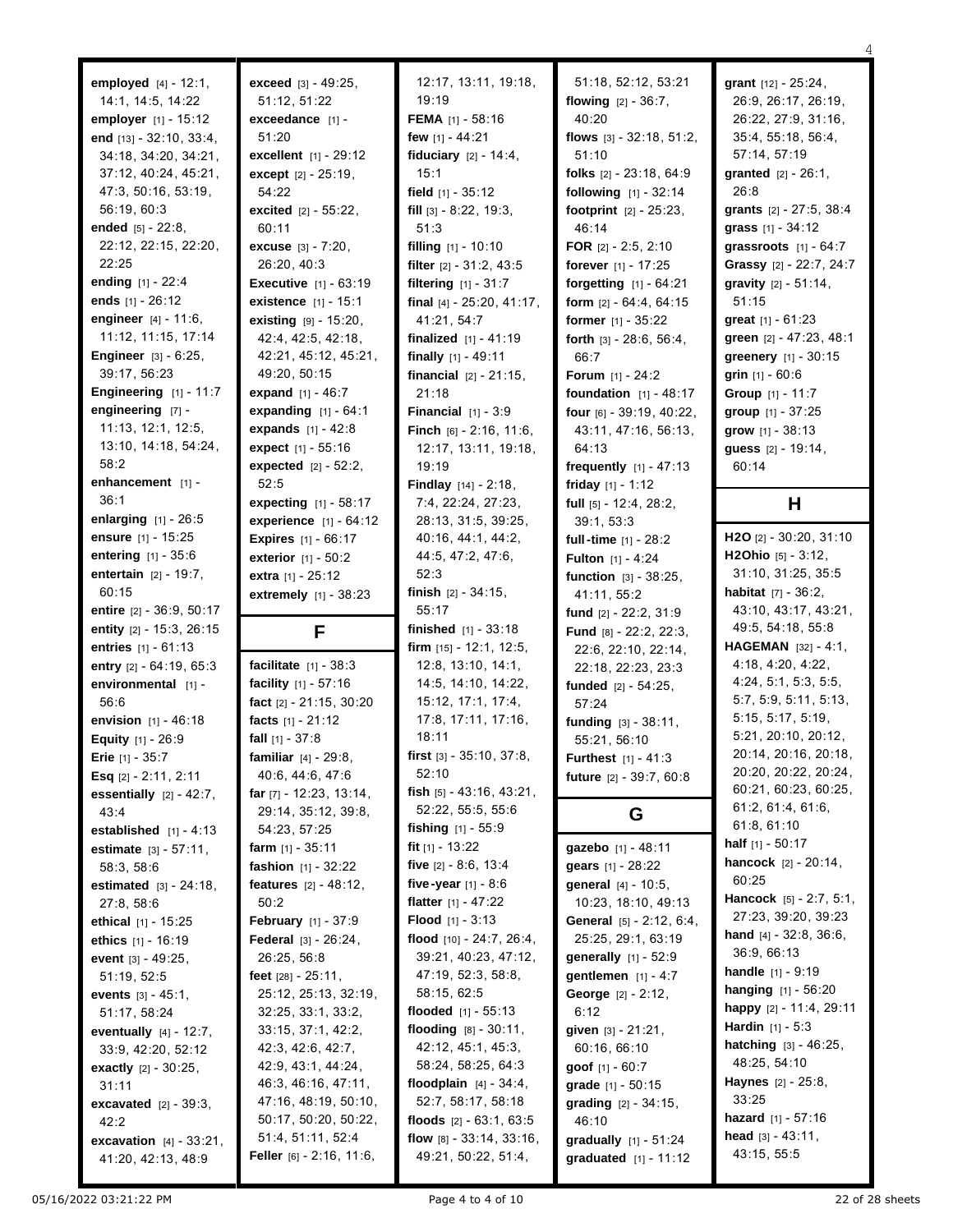**employed** [4] - 12:1, 14:1, 14:5, 14:22
**employer** [1] - 15:12
**end** [13] - 32:10, 33:4, 34:18, 34:20, 34:21, 37:12, 40:24, 45:21, 47:3, 50:16, 53:19, 56:19, 60:3
**ended** [5] - 22:8, 22:12, 22:15, 22:20, 22:25
**ending** [1] - 22:4
**ends** [1] - 26:12
**engineer** [4] - 11:6, 11:12, 11:15, 17:14
**Engineer** [3] - 6:25, 39:17, 56:23
**Engineering** [1] - 11:7
**engineering** [7] - 11:13, 12:1, 12:5, 13:10, 14:18, 54:24, 58:2
**enhancement** [1] - 36:1
**enlarging** [1] - 26:5
**ensure** [1] - 15:25
**entering** [1] - 35:6
**entertain** [2] - 19:7, 60:15
**entire** [2] - 36:9, 50:17
**entity** [2] - 15:3, 26:15
**entries** [1] - 61:13
**entry** [2] - 64:19, 65:3
**environmental** [1] - 56:6
**envision** [1] - 46:18
**Equity** [1] - 26:9
**Erie** [1] - 35:7
**Esq** [2] - 2:11, 2:11
**essentially** [2] - 42:7, 43:4
**established** [1] - 4:13
**estimate** [3] - 57:11, 58:3, 58:6
**estimated** [3] - 24:18, 27:8, 58:6
**ethical** [1] - 15:25
**ethics** [1] - 16:19
**event** [3] - 49:25, 51:19, 52:5
**events** [3] - 45:1, 51:17, 58:24
**eventually** [4] - 12:7, 33:9, 42:20, 52:12
**exactly** [2] - 30:25, 31:11
**excavated** [2] - 39:3, 42:2
**excavation** [4] - 33:21, 41:20, 42:13, 48:9
**exceed** [3] - 49:25, 51:12, 51:22
**exceedance** [1] - 51:20
**excellent** [1] - 29:12
**except** [2] - 25:19, 54:22
**excited** [2] - 55:22, 60:11
**excuse** [3] - 7:20, 26:20, 40:3
**Executive** [1] - 63:19
**existence** [1] - 15:1
**existing** [9] - 15:20, 42:4, 42:5, 42:18, 42:21, 45:12, 45:21, 49:20, 50:15
**expand** [1] - 46:7
**expanding** [1] - 64:1
**expands** [1] - 42:8
**expect** [1] - 55:16
**expected** [2] - 52:2, 52:5
**expecting** [1] - 58:17
**experience** [1] - 64:12
**Expires** [1] - 66:17
**exterior** [1] - 50:2
**extra** [1] - 25:12
**extremely** [1] - 38:23

## F

**facilitate** [1] - 38:3
**facility** [1] - 57:16
**fact** [2] - 21:15, 30:20
**facts** [1] - 21:12
**fall** [1] - 37:8
**familiar** [4] - 29:8, 40:6, 44:6, 47:6
**far** [7] - 12:23, 13:14, 29:14, 35:12, 39:8, 54:23, 57:25
**farm** [1] - 35:11
**fashion** [1] - 32:22
**features** [2] - 48:12, 50:2
**February** [1] - 37:9
**Federal** [3] - 26:24, 26:25, 56:8
**feet** [28] - 25:11, 25:12, 25:13, 32:19, 32:25, 33:1, 33:2, 33:15, 37:1, 42:2, 42:3, 42:6, 42:7, 42:9, 43:1, 44:24, 46:3, 46:16, 47:11, 47:16, 48:19, 50:10, 50:17, 50:20, 50:22, 51:4, 51:11, 52:4
**Feller** [6] - 2:16, 11:6, 12:17, 13:11, 19:18, 19:19
**FEMA** [1] - 58:16
**few** [1] - 44:21
**fiduciary** [2] - 14:4, 15:1
**field** [1] - 35:12
**fill** [3] - 8:22, 19:3, 51:3
**filling** [1] - 10:10
**filter** [2] - 31:2, 43:5
**filtering** [1] - 31:7
**final** [4] - 25:20, 41:17, 41:21, 54:7
**finalized** [1] - 41:19
**finally** [1] - 49:11
**financial** [2] - 21:15, 21:18
**Financial** [1] - 3:9
**Finch** [6] - 2:16, 11:6, 12:17, 13:11, 19:18, 19:19
**Findlay** [14] - 2:18, 7:4, 22:24, 27:23, 28:13, 31:5, 39:25, 40:16, 44:1, 44:2, 44:5, 47:2, 47:6, 52:3
**finish** [2] - 34:15, 55:17
**finished** [1] - 33:18
**firm** [15] - 12:1, 12:5, 12:8, 13:10, 14:1, 14:5, 14:10, 14:22, 15:12, 17:1, 17:4, 17:8, 17:11, 17:16, 18:11
**first** [3] - 35:10, 37:8, 52:10
**fish** [5] - 43:16, 43:21, 52:22, 55:5, 55:6
**fishing** [1] - 55:9
**fit** [1] - 13:22
**five** [2] - 8:6, 13:4
**five-year** [1] - 8:6
**flatter** [1] - 47:22
**Flood** [1] - 3:13
**flood** [10] - 24:7, 26:4, 39:21, 40:23, 47:12, 47:19, 52:3, 58:8, 58:15, 62:5
**flooded** [1] - 55:13
**flooding** [8] - 30:11, 42:12, 45:1, 45:3, 58:24, 58:25, 64:3
**floodplain** [4] - 34:4, 52:7, 58:17, 58:18
**floods** [2] - 63:1, 63:5
**flow** [8] - 33:14, 33:16, 49:21, 50:22, 51:4, 51:18, 52:12, 53:21
**flowing** [2] - 36:7, 40:20
**flows** [3] - 32:18, 51:2, 51:10
**folks** [2] - 23:18, 64:9
**following** [1] - 32:14
**footprint** [2] - 25:23, 46:14
**FOR** [2] - 2:5, 2:10
**forever** [1] - 17:25
**forgetting** [1] - 64:21
**form** [2] - 64:4, 64:15
**former** [1] - 35:22
**forth** [3] - 28:6, 56:4, 66:7
**Forum** [1] - 24:2
**foundation** [1] - 48:17
**four** [6] - 39:19, 40:22, 43:11, 47:16, 56:13, 64:13
**frequently** [1] - 47:13
**friday** [1] - 1:12
**full** [5] - 12:4, 28:2, 39:1, 53:3
**full-time** [1] - 28:2
**Fulton** [1] - 4:24
**function** [3] - 38:25, 41:11, 55:2
**fund** [2] - 22:2, 31:9
**Fund** [8] - 22:2, 22:3, 22:6, 22:10, 22:14, 22:18, 22:23, 23:3
**funded** [2] - 54:25, 57:24
**funding** [3] - 38:11, 55:21, 56:10
**Furthest** [1] - 41:3
**future** [2] - 39:7, 60:8

## G

**gazebo** [1] - 48:11
**gears** [1] - 28:22
**general** [4] - 10:5, 10:23, 18:10, 49:13
**General** [5] - 2:12, 6:4, 25:25, 29:1, 63:19
**generally** [1] - 52:9
**gentlemen** [1] - 4:7
**George** [2] - 2:12, 6:12
**given** [3] - 21:21, 60:16, 66:10
**goof** [1] - 60:7
**grade** [1] - 50:15
**grading** [2] - 34:15, 46:10
**gradually** [1] - 51:24
**graduated** [1] - 11:12
**grant** [12] - 25:24, 26:9, 26:17, 26:19, 26:22, 27:9, 31:16, 35:4, 55:18, 56:4, 57:14, 57:19
**granted** [2] - 26:1, 26:8
**grants** [2] - 27:5, 38:4
**grass** [1] - 34:12
**grassroots** [1] - 64:7
**Grassy** [2] - 22:7, 24:7
**gravity** [2] - 51:14, 51:15
**great** [1] - 61:23
**green** [2] - 47:23, 48:1
**greenery** [1] - 30:15
**grin** [1] - 60:6
**Group** [1] - 11:7
**group** [1] - 37:25
**grow** [1] - 38:13
**guess** [2] - 19:14, 60:14

## H

**H2O** [2] - 30:20, 31:10
**H2Ohio** [5] - 3:12, 31:10, 31:25, 35:5
**habitat** [7] - 36:2, 43:10, 43:17, 43:21, 49:5, 54:18, 55:8
**HAGEMAN** [32] - 4:1, 4:18, 4:20, 4:22, 4:24, 5:1, 5:3, 5:5, 5:7, 5:9, 5:11, 5:13, 5:15, 5:17, 5:19, 5:21, 20:10, 20:12, 20:14, 20:16, 20:18, 20:20, 20:22, 20:24, 60:21, 60:23, 60:25, 61:2, 61:4, 61:6, 61:8, 61:10
**half** [1] - 50:17
**hancock** [2] - 20:14, 60:25
**Hancock** [5] - 2:7, 5:1, 27:23, 39:20, 39:23
**hand** [4] - 32:8, 36:6, 36:9, 66:13
**handle** [1] - 9:19
**hanging** [1] - 56:20
**happy** [2] - 11:4, 29:11
**Hardin** [1] - 5:3
**hatching** [3] - 46:25, 48:25, 54:10
**Haynes** [2] - 25:8, 33:25
**hazard** [1] - 57:16
**head** [3] - 43:11, 43:15, 55:5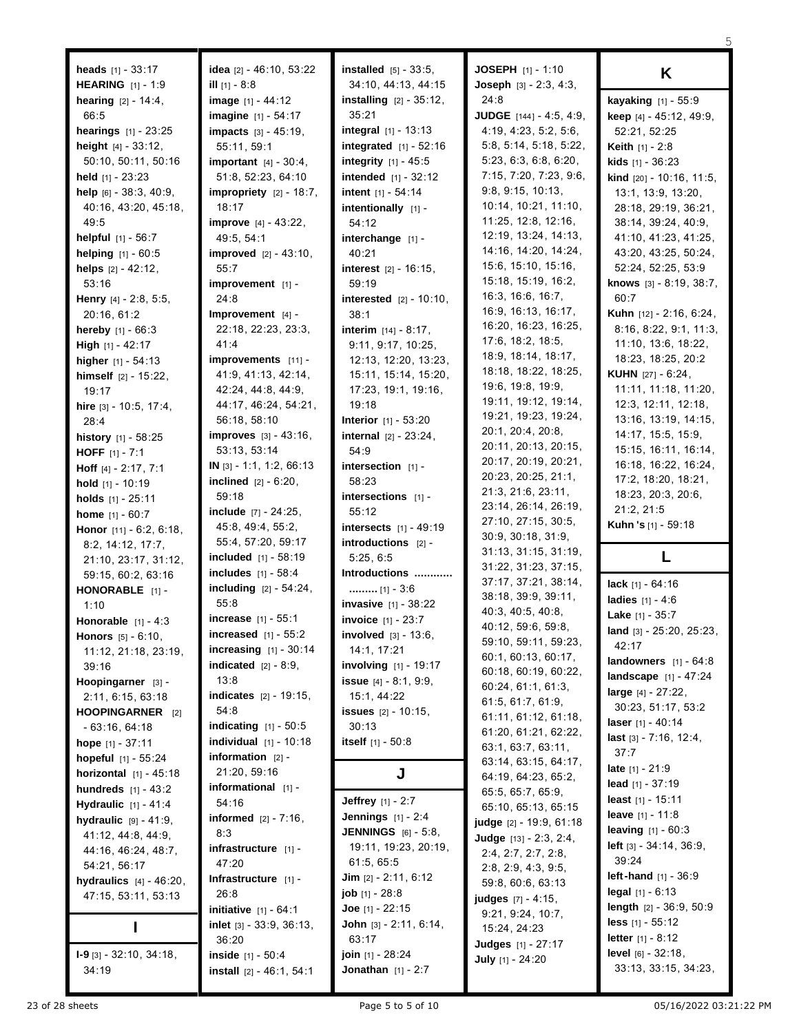**heads** [1] - 33:17
**HEARING** [1] - 1:9
**hearing** [2] - 14:4, 66:5
**hearings** [1] - 23:25
**height** [4] - 33:12, 50:10, 50:11, 50:16
**held** [1] - 23:23
**help** [6] - 38:3, 40:9, 40:16, 43:20, 45:18, 49:5
**helpful** [1] - 56:7
**helping** [1] - 60:5
**helps** [2] - 42:12, 53:16
**Henry** [4] - 2:8, 5:5, 20:16, 61:2
**hereby** [1] - 66:3
**High** [1] - 42:17
**higher** [1] - 54:13
**himself** [2] - 15:22, 19:17
**hire** [3] - 10:5, 17:4, 28:4
**history** [1] - 58:25
**HOFF** [1] - 7:1
**Hoff** [4] - 2:17, 7:1
**hold** [1] - 10:19
**holds** [1] - 25:11
**home** [1] - 60:7
**Honor** [11] - 6:2, 6:18, 8:2, 14:12, 17:7, 21:10, 23:17, 31:12, 59:15, 60:2, 63:16
**HONORABLE** [1] - 1:10
**Honorable** [1] - 4:3
**Honors** [5] - 6:10, 11:12, 21:18, 23:19, 39:16
**Hoopingarner** [3] - 2:11, 6:15, 63:18
**HOOPINGARNER** [2] - 63:16, 64:18
**hope** [1] - 37:11
**hopeful** [1] - 55:24
**horizontal** [1] - 45:18
**hundreds** [1] - 43:2
**Hydraulic** [1] - 41:4
**hydraulic** [9] - 41:9, 41:12, 44:8, 44:9, 44:16, 46:24, 48:7, 54:21, 56:17
**hydraulics** [4] - 46:20, 47:15, 53:11, 53:13

## I

**I-9** [3] - 32:10, 34:18, 34:19
**idea** [2] - 46:10, 53:22
**ill** [1] - 8:8
**image** [1] - 44:12
**imagine** [1] - 54:17
**impacts** [3] - 45:19, 55:11, 59:1
**important** [4] - 30:4, 51:8, 52:23, 64:10
**impropriety** [2] - 18:7, 18:17
**improve** [4] - 43:22, 49:5, 54:1
**improved** [2] - 43:10, 55:7
**improvement** [1] - 24:8
**Improvement** [4] - 22:18, 22:23, 23:3, 41:4
**improvements** [11] - 41:9, 41:13, 42:14, 42:24, 44:8, 44:9, 44:17, 46:24, 54:21, 56:18, 58:10
**improves** [3] - 43:16, 53:13, 53:14
**IN** [3] - 1:1, 1:2, 66:13
**inclined** [2] - 6:20, 59:18
**include** [7] - 24:25, 45:8, 49:4, 55:2, 55:4, 57:20, 59:17
**included** [1] - 58:19
**includes** [1] - 58:4
**including** [2] - 54:24, 55:8
**increase** [1] - 55:1
**increased** [1] - 55:2
**increasing** [1] - 30:14
**indicated** [2] - 8:9, 13:8
**indicates** [2] - 19:15, 54:8
**indicating** [1] - 50:5
**individual** [1] - 10:18
**information** [2] - 21:20, 59:16
**informational** [1] - 54:16
**informed** [2] - 7:16, 8:3
**infrastructure** [1] - 47:20
**Infrastructure** [1] - 26:8
**initiative** [1] - 64:1
**inlet** [3] - 33:9, 36:13, 36:20
**inside** [1] - 50:4
**install** [2] - 46:1, 54:1
**installed** [5] - 33:5, 34:10, 44:13, 44:15
**installing** [2] - 35:12, 35:21
**integral** [1] - 13:13
**integrated** [1] - 52:16
**integrity** [1] - 45:5
**intended** [1] - 32:12
**intent** [1] - 54:14
**intentionally** [1] - 54:12
**interchange** [1] - 40:21
**interest** [2] - 16:15, 59:19
**interested** [2] - 10:10, 38:1
**interim** [14] - 8:17, 9:11, 9:17, 10:25, 12:13, 12:20, 13:23, 15:11, 15:14, 15:20, 17:23, 19:1, 19:16, 19:18
**Interior** [1] - 53:20
**internal** [2] - 23:24, 54:9
**intersection** [1] - 58:23
**intersections** [1] - 55:12
**intersects** [1] - 49:19
**introductions** [2] - 5:25, 6:5
**Introductions ............ .........** [1] - 3:6
**invasive** [1] - 38:22
**invoice** [1] - 23:7
**involved** [3] - 13:6, 14:1, 17:21
**involving** [1] - 19:17
**issue** [4] - 8:1, 9:9, 15:1, 44:22
**issues** [2] - 10:15, 30:13
**itself** [1] - 50:8

## J

**Jeffrey** [1] - 2:7
**Jennings** [1] - 2:4
**JENNINGS** [6] - 5:8, 19:11, 19:23, 20:19, 61:5, 65:5
**Jim** [2] - 2:11, 6:12
**job** [1] - 28:8
**Joe** [1] - 22:15
**John** [3] - 2:11, 6:14, 63:17
**join** [1] - 28:24
**Jonathan** [1] - 2:7
**JOSEPH** [1] - 1:10
**Joseph** [3] - 2:3, 4:3, 24:8
**JUDGE** [144] - 4:5, 4:9, 4:19, 4:23, 5:2, 5:6, 5:8, 5:14, 5:18, 5:22, 5:23, 6:3, 6:8, 6:20, 7:15, 7:20, 7:23, 9:6, 9:8, 9:15, 10:13, 10:14, 10:21, 11:10, 11:25, 12:8, 12:16, 12:19, 13:24, 14:13, 14:16, 14:20, 14:24, 15:6, 15:10, 15:16, 15:18, 15:19, 16:2, 16:3, 16:6, 16:7, 16:9, 16:13, 16:17, 16:20, 16:23, 16:25, 17:6, 18:2, 18:5, 18:9, 18:14, 18:17, 18:18, 18:22, 18:25, 19:6, 19:8, 19:9, 19:11, 19:12, 19:14, 19:21, 19:23, 19:24, 20:1, 20:4, 20:8, 20:11, 20:13, 20:15, 20:17, 20:19, 20:21, 20:23, 20:25, 21:1, 21:3, 21:6, 23:11, 23:14, 26:14, 26:19, 27:10, 27:15, 30:5, 30:9, 30:18, 31:9, 31:13, 31:15, 31:19, 31:22, 31:23, 37:15, 37:17, 37:21, 38:14, 38:18, 39:9, 39:11, 40:3, 40:5, 40:8, 40:12, 59:6, 59:8, 59:10, 59:11, 59:23, 60:1, 60:13, 60:17, 60:18, 60:19, 60:22, 60:24, 61:1, 61:3, 61:5, 61:7, 61:9, 61:11, 61:12, 61:18, 61:20, 61:21, 62:22, 63:1, 63:7, 63:11, 63:14, 63:15, 64:17, 64:19, 64:23, 65:2, 65:5, 65:7, 65:9, 65:10, 65:13, 65:15
**judge** [2] - 19:9, 61:18
**Judge** [13] - 2:3, 2:4, 2:4, 2:7, 2:7, 2:8, 2:8, 2:9, 4:3, 9:5, 59:8, 60:6, 63:13
**judges** [7] - 4:15, 9:21, 9:24, 10:7, 15:24, 24:23
**Judges** [1] - 27:17
**July** [1] - 24:20

## K

**kayaking** [1] - 55:9
**keep** [4] - 45:12, 49:9, 52:21, 52:25
**Keith** [1] - 2:8
**kids** [1] - 36:23
**kind** [20] - 10:16, 11:5, 13:1, 13:9, 13:20, 28:18, 29:19, 36:21, 38:14, 39:24, 40:9, 41:10, 41:23, 41:25, 43:20, 43:25, 50:24, 52:24, 52:25, 53:9
**knows** [3] - 8:19, 38:7, 60:7
**Kuhn** [12] - 2:16, 6:24, 8:16, 8:22, 9:1, 11:3, 11:10, 13:6, 18:22, 18:23, 18:25, 20:2
**KUHN** [27] - 6:24, 11:11, 11:18, 11:20, 12:3, 12:11, 12:18, 13:16, 13:19, 14:15, 14:17, 15:5, 15:9, 15:15, 16:11, 16:14, 16:18, 16:22, 16:24, 17:2, 18:20, 18:21, 18:23, 20:3, 20:6, 21:2, 21:5
**Kuhn 's** [1] - 59:18

## L

**lack** [1] - 64:16
**ladies** [1] - 4:6
**Lake** [1] - 35:7
**land** [3] - 25:20, 25:23, 42:17
**landowners** [1] - 64:8
**landscape** [1] - 47:24
**large** [4] - 27:22, 30:23, 51:17, 53:2
**laser** [1] - 40:14
**last** [3] - 7:16, 12:4, 37:7
**late** [1] - 21:9
**lead** [1] - 37:19
**least** [1] - 15:11
**leave** [1] - 11:8
**leaving** [1] - 60:3
**left** [3] - 34:14, 36:9, 39:24
**left-hand** [1] - 36:9
**legal** [1] - 6:13
**length** [2] - 36:9, 50:9
**less** [1] - 55:12
**letter** [1] - 8:12
**level** [6] - 32:18, 33:13, 33:15, 34:23,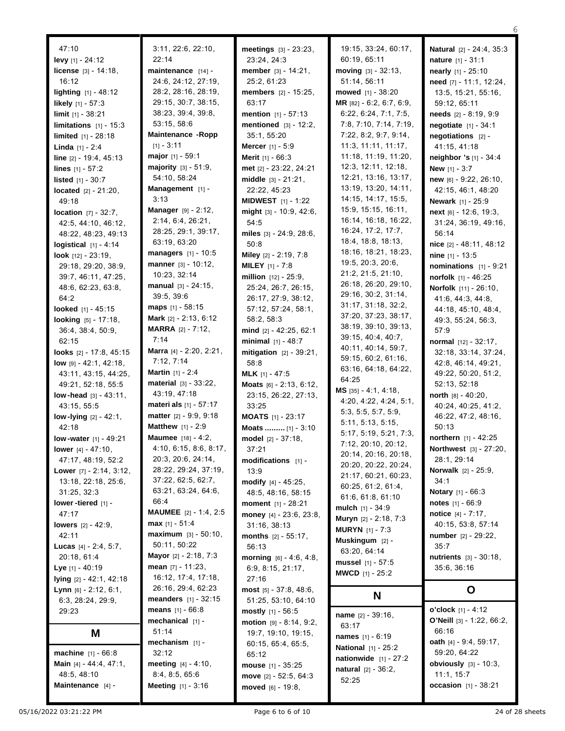47:10
**levy** [1] - 24:12
**license** [3] - 14:18, 16:12
**lighting** [1] - 48:12
**likely** [1] - 57:3
**limit** [1] - 38:21
**limitations** [1] - 15:3
**limited** [1] - 28:18
**Linda** [1] - 2:4
**line** [2] - 19:4, 45:13
**lines** [1] - 57:2
**listed** [1] - 30:7
**located** [2] - 21:20, 49:18
**location** [7] - 32:7, 42:5, 44:10, 46:12, 48:22, 48:23, 49:13
**logistical** [1] - 4:14
**look** [12] - 23:19, 29:18, 29:20, 38:9, 39:7, 46:11, 47:25, 48:6, 62:23, 63:8, 64:2
**looked** [1] - 45:15
**looking** [5] - 17:18, 36:4, 38:4, 50:9, 62:15
**looks** [2] - 17:8, 45:15
**low** [9] - 42:1, 42:18, 43:11, 43:15, 44:25, 49:21, 52:18, 55:5
**low-head** [3] - 43:11, 43:15, 55:5
**low-lying** [2] - 42:1, 42:18
**low-water** [1] - 49:21
**lower** [4] - 47:10, 47:17, 48:19, 52:2
**Lower** [7] - 2:14, 3:12, 13:18, 22:18, 25:6, 31:25, 32:3
**lower-tiered** [1] - 47:17
**lowers** [2] - 42:9, 42:11
**Lucas** [4] - 2:4, 5:7, 20:18, 61:4
**Lye** [1] - 40:19
**lying** [2] - 42:1, 42:18
**Lynn** [6] - 2:12, 6:1, 6:3, 28:24, 29:9, 29:23

## M

**machine** [1] - 66:8
**Main** [4] - 44:4, 47:1, 48:5, 48:10
**Maintenance** [4] - 3:11, 22:6, 22:10, 22:14
**maintenance** [14] - 24:6, 24:12, 27:19, 28:2, 28:16, 28:19, 29:15, 30:7, 38:15, 38:23, 39:4, 39:8, 53:15, 58:6
**Maintenance -Ropp** [1] - 3:11
**major** [1] - 59:1
**majority** [3] - 51:9, 54:10, 58:24
**Management** [1] - 3:13
**Manager** [9] - 2:12, 2:14, 6:4, 26:21, 28:25, 29:1, 39:17, 63:19, 63:20
**managers** [1] - 10:5
**manner** [3] - 10:12, 10:23, 32:14
**manual** [3] - 24:15, 39:5, 39:6
**maps** [1] - 58:15
**Mark** [2] - 2:13, 6:12
**MARRA** [2] - 7:12, 7:14
**Marra** [4] - 2:20, 2:21, 7:12, 7:14
**Martin** [1] - 2:4
**material** [3] - 33:22, 43:19, 47:18
**materi als** [1] - 57:17
**matter** [2] - 9:9, 9:18
**Matthew** [1] - 2:9
**Maumee** [18] - 4:2, 4:10, 6:15, 8:6, 8:17, 20:3, 20:6, 24:14, 28:22, 29:24, 37:19, 37:22, 62:5, 62:7, 63:21, 63:24, 64:6, 66:4
**MAUMEE** [2] - 1:4, 2:5
**max** [1] - 51:4
**maximum** [3] - 50:10, 50:11, 50:22
**Mayor** [2] - 2:18, 7:3
**mean** [7] - 11:23, 16:12, 17:4, 17:18, 26:16, 29:4, 62:23
**meanders** [1] - 32:15
**means** [1] - 66:8
**mechanical** [1] - 51:14
**mechanism** [1] - 32:12
**meeting** [4] - 4:10, 8:4, 8:5, 65:6
**Meeting** [1] - 3:16
**meetings** [3] - 23:23, 23:24, 24:3
**member** [3] - 14:21, 25:2, 61:23
**members** [2] - 15:25, 63:17
**mention** [1] - 57:13
**mentioned** [3] - 12:2, 35:1, 55:20
**Mercer** [1] - 5:9
**Merit** [1] - 66:3
**met** [2] - 23:22, 24:21
**middle** [3] - 21:21, 22:22, 45:23
**MIDWEST** [1] - 1:22
**might** [3] - 10:9, 42:6, 54:5
**miles** [3] - 24:9, 28:6, 50:8
**Miley** [2] - 2:19, 7:8
**MILEY** [1] - 7:8
**million** [12] - 25:9, 25:24, 26:7, 26:15, 26:17, 27:9, 38:12, 57:12, 57:24, 58:1, 58:2, 58:3
**mind** [2] - 42:25, 62:1
**minimal** [1] - 48:7
**mitigation** [2] - 39:21, 58:8
**MLK** [1] - 47:5
**Moats** [6] - 2:13, 6:12, 23:15, 26:22, 27:13, 33:25
**MOATS** [1] - 23:17
**Moats .........** [1] - 3:10
**model** [2] - 37:18, 37:21
**modifications** [1] - 13:9
**modify** [4] - 45:25, 48:5, 48:16, 58:15
**moment** [1] - 28:21
**money** [4] - 23:6, 23:8, 31:16, 38:13
**months** [2] - 55:17, 56:13
**morning** [6] - 4:6, 4:8, 6:9, 8:15, 21:17, 27:16
**most** [5] - 37:8, 48:6, 51:25, 53:10, 64:10
**mostly** [1] - 56:5
**motion** [9] - 8:14, 9:2, 19:7, 19:10, 19:15, 60:15, 65:4, 65:5, 65:12
**mouse** [1] - 35:25
**move** [2] - 52:5, 64:3
**moved** [6] - 19:8, 19:15, 33:24, 60:17, 60:19, 65:11
**moving** [3] - 32:13, 51:14, 56:11
**mowed** [1] - 38:20
**MR** [82] - 6:2, 6:7, 6:9, 6:22, 6:24, 7:1, 7:5, 7:8, 7:10, 7:14, 7:19, 7:22, 8:2, 9:7, 9:14, 11:3, 11:11, 11:17, 11:18, 11:19, 11:20, 12:3, 12:11, 12:18, 12:21, 13:16, 13:17, 13:19, 13:20, 14:11, 14:15, 14:17, 15:5, 15:9, 15:15, 16:11, 16:14, 16:18, 16:22, 16:24, 17:2, 17:7, 18:4, 18:8, 18:13, 18:16, 18:21, 18:23, 19:5, 20:3, 20:6, 21:2, 21:5, 21:10, 26:18, 26:20, 29:10, 29:16, 30:2, 31:14, 31:17, 31:18, 32:2, 37:20, 37:23, 38:17, 38:19, 39:10, 39:13, 39:15, 40:4, 40:7, 40:11, 40:14, 59:7, 59:15, 60:2, 61:16, 63:16, 64:18, 64:22, 64:25
**MS** [35] - 4:1, 4:18, 4:20, 4:22, 4:24, 5:1, 5:3, 5:5, 5:7, 5:9, 5:11, 5:13, 5:15, 5:17, 5:19, 5:21, 7:3, 7:12, 20:10, 20:12, 20:14, 20:16, 20:18, 20:20, 20:22, 20:24, 21:17, 60:21, 60:23, 60:25, 61:2, 61:4, 61:6, 61:8, 61:10
**mulch** [1] - 34:9
**Muryn** [2] - 2:18, 7:3
**MURYN** [1] - 7:3
**Muskingum** [2] - 63:20, 64:14
**mussel** [1] - 57:5
**MWCD** [1] - 25:2

## N

**name** [2] - 39:16, 63:17
**names** [1] - 6:19
**National** [1] - 25:2
**nationwide** [1] - 27:2
**natural** [2] - 36:2, 52:25
**Natural** [2] - 24:4, 35:3
**nature** [1] - 31:1
**nearly** [1] - 25:10
**need** [7] - 11:1, 12:24, 13:5, 15:21, 55:16, 59:12, 65:11
**needs** [2] - 8:19, 9:9
**negotiate** [1] - 34:1
**negotiations** [2] - 41:15, 41:18
**neighbor 's** [1] - 34:4
**New** [1] - 3:7
**new** [6] - 9:22, 26:10, 42:15, 46:1, 48:20
**Newark** [1] - 25:9
**next** [6] - 12:6, 19:3, 31:24, 36:19, 49:16, 56:14
**nice** [2] - 48:11, 48:12
**nine** [1] - 13:5
**nominations** [1] - 9:21
**norfolk** [1] - 46:25
**Norfolk** [11] - 26:10, 41:6, 44:3, 44:8, 44:18, 45:10, 48:4, 49:3, 55:24, 56:3, 57:9
**normal** [12] - 32:17, 32:18, 33:14, 37:24, 42:8, 46:14, 49:21, 49:22, 50:20, 51:2, 52:13, 52:18
**north** [8] - 40:20, 40:24, 40:25, 41:2, 46:22, 47:2, 48:16, 50:13
**northern** [1] - 42:25
**Northwest** [3] - 27:20, 28:1, 29:14
**Norwalk** [2] - 25:9, 34:1
**Notary** [1] - 66:3
**notes** [1] - 66:9
**notice** [4] - 7:17, 40:15, 53:8, 57:14
**number** [2] - 29:22, 35:7
**nutrients** [3] - 30:18, 35:6, 36:16

## O

**o'clock** [1] - 4:12
**O'Neill** [3] - 1:22, 66:2, 66:16
**oath** [4] - 9:4, 59:17, 59:20, 64:22
**obviously** [3] - 10:3, 11:1, 15:7
**occasion** [1] - 38:21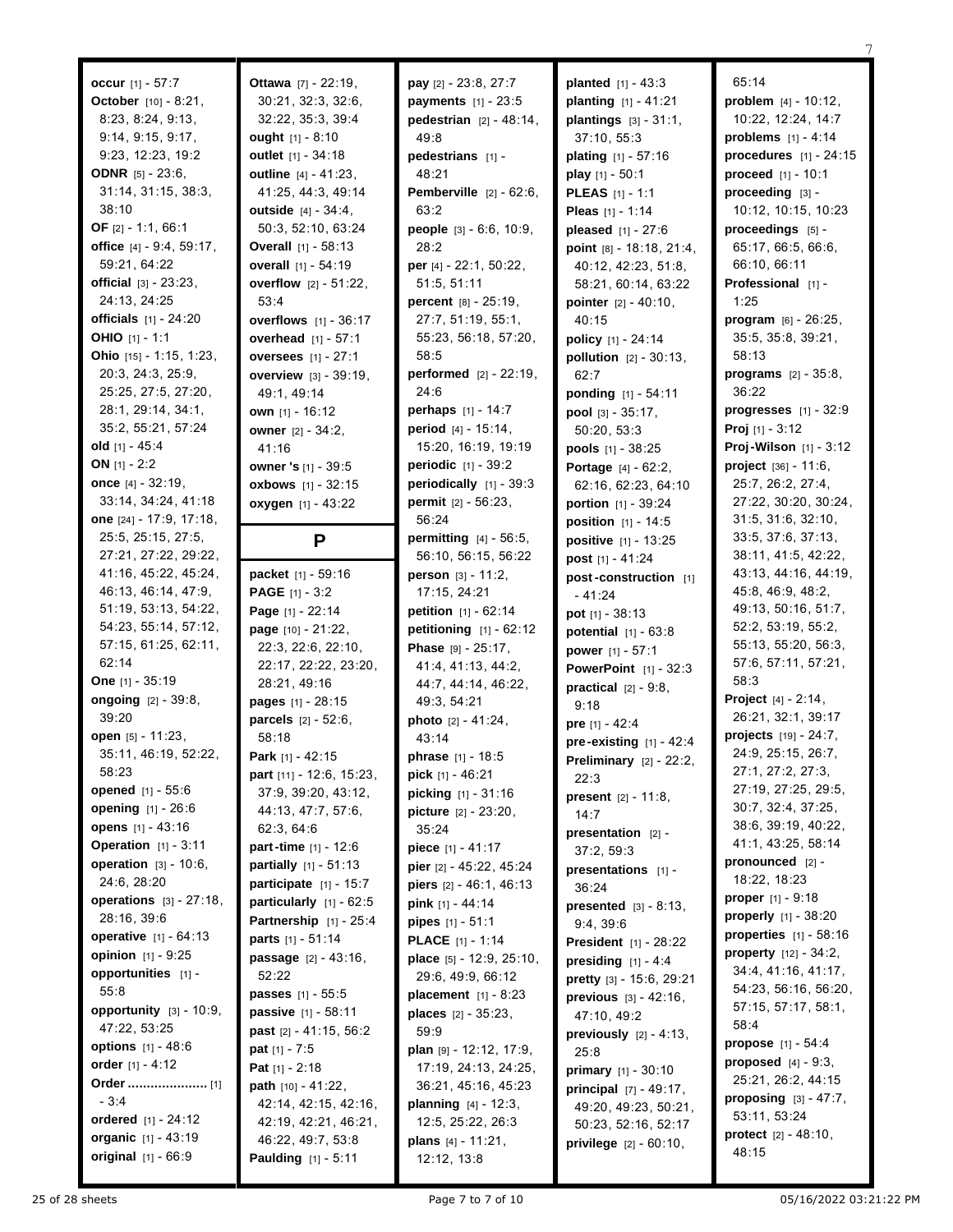**occur** [1] - 57:7
**October** [10] - 8:21, 8:23, 8:24, 9:13, 9:14, 9:15, 9:17, 9:23, 12:23, 19:2
**ODNR** [5] - 23:6, 31:14, 31:15, 38:3, 38:10
**OF** [2] - 1:1, 66:1
**office** [4] - 9:4, 59:17, 59:21, 64:22
**official** [3] - 23:23, 24:13, 24:25
**officials** [1] - 24:20
**OHIO** [1] - 1:1
**Ohio** [15] - 1:15, 1:23, 20:3, 24:3, 25:9, 25:25, 27:5, 27:20, 28:1, 29:14, 34:1, 35:2, 55:21, 57:24
**old** [1] - 45:4
**ON** [1] - 2:2
**once** [4] - 32:19, 33:14, 34:24, 41:18
**one** [24] - 17:9, 17:18, 25:5, 25:15, 27:5, 27:21, 27:22, 29:22, 41:16, 45:22, 45:24, 46:13, 46:14, 47:9, 51:19, 53:13, 54:22, 54:23, 55:14, 57:12, 57:15, 57:22, 61:25, 62:11, 62:14
**One** [1] - 35:19
**ongoing** [2] - 39:8, 39:20
**open** [5] - 11:23, 35:11, 46:19, 52:22, 58:23
**opened** [1] - 55:6
**opening** [1] - 26:6
**opens** [1] - 43:16
**Operation** [1] - 3:11
**operation** [3] - 10:6, 24:6, 28:20
**operations** [3] - 27:18, 28:16, 39:6
**operative** [1] - 64:13
**opinion** [1] - 9:25
**opportunities** [1] - 55:8
**opportunity** [3] - 10:9, 47:22, 53:25
**options** [1] - 48:6
**order** [1] - 4:12
**Order ....................** [1] - 3:4
**ordered** [1] - 24:12
**organic** [1] - 43:19
**original** [1] - 66:9
**Ottawa** [7] - 22:19, 30:21, 32:3, 32:6, 32:22, 35:3, 39:4
**ought** [1] - 8:10
**outlet** [1] - 34:18
**outline** [4] - 41:23, 41:25, 44:3, 49:14
**outside** [4] - 34:4, 50:3, 52:10, 63:24
**Overall** [1] - 58:13
**overall** [1] - 54:19
**overflow** [2] - 51:22, 53:4
**overflows** [1] - 36:17
**overhead** [1] - 57:1
**oversees** [1] - 27:1
**overview** [3] - 39:19, 49:1, 49:14
**own** [1] - 16:12
**owner** [2] - 34:2, 41:16
**owner 's** [1] - 39:5
**oxbows** [1] - 32:15
**oxygen** [1] - 43:22

## P

**packet** [1] - 59:16
**PAGE** [1] - 3:2
**Page** [1] - 22:14
**page** [10] - 21:22, 22:3, 22:6, 22:10, 22:17, 22:22, 23:20, 28:21, 49:16
**pages** [1] - 28:15
**parcels** [2] - 52:6, 58:18
**Park** [1] - 42:15
**part** [11] - 12:6, 15:23, 37:9, 39:20, 43:12, 44:13, 47:7, 57:6, 62:3, 64:6
**part-time** [1] - 12:6
**partially** [1] - 51:13
**participate** [1] - 15:7
**particularly** [1] - 62:5
**Partnership** [1] - 25:4
**parts** [1] - 51:14
**passage** [2] - 43:16, 52:22
**passes** [1] - 55:5
**passive** [1] - 58:11
**past** [2] - 41:15, 56:2
**pat** [1] - 7:5
**Pat** [1] - 2:18
**path** [10] - 41:22, 42:14, 42:15, 42:16, 42:19, 42:21, 46:21, 46:22, 49:7, 53:8
**Paulding** [1] - 5:11
**pay** [2] - 23:8, 27:7
**payments** [1] - 23:5
**pedestrian** [2] - 48:14, 49:8
**pedestrians** [1] - 48:21
**Pemberville** [2] - 62:6, 63:2
**people** [3] - 6:6, 10:9, 28:2
**per** [4] - 22:1, 50:22, 51:5, 51:11
**percent** [8] - 25:19, 27:7, 51:19, 55:1, 55:23, 56:18, 57:20, 58:5
**performed** [2] - 22:19, 24:6
**perhaps** [1] - 14:7
**period** [4] - 15:14, 15:20, 16:19, 19:19
**periodic** [1] - 39:2
**periodically** [1] - 39:3
**permit** [2] - 56:23, 56:24
**permitting** [4] - 56:5, 56:10, 56:15, 56:22
**person** [3] - 11:2, 17:15, 24:21
**petition** [1] - 62:14
**petitioning** [1] - 62:12
**Phase** [9] - 25:17, 41:4, 41:13, 44:2, 44:7, 44:14, 46:22, 49:3, 54:21
**photo** [2] - 41:24, 43:14
**phrase** [1] - 18:5
**pick** [1] - 46:21
**picking** [1] - 31:16
**picture** [2] - 23:20, 35:24
**piece** [1] - 41:17
**pier** [2] - 45:22, 45:24
**piers** [2] - 46:1, 46:13
**pink** [1] - 44:14
**pipes** [1] - 51:1
**PLACE** [1] - 1:14
**place** [5] - 12:9, 25:10, 29:6, 49:9, 66:12
**placement** [1] - 8:23
**places** [2] - 35:23, 59:9
**plan** [9] - 12:12, 17:9, 17:19, 24:13, 24:25, 36:21, 45:16, 45:23
**planning** [4] - 12:3, 12:5, 25:22, 26:3
**plans** [4] - 11:21, 12:12, 13:8
**planted** [1] - 43:3
**planting** [1] - 41:21
**plantings** [3] - 31:1, 37:10, 55:3
**plating** [1] - 57:16
**play** [1] - 50:1
**PLEAS** [1] - 1:1
**Pleas** [1] - 1:14
**pleased** [1] - 27:6
**point** [8] - 18:18, 21:4, 40:12, 42:23, 51:8, 58:21, 60:14, 63:22
**pointer** [2] - 40:10, 40:15
**policy** [1] - 24:14
**pollution** [2] - 30:13, 62:7
**ponding** [1] - 54:11
**pool** [3] - 35:17, 50:20, 53:3
**pools** [1] - 38:25
**Portage** [4] - 62:2, 62:16, 62:23, 64:10
**portion** [1] - 39:24
**position** [1] - 14:5
**positive** [1] - 13:25
**post** [1] - 41:24
**post-construction** [1] - 41:24
**pot** [1] - 38:13
**potential** [1] - 63:8
**power** [1] - 57:1
**PowerPoint** [1] - 32:3
**practical** [2] - 9:8, 9:18
**pre** [1] - 42:4
**pre-existing** [1] - 42:4
**Preliminary** [2] - 22:2, 22:3
**present** [2] - 11:8, 14:7
**presentation** [2] - 37:2, 59:3
**presentations** [1] - 36:24
**presented** [3] - 8:13, 9:4, 39:6
**President** [1] - 28:22
**presiding** [1] - 4:4
**pretty** [3] - 15:6, 29:21
**previous** [3] - 42:16, 47:10, 49:2
**previously** [2] - 4:13, 25:8
**primary** [1] - 30:10
**principal** [7] - 49:17, 49:20, 49:23, 50:21, 50:23, 52:16, 52:17
**privilege** [2] - 60:10, 65:14
**problem** [4] - 10:12, 10:22, 12:24, 14:7
**problems** [1] - 4:14
**procedures** [1] - 24:15
**proceed** [1] - 10:1
**proceeding** [3] - 10:12, 10:15, 10:23
**proceedings** [5] - 65:17, 66:5, 66:6, 66:10, 66:11
**Professional** [1] - 1:25
**program** [6] - 26:25, 35:5, 35:8, 39:21, 58:13
**programs** [2] - 35:8, 36:22
**progresses** [1] - 32:9
**Proj** [1] - 3:12
**Proj-Wilson** [1] - 3:12
**project** [36] - 11:6, 25:7, 26:2, 27:4, 27:22, 30:20, 30:24, 31:5, 31:6, 32:10, 33:5, 37:6, 37:13, 38:11, 41:5, 42:22, 43:13, 44:16, 44:19, 45:8, 46:9, 48:2, 49:13, 50:16, 51:7, 52:2, 53:19, 55:2, 55:13, 55:20, 56:3, 57:6, 57:11, 57:21, 58:3
**Project** [4] - 2:14, 26:21, 32:1, 39:17
**projects** [19] - 24:7, 24:9, 25:15, 26:7, 27:1, 27:2, 27:3, 27:19, 27:25, 29:5, 30:7, 32:4, 37:25, 38:6, 39:19, 40:22, 41:1, 43:25, 58:14
**pronounced** [2] - 18:22, 18:23
**proper** [1] - 9:18
**properly** [1] - 38:20
**properties** [1] - 58:16
**property** [12] - 34:2, 34:4, 41:16, 41:17, 54:23, 56:16, 56:20, 57:15, 57:17, 58:1, 58:4
**propose** [1] - 54:4
**proposed** [4] - 9:3, 25:21, 26:2, 44:15
**proposing** [3] - 47:7, 53:11, 53:24
**protect** [2] - 48:10, 48:15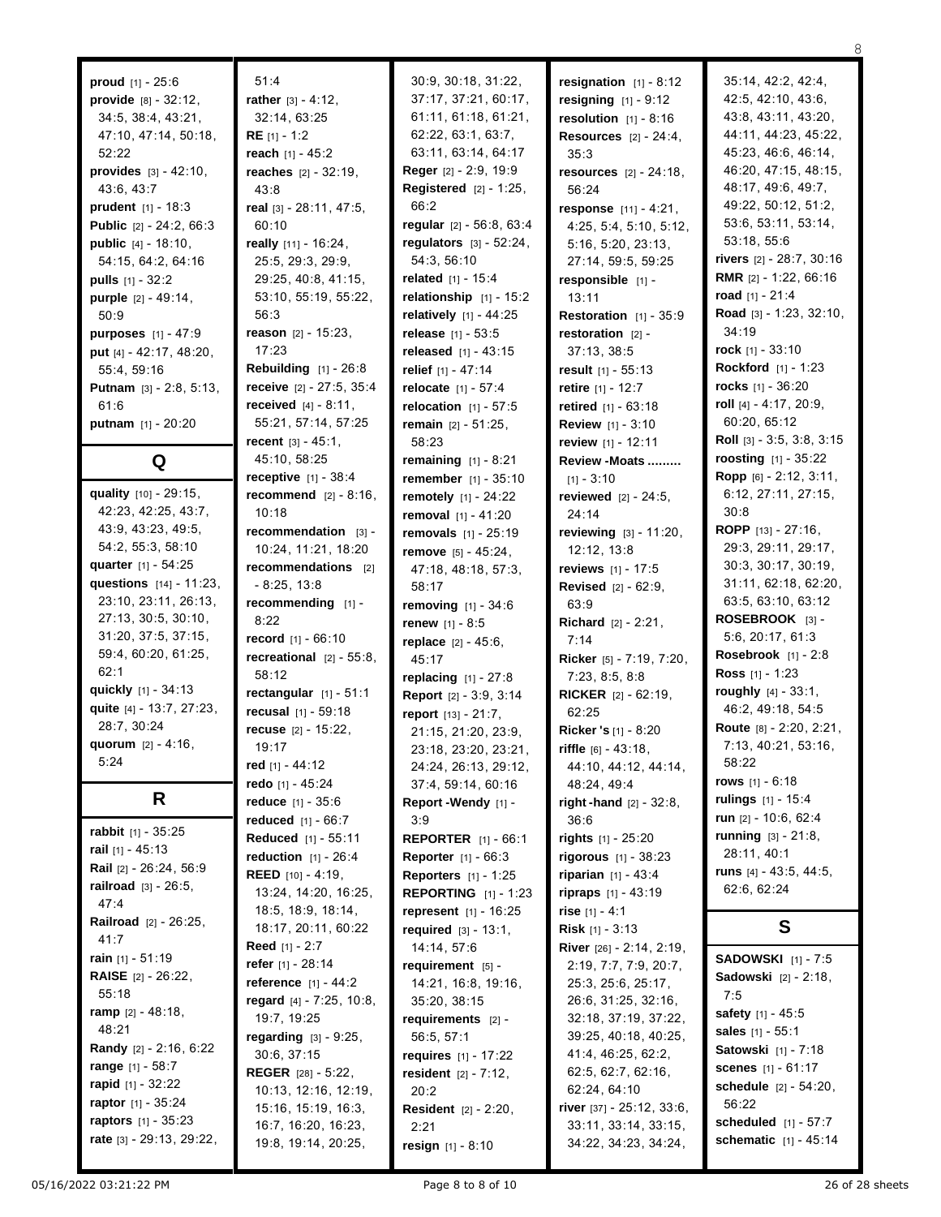**proud** [1] - 25:6
**provide** [8] - 32:12, 34:5, 38:4, 43:21, 47:10, 47:14, 50:18, 52:22
**provides** [3] - 42:10, 43:6, 43:7
**prudent** [1] - 18:3
**Public** [2] - 24:2, 66:3
**public** [4] - 18:10, 54:15, 64:2, 64:16
**pulls** [1] - 32:2
**purple** [2] - 49:14, 50:9
**purposes** [1] - 47:9
**put** [4] - 42:17, 48:20, 55:4, 59:16
**Putnam** [3] - 2:8, 5:13, 61:6
**putnam** [1] - 20:20

## Q

**quality** [10] - 29:15, 42:23, 42:25, 43:7, 43:9, 43:23, 49:5, 54:2, 55:3, 58:10
**quarter** [1] - 54:25
**questions** [14] - 11:23, 23:10, 23:11, 26:13, 27:13, 30:5, 30:10, 31:20, 37:5, 37:15, 59:4, 60:20, 61:25, 62:1
**quickly** [1] - 34:13
**quite** [4] - 13:7, 27:23, 28:7, 30:24
**quorum** [2] - 4:16, 5:24

## R

**rabbit** [1] - 35:25
**rail** [1] - 45:13
**Rail** [2] - 26:24, 56:9
**railroad** [3] - 26:5, 47:4
**Railroad** [2] - 26:25, 41:7
**rain** [1] - 51:19
**RAISE** [2] - 26:22, 55:18
**ramp** [2] - 48:18, 48:21
**Randy** [2] - 2:16, 6:22
**range** [1] - 58:7
**rapid** [1] - 32:22
**raptor** [1] - 35:24
**raptors** [1] - 35:23
**rate** [3] - 29:13, 29:22, 51:4
**rather** [3] - 4:12, 32:14, 63:25
**RE** [1] - 1:2
**reach** [1] - 45:2
**reaches** [2] - 32:19, 43:8
**real** [3] - 28:11, 47:5, 60:10
**really** [11] - 16:24, 25:5, 29:3, 29:9, 29:25, 40:8, 41:15, 53:10, 55:19, 55:22, 56:3
**reason** [2] - 15:23, 17:23
**Rebuilding** [1] - 26:8
**receive** [2] - 27:5, 35:4
**received** [4] - 8:11, 55:21, 57:14, 57:25
**recent** [3] - 45:1, 45:10, 58:25
**receptive** [1] - 38:4
**recommend** [2] - 8:16, 10:18
**recommendation** [3] - 10:24, 11:21, 18:20
**recommendations** [2] - 8:25, 13:8
**recommending** [1] - 8:22
**record** [1] - 66:10
**recreational** [2] - 55:8, 58:12
**rectangular** [1] - 51:1
**recusal** [1] - 59:18
**recuse** [2] - 15:22, 19:17
**red** [1] - 44:12
**redo** [1] - 45:24
**reduce** [1] - 35:6
**reduced** [1] - 66:7
**Reduced** [1] - 55:11
**reduction** [1] - 26:4
**REED** [10] - 4:19, 13:24, 14:20, 16:25, 18:5, 18:9, 18:14, 18:17, 20:11, 60:22
**Reed** [1] - 2:7
**refer** [1] - 28:14
**reference** [1] - 44:2
**regard** [4] - 7:25, 10:8, 19:7, 19:25
**regarding** [3] - 9:25, 30:6, 37:15
**REGER** [28] - 5:22, 10:13, 12:16, 12:19, 15:16, 15:19, 16:3, 16:7, 16:20, 16:23, 19:8, 19:14, 20:25, 30:9, 30:18, 31:22, 37:17, 37:21, 60:17, 61:11, 61:18, 61:21, 62:22, 63:1, 63:7, 63:11, 63:14, 64:17
**Reger** [2] - 2:9, 19:9
**Registered** [2] - 1:25, 66:2
**regular** [2] - 56:8, 63:4
**regulators** [3] - 52:24, 54:3, 56:10
**related** [1] - 15:4
**relationship** [1] - 15:2
**relatively** [1] - 44:25
**release** [1] - 53:5
**released** [1] - 43:15
**relief** [1] - 47:14
**relocate** [1] - 57:4
**relocation** [1] - 57:5
**remain** [2] - 51:25, 58:23
**remaining** [1] - 8:21
**remember** [1] - 35:10
**remotely** [1] - 24:22
**removal** [1] - 41:20
**removals** [1] - 25:19
**remove** [5] - 45:24, 47:18, 48:18, 57:3, 58:17
**removing** [1] - 34:6
**renew** [1] - 8:5
**replace** [2] - 45:6, 45:17
**replacing** [1] - 27:8
**Report** [2] - 3:9, 3:14
**report** [13] - 21:7, 21:15, 21:20, 23:9, 23:18, 23:20, 23:21, 24:24, 26:13, 29:12, 37:4, 59:14, 60:16
**Report -Wendy** [1] - 3:9
**REPORTER** [1] - 66:1
**Reporter** [1] - 66:3
**Reporters** [1] - 1:25
**REPORTING** [1] - 1:23
**represent** [1] - 16:25
**required** [3] - 13:1, 14:14, 57:6
**requirement** [5] - 14:21, 16:8, 19:16, 35:20, 38:15
**requirements** [2] - 56:5, 57:1
**requires** [1] - 17:22
**resident** [2] - 7:12, 20:2
**Resident** [2] - 2:20, 2:21
**resign** [1] - 8:10
**resignation** [1] - 8:12
**resigning** [1] - 9:12
**resolution** [1] - 8:16
**Resources** [2] - 24:4, 35:3
**resources** [2] - 24:18, 56:24
**response** [11] - 4:21, 4:25, 5:4, 5:10, 5:12, 5:16, 5:20, 23:13, 27:14, 59:5, 59:25
**responsible** [1] - 13:11
**Restoration** [1] - 35:9
**restoration** [2] - 37:13, 38:5
**result** [1] - 55:13
**retire** [1] - 12:7
**retired** [1] - 63:18
**Review** [1] - 3:10
**review** [1] - 12:11
**Review -Moats .........** [1] - 3:10
**reviewed** [2] - 24:5, 24:14
**reviewing** [3] - 11:20, 12:12, 13:8
**reviews** [1] - 17:5
**Revised** [2] - 62:9, 63:9
**Richard** [2] - 2:21, 7:14
**Ricker** [5] - 7:19, 7:20, 7:23, 8:5, 8:8
**RICKER** [2] - 62:19, 62:25
**Ricker 's** [1] - 8:20
**riffle** [6] - 43:18, 44:10, 44:12, 44:14, 48:24, 49:4
**right -hand** [2] - 32:8, 36:6
**rights** [1] - 25:20
**rigorous** [1] - 38:23
**riparian** [1] - 43:4
**ripraps** [1] - 43:19
**rise** [1] - 4:1
**Risk** [1] - 3:13
**River** [26] - 2:14, 2:19, 2:19, 7:7, 7:9, 20:7, 25:3, 25:6, 25:17, 26:6, 31:25, 32:16, 32:18, 37:19, 37:22, 39:25, 40:18, 40:25, 41:4, 46:25, 62:2, 62:5, 62:7, 62:16, 62:24, 64:10
**river** [37] - 25:12, 33:6, 33:11, 33:14, 33:15, 34:22, 34:23, 34:24, 35:14, 42:2, 42:4, 42:5, 42:10, 43:6, 43:8, 43:11, 43:20, 44:11, 44:23, 45:22, 45:23, 46:6, 46:14, 46:20, 47:15, 48:15, 48:17, 49:6, 49:7, 49:22, 50:12, 51:2, 53:6, 53:11, 53:14, 53:18, 55:6
**rivers** [2] - 28:7, 30:16
**RMR** [2] - 1:22, 66:16
**road** [1] - 21:4
**Road** [3] - 1:23, 32:10, 34:19
**rock** [1] - 33:10
**Rockford** [1] - 1:23
**rocks** [1] - 36:20
**roll** [4] - 4:17, 20:9, 60:20, 65:12
**Roll** [3] - 3:5, 3:8, 3:15
**roosting** [1] - 35:22
**Ropp** [6] - 2:12, 3:11, 6:12, 27:11, 27:15, 30:8
**ROPP** [13] - 27:16, 29:3, 29:11, 29:17, 30:3, 30:17, 30:19, 31:11, 62:18, 62:20, 63:5, 63:10, 63:12
**ROSEBROOK** [3] - 5:6, 20:17, 61:3
**Rosebrook** [1] - 2:8
**Ross** [1] - 1:23
**roughly** [4] - 33:1, 46:2, 49:18, 54:5
**Route** [8] - 2:20, 2:21, 7:13, 40:21, 53:16, 58:22
**rows** [1] - 6:18
**rulings** [1] - 15:4
**run** [2] - 10:6, 62:4
**running** [3] - 21:8, 28:11, 40:1
**runs** [4] - 43:5, 44:5, 62:6, 62:24

## S

**SADOWSKI** [1] - 7:5
**Sadowski** [2] - 2:18, 7:5
**safety** [1] - 45:5
**sales** [1] - 55:1
**Satowski** [1] - 7:18
**scenes** [1] - 61:17
**schedule** [2] - 54:20, 56:22
**scheduled** [1] - 57:7
**schematic** [1] - 45:14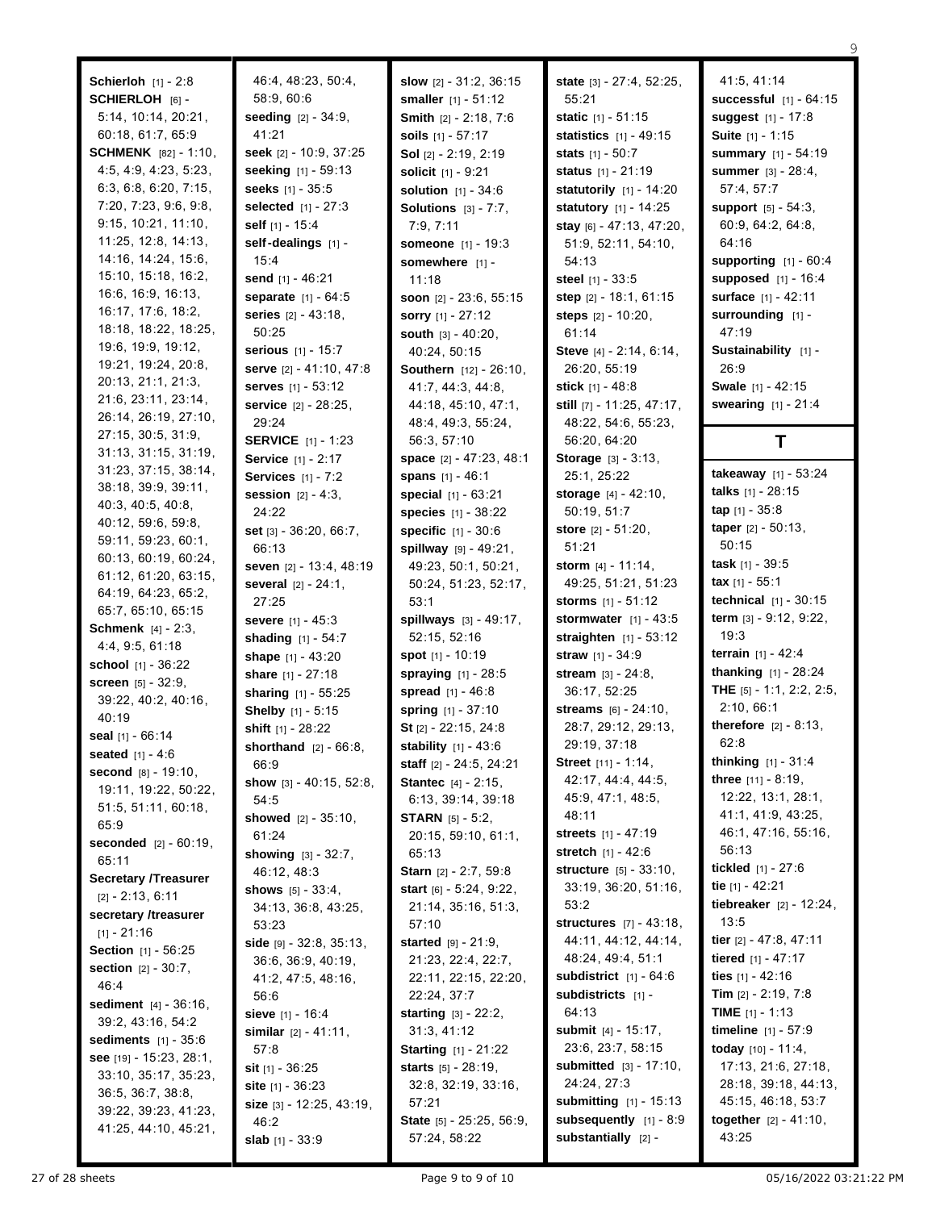**Schierloh** [1] - 2:8
**SCHIERLOH** [6] - 5:14, 10:14, 20:21, 60:18, 61:7, 65:9
**SCHMENK** [82] - 1:10, 4:5, 4:9, 4:23, 5:23, 6:3, 6:8, 6:20, 7:15, 7:20, 7:23, 9:6, 9:8, 9:15, 10:21, 11:10, 11:25, 12:8, 14:13, 14:16, 14:24, 15:6, 15:10, 15:18, 16:2, 16:6, 16:9, 16:13, 16:17, 17:6, 18:2, 18:18, 18:22, 18:25, 19:6, 19:9, 19:12, 19:21, 19:24, 20:8, 20:13, 21:1, 21:3, 21:6, 23:11, 23:14, 26:14, 26:19, 27:10, 27:15, 30:5, 31:9, 31:13, 31:15, 31:19, 31:23, 37:15, 38:14, 38:18, 39:9, 39:11, 40:3, 40:5, 40:8, 40:12, 59:6, 59:8, 59:11, 59:23, 60:1, 60:13, 60:19, 60:24, 61:12, 61:20, 63:15, 64:19, 64:23, 65:2, 65:7, 65:10, 65:15
**Schmenk** [4] - 2:3, 4:4, 9:5, 61:18
**school** [1] - 36:22
**screen** [5] - 32:9, 39:22, 40:2, 40:16, 40:19
**seal** [1] - 66:14
**seated** [1] - 4:6
**second** [8] - 19:10, 19:11, 19:22, 50:22, 51:5, 51:11, 60:18, 65:9
**seconded** [2] - 60:19, 65:11
**Secretary /Treasurer** [2] - 2:13, 6:11
**secretary /treasurer** [1] - 21:16
**Section** [1] - 56:25
**section** [2] - 30:7, 46:4
**sediment** [4] - 36:16, 39:2, 43:16, 54:2
**sediments** [1] - 35:6
**see** [19] - 15:23, 28:1, 33:10, 35:17, 35:23, 36:5, 36:7, 38:8, 39:22, 39:23, 41:23, 41:25, 44:10, 45:21, 46:4, 48:23, 50:4, 58:9, 60:6
**seeding** [2] - 34:9, 41:21
**seek** [2] - 10:9, 37:25
**seeking** [1] - 59:13
**seeks** [1] - 35:5
**selected** [1] - 27:3
**self** [1] - 15:4
**self-dealings** [1] - 15:4
**send** [1] - 46:21
**separate** [1] - 64:5
**series** [2] - 43:18, 50:25
**serious** [1] - 15:7
**serve** [2] - 41:10, 47:8
**serves** [1] - 53:12
**service** [2] - 28:25, 29:24
**SERVICE** [1] - 1:23
**Service** [1] - 2:17
**Services** [1] - 7:2
**session** [2] - 4:3, 24:22
**set** [3] - 36:20, 66:7, 66:13
**seven** [2] - 13:4, 48:19
**several** [2] - 24:1, 27:25
**severe** [1] - 45:3
**shading** [1] - 54:7
**shape** [1] - 43:20
**share** [1] - 27:18
**sharing** [1] - 55:25
**Shelby** [1] - 5:15
**shift** [1] - 28:22
**shorthand** [2] - 66:8, 66:9
**show** [3] - 40:15, 52:8, 54:5
**showed** [2] - 35:10, 61:24
**showing** [3] - 32:7, 46:12, 48:3
**shows** [5] - 33:4, 34:13, 36:8, 43:25, 53:23
**side** [9] - 32:8, 35:13, 36:6, 36:9, 40:19, 41:2, 47:5, 48:16, 56:6
**sieve** [1] - 16:4
**similar** [2] - 41:11, 57:8
**sit** [1] - 36:25
**site** [1] - 36:23
**size** [3] - 12:25, 43:19, 46:2
**slab** [1] - 33:9
**slow** [2] - 31:2, 36:15
**smaller** [1] - 51:12
**Smith** [2] - 2:18, 7:6
**soils** [1] - 57:17
**Sol** [2] - 2:19, 2:19
**solicit** [1] - 9:21
**solution** [1] - 34:6
**Solutions** [3] - 7:7, 7:9, 7:11
**someone** [1] - 19:3
**somewhere** [1] - 11:18
**soon** [2] - 23:6, 55:15
**sorry** [1] - 27:12
**south** [3] - 40:20, 40:24, 50:15
**Southern** [12] - 26:10, 41:7, 44:3, 44:8, 44:18, 45:10, 47:1, 48:4, 49:3, 55:24, 56:3, 57:10
**space** [2] - 47:23, 48:1
**spans** [1] - 46:1
**special** [1] - 63:21
**species** [1] - 38:22
**specific** [1] - 30:6
**spillway** [9] - 49:21, 49:23, 50:1, 50:21, 50:24, 51:23, 52:17, 53:1
**spillways** [3] - 49:17, 52:15, 52:16
**spot** [1] - 10:19
**spraying** [1] - 28:5
**spread** [1] - 46:8
**spring** [1] - 37:10
**St** [2] - 22:15, 24:8
**stability** [1] - 43:6
**staff** [2] - 24:5, 24:21
**Stantec** [4] - 2:15, 6:13, 39:14, 39:18
**STARN** [5] - 5:2, 20:15, 59:10, 61:1, 65:13
**Starn** [2] - 2:7, 59:8
**start** [6] - 5:24, 9:22, 21:14, 35:16, 51:3, 57:10
**started** [9] - 21:9, 21:23, 22:4, 22:7, 22:11, 22:15, 22:20, 22:24, 37:7
**starting** [3] - 22:2, 31:3, 41:12
**Starting** [1] - 21:22
**starts** [5] - 28:19, 32:8, 32:19, 33:16, 57:21
**State** [5] - 25:25, 56:9, 57:24, 58:22
**state** [3] - 27:4, 52:25, 55:21
**static** [1] - 51:15
**statistics** [1] - 49:15
**stats** [1] - 50:7
**status** [1] - 21:19
**statutorily** [1] - 14:20
**statutory** [1] - 14:25
**stay** [6] - 47:13, 47:20, 51:9, 52:11, 54:10, 54:13
**steel** [1] - 33:5
**step** [2] - 18:1, 61:15
**steps** [2] - 10:20, 61:14
**Steve** [4] - 2:14, 6:14, 26:20, 55:19
**stick** [1] - 48:8
**still** [7] - 11:25, 47:17, 48:22, 54:6, 55:23, 56:20, 64:20
**Storage** [3] - 3:13, 25:1, 25:22
**storage** [4] - 42:10, 50:19, 51:7
**store** [2] - 51:20, 51:21
**storm** [4] - 11:14, 49:25, 51:21, 51:23
**storms** [1] - 51:12
**stormwater** [1] - 43:5
**straighten** [1] - 53:12
**straw** [1] - 34:9
**stream** [3] - 24:8, 36:17, 52:25
**streams** [6] - 24:10, 28:7, 29:12, 29:13, 29:19, 37:18
**Street** [11] - 1:14, 42:17, 44:4, 44:5, 45:9, 47:1, 48:5, 48:11
**streets** [1] - 47:19
**stretch** [1] - 42:6
**structure** [5] - 33:10, 33:19, 36:20, 51:16, 53:2
**structures** [7] - 43:18, 44:11, 44:12, 44:14, 48:24, 49:4, 51:1
**subdistrict** [1] - 64:6
**subdistricts** [1] - 64:13
**submit** [4] - 15:17, 23:6, 23:7, 58:15
**submitted** [3] - 17:10, 24:24, 27:3
**submitting** [1] - 15:13
**subsequently** [1] - 8:9
**substantially** [2] - 41:5, 41:14
**successful** [1] - 64:15
**suggest** [1] - 17:8
**Suite** [1] - 1:15
**summary** [1] - 54:19
**summer** [3] - 28:4, 57:4, 57:7
**support** [5] - 54:3, 60:9, 64:2, 64:8, 64:16
**supporting** [1] - 60:4
**supposed** [1] - 16:4
**surface** [1] - 42:11
**surrounding** [1] - 47:19
**Sustainability** [1] - 26:9
**Swale** [1] - 42:15
**swearing** [1] - 21:4

## T

**takeaway** [1] - 53:24
**talks** [1] - 28:15
**tap** [1] - 35:8
**taper** [2] - 50:13, 50:15
**task** [1] - 39:5
**tax** [1] - 55:1
**technical** [1] - 30:15
**term** [3] - 9:12, 9:22, 19:3
**terrain** [1] - 42:4
**thanking** [1] - 28:24
**THE** [5] - 1:1, 2:2, 2:5, 2:10, 66:1
**therefore** [2] - 8:13, 62:8
**thinking** [1] - 31:4
**three** [11] - 8:19, 12:22, 13:1, 28:1, 41:1, 41:9, 43:25, 46:1, 47:16, 55:16, 56:13
**tickled** [1] - 27:6
**tie** [1] - 42:21
**tiebreaker** [2] - 12:24, 13:5
**tier** [2] - 47:8, 47:11
**tiered** [1] - 47:17
**ties** [1] - 42:16
**Tim** [2] - 2:19, 7:8
**TIME** [1] - 1:13
**timeline** [1] - 57:9
**today** [10] - 11:4, 17:13, 21:6, 27:18, 28:18, 39:18, 44:13, 45:15, 46:18, 53:7
**together** [2] - 41:10, 43:25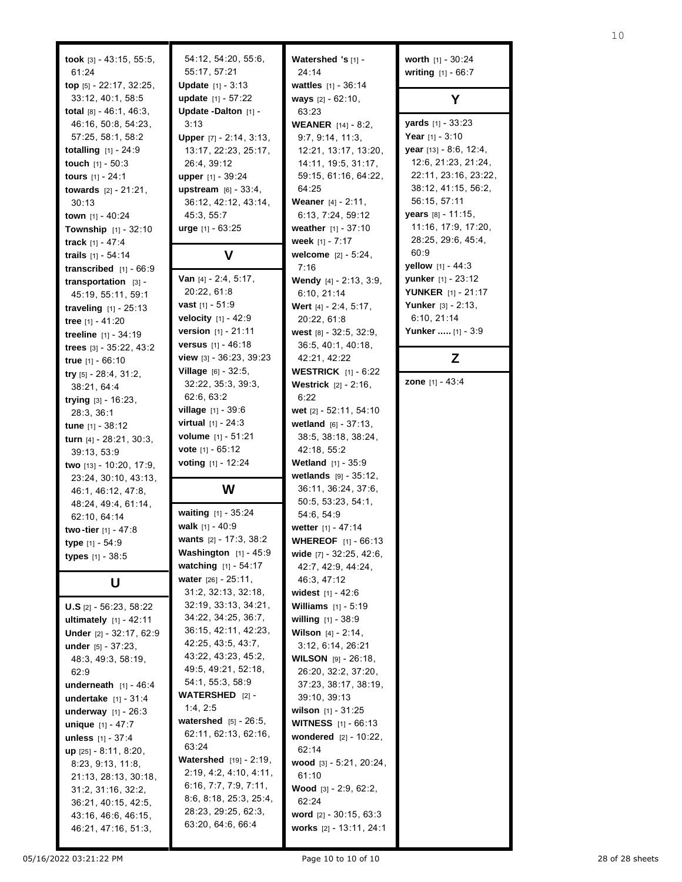**took** [3] - 43:15, 55:5, 61:24
**top** [5] - 22:17, 32:25, 33:12, 40:1, 58:5
**total** [8] - 46:1, 46:3, 46:16, 50:8, 54:23, 57:25, 58:1, 58:2
**totalling** [1] - 24:9
**touch** [1] - 50:3
**tours** [1] - 24:1
**towards** [2] - 21:21, 30:13
**town** [1] - 40:24
**Township** [1] - 32:10
**track** [1] - 47:4
**trails** [1] - 54:14
**transcribed** [1] - 66:9
**transportation** [3] - 45:19, 55:11, 59:1
**traveling** [1] - 25:13
**tree** [1] - 41:20
**treeline** [1] - 34:19
**trees** [3] - 35:22, 43:2
**true** [1] - 66:10
**try** [5] - 28:4, 31:2, 38:21, 64:4
**trying** [3] - 16:23, 28:3, 36:1
**tune** [1] - 38:12
**turn** [4] - 28:21, 30:3, 39:13, 53:9
**two** [13] - 10:20, 17:9, 23:24, 30:10, 43:13, 46:1, 46:12, 47:8, 48:24, 49:4, 61:14, 62:10, 64:14
**two-tier** [1] - 47:8
**type** [1] - 54:9
**types** [1] - 38:5

## U

**U.S** [2] - 56:23, 58:22
**ultimately** [1] - 42:11
**Under** [2] - 32:17, 62:9
**under** [5] - 37:23, 48:3, 49:3, 58:19, 62:9
**underneath** [1] - 46:4
**undertake** [1] - 31:4
**underway** [1] - 26:3
**unique** [1] - 47:7
**unless** [1] - 37:4
**up** [25] - 8:11, 8:20, 8:23, 9:13, 11:8, 21:13, 28:13, 30:18, 31:2, 31:16, 32:2, 36:21, 40:15, 42:5, 43:16, 46:6, 46:15, 46:21, 47:16, 51:3, 54:12, 54:20, 55:6, 55:17, 57:21
**Update** [1] - 3:13
**update** [1] - 57:22
**Update -Dalton** [1] - 3:13
**Upper** [7] - 2:14, 3:13, 13:17, 22:23, 25:17, 26:4, 39:12
**upper** [1] - 39:24
**upstream** [6] - 33:4, 36:12, 42:12, 43:14, 45:3, 55:7
**urge** [1] - 63:25

## V

**Van** [4] - 2:4, 5:17, 20:22, 61:8
**vast** [1] - 51:9
**velocity** [1] - 42:9
**version** [1] - 21:11
**versus** [1] - 46:18
**view** [3] - 36:23, 39:23
**Village** [6] - 32:5, 32:22, 35:3, 39:3, 62:6, 63:2
**village** [1] - 39:6
**virtual** [1] - 24:3
**volume** [1] - 51:21
**vote** [1] - 65:12
**voting** [1] - 12:24

## W

**waiting** [1] - 35:24
**walk** [1] - 40:9
**wants** [2] - 17:3, 38:2
**Washington** [1] - 45:9
**watching** [1] - 54:17
**water** [26] - 25:11, 31:2, 32:13, 32:18, 32:19, 33:13, 34:21, 34:22, 34:25, 36:7, 36:15, 42:11, 42:23, 42:25, 43:5, 43:7, 43:22, 43:23, 45:2, 49:5, 49:21, 52:18, 54:1, 55:3, 58:9
**WATERSHED** [2] - 1:4, 2:5
**watershed** [5] - 26:5, 62:11, 62:13, 62:16, 63:24
**Watershed** [19] - 2:19, 2:19, 4:2, 4:10, 4:11, 6:16, 7:7, 7:9, 7:11, 8:6, 8:18, 25:3, 25:4, 28:23, 29:25, 62:3, 63:20, 64:6, 66:4
**Watershed 's** [1] - 24:14
**wattles** [1] - 36:14
**ways** [2] - 62:10, 63:23
**WEANER** [14] - 8:2, 9:7, 9:14, 11:3, 12:21, 13:17, 13:20, 14:11, 19:5, 31:17, 59:15, 61:16, 64:22, 64:25
**Weaner** [4] - 2:11, 6:13, 7:24, 59:12
**weather** [1] - 37:10
**week** [1] - 7:17
**welcome** [2] - 5:24, 7:16
**Wendy** [4] - 2:13, 3:9, 6:10, 21:14
**Wert** [4] - 2:4, 5:17, 20:22, 61:8
**west** [8] - 32:5, 32:9, 36:5, 40:1, 40:18, 42:21, 42:22
**WESTRICK** [1] - 6:22
**Westrick** [2] - 2:16, 6:22
**wet** [2] - 52:11, 54:10
**wetland** [6] - 37:13, 38:5, 38:18, 38:24, 42:18, 55:2
**Wetland** [1] - 35:9
**wetlands** [9] - 35:12, 36:11, 36:24, 37:6, 50:5, 53:23, 54:1, 54:6, 54:9
**wetter** [1] - 47:14
**WHEREOF** [1] - 66:13
**wide** [7] - 32:25, 42:6, 42:7, 42:9, 44:24, 46:3, 47:12
**widest** [1] - 42:6
**Williams** [1] - 5:19
**willing** [1] - 38:9
**Wilson** [4] - 2:14, 3:12, 6:14, 26:21
**WILSON** [9] - 26:18, 26:20, 32:2, 37:20, 37:23, 38:17, 38:19, 39:10, 39:13
**wilson** [1] - 31:25
**WITNESS** [1] - 66:13
**wondered** [2] - 10:22, 62:14
**wood** [3] - 5:21, 20:24, 61:10
**Wood** [3] - 2:9, 62:2, 62:24
**word** [2] - 30:15, 63:3
**works** [2] - 13:11, 24:1
**worth** [1] - 30:24
**writing** [1] - 66:7

## Y

**yards** [1] - 33:23
**Year** [1] - 3:10
**year** [13] - 8:6, 12:4, 12:6, 21:23, 21:24, 22:11, 23:16, 23:22, 38:12, 41:15, 56:2, 56:15, 57:11
**years** [8] - 11:15, 11:16, 17:9, 17:20, 28:25, 29:6, 45:4, 60:9
**yellow** [1] - 44:3
**yunker** [1] - 23:12
**YUNKER** [1] - 21:17
**Yunker** [3] - 2:13, 6:10, 21:14
**Yunker .....** [1] - 3:9

## Z

**zone** [1] - 43:4